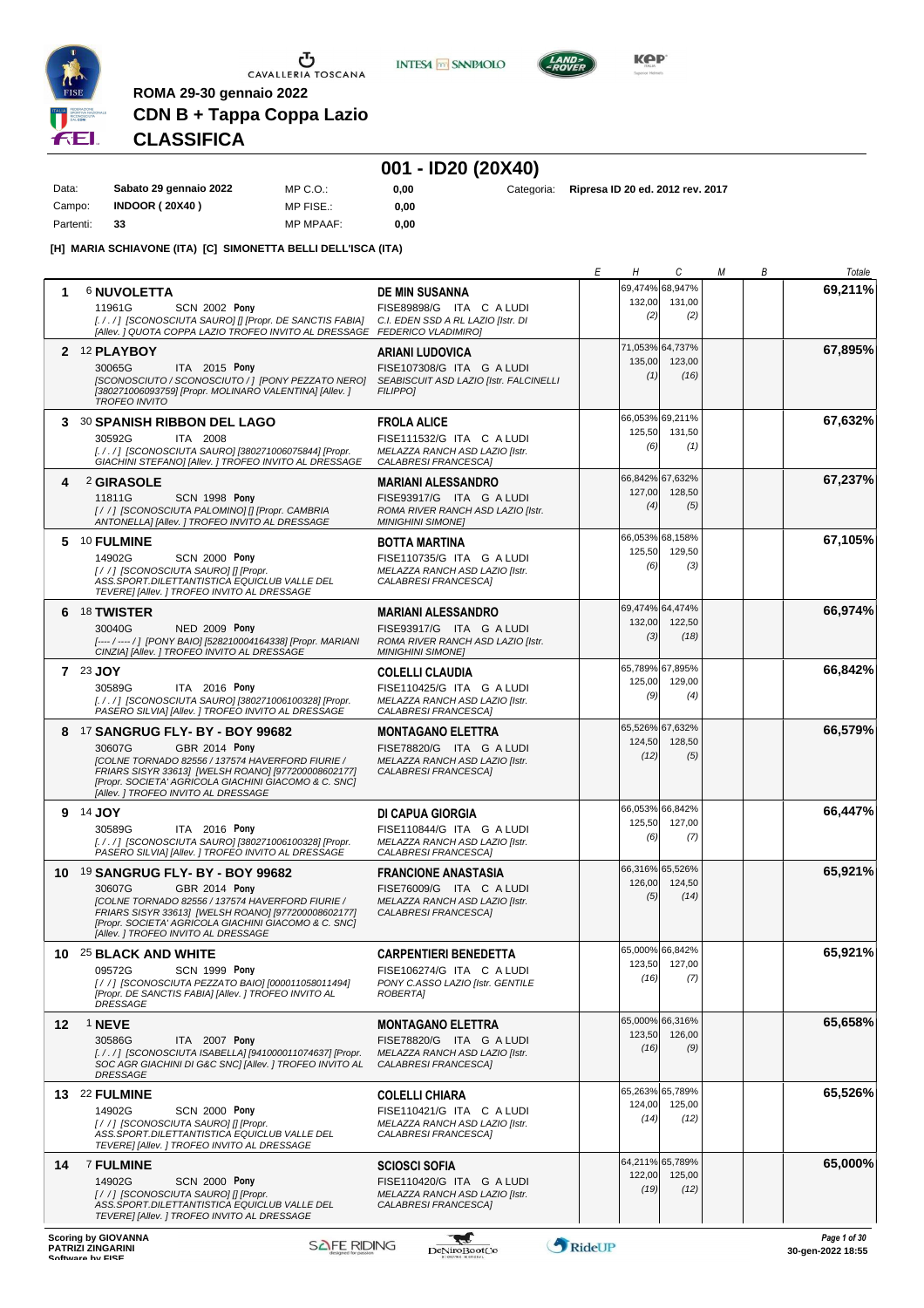ROMA 29-30 gennaio 2022

# CDN B + Tappa Coppa Lazio

## CLASSIFICA

## 001 - ID20 (20X40)

| | | | | | |
|---|---|---|---|---|---|
| Data: | Sabato 29 gennaio 2022 | MP C.O.: | 0,00 | Categoria: | Ripresa ID 20 ed. 2012 rev. 2017 |
| Campo: | INDOOR ( 20X40 ) | MP FISE.: | 0,00 | | |
| Partenti: | 33 | MP MPAAF: | 0,00 | | |

**[H] MARIA SCHIAVONE (ITA) [C] SIMONETTA BELLI DELL'ISCA (ITA)**

| Pos. | Cavallo | Cavaliere | E | H | C | M | B | Totale |
|---|---|---|---|---|---|---|---|---|
| 1 | 6 **NUVOLETTA** 11961G SCN 2002 **Pony** [. / . / ] [SCONOSCIUTA SAURO] [] [Propr. DE SANCTIS FABIA] [Allev. ] QUOTA COPPA LAZIO TROFEO INVITO AL DRESSAGE | **DE MIN SUSANNA** FISE89898/G ITA C A LUDI C.I. EDEN SSD A RL LAZIO [Istr. DI FEDERICO VLADIMIRO] | | 69,474% 132,00 (2) | 68,947% 131,00 (2) | | | **69,211%** |
| 2 | 12 **PLAYBOY** 30065G ITA 2015 **Pony** [SCONOSCIUTO / SCONOSCIUTO / ] [PONY PEZZATO NERO] [380271006093759] [Propr. MOLINARO VALENTINA] [Allev. ] TROFEO INVITO | **ARIANI LUDOVICA** FISE107308/G ITA G A LUDI SEABISCUIT ASD LAZIO [Istr. FALCINELLI FILIPPO] | | 71,053% 135,00 (1) | 64,737% 123,00 (16) | | | **67,895%** |
| 3 | 30 **SPANISH RIBBON DEL LAGO** 30592G ITA 2008 [. / . / ] [SCONOSCIUTA SAURO] [380271006075844] [Propr. GIACHINI STEFANO] [Allev. ] TROFEO INVITO AL DRESSAGE | **FROLA ALICE** FISE111532/G ITA C A LUDI MELAZZA RANCH ASD LAZIO [Istr. CALABRESI FRANCESCA] | | 66,053% 125,50 (6) | 69,211% 131,50 (1) | | | **67,632%** |
| 4 | 2 **GIRASOLE** 11811G SCN 1998 **Pony** [ / / ] [SCONOSCIUTA PALOMINO] [] [Propr. CAMBRIA ANTONELLA] [Allev. ] TROFEO INVITO AL DRESSAGE | **MARIANI ALESSANDRO** FISE93917/G ITA G A LUDI ROMA RIVER RANCH ASD LAZIO [Istr. MINIGHINI SIMONE] | | 66,842% 127,00 (4) | 67,632% 128,50 (5) | | | **67,237%** |
| 5 | 10 **FULMINE** 14902G SCN 2000 **Pony** [ / / ] [SCONOSCIUTA SAURO] [] [Propr. ASS.SPORT.DILETTANTISTICA EQUICLUB VALLE DEL TEVERE] [Allev. ] TROFEO INVITO AL DRESSAGE | **BOTTA MARTINA** FISE110735/G ITA G A LUDI MELAZZA RANCH ASD LAZIO [Istr. CALABRESI FRANCESCA] | | 66,053% 125,50 (6) | 68,158% 129,50 (3) | | | **67,105%** |
| 6 | 18 **TWISTER** 30040G NED 2009 **Pony** [---- / ---- / ] [PONY BAIO] [528210004164338] [Propr. MARIANI CINZIA] [Allev. ] TROFEO INVITO AL DRESSAGE | **MARIANI ALESSANDRO** FISE93917/G ITA G A LUDI ROMA RIVER RANCH ASD LAZIO [Istr. MINIGHINI SIMONE] | | 69,474% 132,00 (3) | 64,474% 122,50 (18) | | | **66,974%** |
| 7 | 23 **JOY** 30589G ITA 2016 **Pony** [. / . / ] [SCONOSCIUTA SAURO] [380271006100328] [Propr. PASERO SILVIA] [Allev. ] TROFEO INVITO AL DRESSAGE | **COLELLI CLAUDIA** FISE110425/G ITA G A LUDI MELAZZA RANCH ASD LAZIO [Istr. CALABRESI FRANCESCA] | | 65,789% 125,00 (9) | 67,895% 129,00 (4) | | | **66,842%** |
| 8 | 17 **SANGRUG FLY- BY - BOY 99682** 30607G GBR 2014 **Pony** [COLNE TORNADO 82556 / 137574 HAVERFORD FIURIE / FRIARS SISYR 33613] [WELSH ROANO] [977200008602177] [Propr. SOCIETA' AGRICOLA GIACHINI GIACOMO & C. SNC] [Allev. ] TROFEO INVITO AL DRESSAGE | **MONTAGANO ELETTRA** FISE78820/G ITA G A LUDI MELAZZA RANCH ASD LAZIO [Istr. CALABRESI FRANCESCA] | | 65,526% 124,50 (12) | 67,632% 128,50 (5) | | | **66,579%** |
| 9 | 14 **JOY** 30589G ITA 2016 **Pony** [. / . / ] [SCONOSCIUTA SAURO] [380271006100328] [Propr. PASERO SILVIA] [Allev. ] TROFEO INVITO AL DRESSAGE | **DI CAPUA GIORGIA** FISE110844/G ITA G A LUDI MELAZZA RANCH ASD LAZIO [Istr. CALABRESI FRANCESCA] | | 66,053% 125,50 (6) | 66,842% 127,00 (7) | | | **66,447%** |
| 10 | 19 **SANGRUG FLY- BY - BOY 99682** 30607G GBR 2014 **Pony** [COLNE TORNADO 82556 / 137574 HAVERFORD FIURIE / FRIARS SISYR 33613] [WELSH ROANO] [977200008602177] [Propr. SOCIETA' AGRICOLA GIACHINI GIACOMO & C. SNC] [Allev. ] TROFEO INVITO AL DRESSAGE | **FRANCIONE ANASTASIA** FISE76009/G ITA C A LUDI MELAZZA RANCH ASD LAZIO [Istr. CALABRESI FRANCESCA] | | 66,316% 126,00 (5) | 65,526% 124,50 (14) | | | **65,921%** |
| 10 | 25 **BLACK AND WHITE** 09572G SCN 1999 **Pony** [ / / ] [SCONOSCIUTA PEZZATO BAIO] [000011058011494] [Propr. DE SANCTIS FABIA] [Allev. ] TROFEO INVITO AL DRESSAGE | **CARPENTIERI BENEDETTA** FISE106274/G ITA C A LUDI PONY C.ASSO LAZIO [Istr. GENTILE ROBERTA] | | 65,000% 123,50 (16) | 66,842% 127,00 (7) | | | **65,921%** |
| 12 | 1 **NEVE** 30586G ITA 2007 **Pony** [. / . / ] [SCONOSCIUTA ISABELLA] [941000011074637] [Propr. SOC AGR GIACHINI DI G&C SNC] [Allev. ] TROFEO INVITO AL DRESSAGE | **MONTAGANO ELETTRA** FISE78820/G ITA G A LUDI MELAZZA RANCH ASD LAZIO [Istr. CALABRESI FRANCESCA] | | 65,000% 123,50 (16) | 66,316% 126,00 (9) | | | **65,658%** |
| 13 | 22 **FULMINE** 14902G SCN 2000 **Pony** [ / / ] [SCONOSCIUTA SAURO] [] [Propr. ASS.SPORT.DILETTANTISTICA EQUICLUB VALLE DEL TEVERE] [Allev. ] TROFEO INVITO AL DRESSAGE | **COLELLI CHIARA** FISE110421/G ITA C A LUDI MELAZZA RANCH ASD LAZIO [Istr. CALABRESI FRANCESCA] | | 65,263% 124,00 (14) | 65,789% 125,00 (12) | | | **65,526%** |
| 14 | 7 **FULMINE** 14902G SCN 2000 **Pony** [ / / ] [SCONOSCIUTA SAURO] [] [Propr. ASS.SPORT.DILETTANTISTICA EQUICLUB VALLE DEL TEVERE] [Allev. ] TROFEO INVITO AL DRESSAGE | **SCIOSCI SOFIA** FISE110420/G ITA G A LUDI MELAZZA RANCH ASD LAZIO [Istr. CALABRESI FRANCESCA] | | 64,211% 122,00 (19) | 65,789% 125,00 (12) | | | **65,000%** |

Scoring by GIOVANNA PATRIZI ZINGARINI
Software by FISE

30-gen-2022 18:55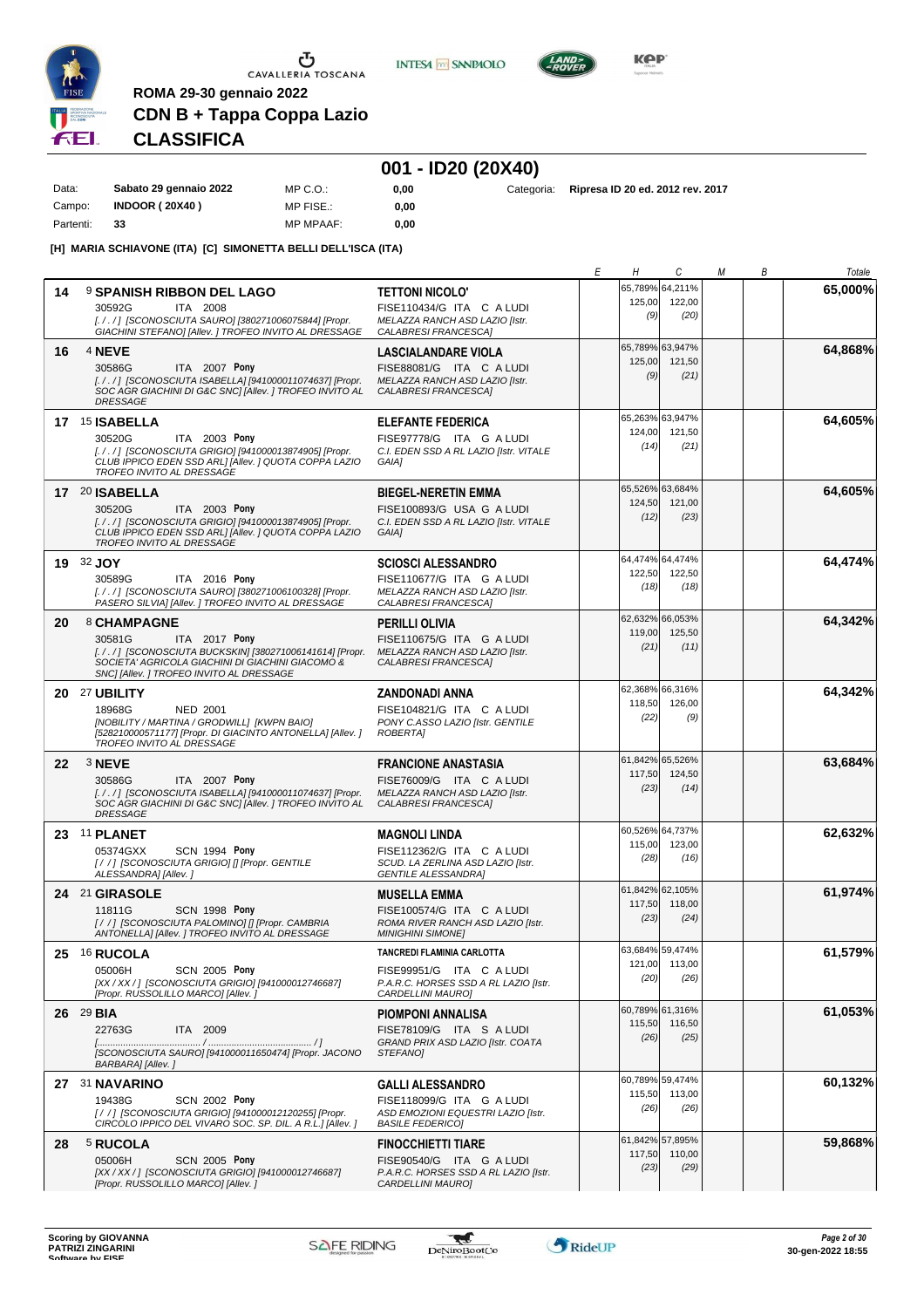**ROMA 29-30 gennaio 2022**

**CDN B + Tappa Coppa Lazio**

**CLASSIFICA**

## 001 - ID20 (20X40)

| | | | | | |
|---|---|---|---|---|---|
| Data: | **Sabato 29 gennaio 2022** | MP C.O.: | **0,00** | Categoria: | **Ripresa ID 20 ed. 2012 rev. 2017** |
| Campo: | **INDOOR ( 20X40 )** | MP FISE.: | **0,00** | | |
| Partenti: | **33** | MP MPAAF: | **0,00** | | |

**[H] MARIA SCHIAVONE (ITA) [C] SIMONETTA BELLI DELL'ISCA (ITA)**

| Pos | Cavallo | Cavaliere | E | H | C | M | B | Totale |
|---|---|---|---|---|---|---|---|---|
| **14** | 9 **SPANISH RIBBON DEL LAGO** 30592G ITA 2008 *[. / . / ] [SCONOSCIUTA SAURO] [380271006075844] [Propr. GIACHINI STEFANO] [Allev. ] TROFEO INVITO AL DRESSAGE* | **TETTONI NICOLO'** FISE110434/G ITA C A LUDI *MELAZZA RANCH ASD LAZIO [Istr. CALABRESI FRANCESCA]* | | 65,789% 125,00 (9) | 64,211% 122,00 (20) | | | **65,000%** |
| **16** | 4 **NEVE** 30586G ITA 2007 **Pony** *[. / . / ] [SCONOSCIUTA ISABELLA] [941000011074637] [Propr. SOC AGR GIACHINI DI G&C SNC] [Allev. ] TROFEO INVITO AL DRESSAGE* | **LASCIALANDARE VIOLA** FISE88081/G ITA C A LUDI *MELAZZA RANCH ASD LAZIO [Istr. CALABRESI FRANCESCA]* | | 65,789% 125,00 (9) | 63,947% 121,50 (21) | | | **64,868%** |
| **17** | 15 **ISABELLA** 30520G ITA 2003 **Pony** *[. / . / ] [SCONOSCIUTA GRIGIO] [941000013874905] [Propr. CLUB IPPICO EDEN SSD ARL] [Allev. ] QUOTA COPPA LAZIO TROFEO INVITO AL DRESSAGE* | **ELEFANTE FEDERICA** FISE97778/G ITA G A LUDI *C.I. EDEN SSD A RL LAZIO [Istr. VITALE GAIA]* | | 65,263% 124,00 (14) | 63,947% 121,50 (21) | | | **64,605%** |
| **17** | 20 **ISABELLA** 30520G ITA 2003 **Pony** *[. / . / ] [SCONOSCIUTA GRIGIO] [941000013874905] [Propr. CLUB IPPICO EDEN SSD ARL] [Allev. ] QUOTA COPPA LAZIO TROFEO INVITO AL DRESSAGE* | **BIEGEL-NERETIN EMMA** FISE100893/G USA G A LUDI *C.I. EDEN SSD A RL LAZIO [Istr. VITALE GAIA]* | | 65,526% 124,50 (12) | 63,684% 121,00 (23) | | | **64,605%** |
| **19** | 32 **JOY** 30589G ITA 2016 **Pony** *[. / . / ] [SCONOSCIUTA SAURO] [380271006100328] [Propr. PASERO SILVIA] [Allev. ] TROFEO INVITO AL DRESSAGE* | **SCIOSCI ALESSANDRO** FISE110677/G ITA G A LUDI *MELAZZA RANCH ASD LAZIO [Istr. CALABRESI FRANCESCA]* | | 64,474% 122,50 (18) | 64,474% 122,50 (18) | | | **64,474%** |
| **20** | 8 **CHAMPAGNE** 30581G ITA 2017 **Pony** *[. / . / ] [SCONOSCIUTA BUCKSKIN] [380271006141614] [Propr. SOCIETA' AGRICOLA GIACHINI DI GIACHINI GIACOMO & SNC] [Allev. ] TROFEO INVITO AL DRESSAGE* | **PERILLI OLIVIA** FISE110675/G ITA G A LUDI *MELAZZA RANCH ASD LAZIO [Istr. CALABRESI FRANCESCA]* | | 62,632% 119,00 (21) | 66,053% 125,50 (11) | | | **64,342%** |
| **20** | 27 **UBILITY** 18968G NED 2001 *[NOBILITY / MARTINA / GRODWILL] [KWPN BAIO] [528210000571177] [Propr. DI GIACINTO ANTONELLA] [Allev. ] TROFEO INVITO AL DRESSAGE* | **ZANDONADI ANNA** FISE104821/G ITA C A LUDI *PONY C.ASSO LAZIO [Istr. GENTILE ROBERTA]* | | 62,368% 118,50 (22) | 66,316% 126,00 (9) | | | **64,342%** |
| **22** | 3 **NEVE** 30586G ITA 2007 **Pony** *[. / . / ] [SCONOSCIUTA ISABELLA] [941000011074637] [Propr. SOC AGR GIACHINI DI G&C SNC] [Allev. ] TROFEO INVITO AL DRESSAGE* | **FRANCIONE ANASTASIA** FISE76009/G ITA C A LUDI *MELAZZA RANCH ASD LAZIO [Istr. CALABRESI FRANCESCA]* | | 61,842% 117,50 (23) | 65,526% 124,50 (14) | | | **63,684%** |
| **23** | 11 **PLANET** 05374GXX SCN 1994 **Pony** *[ / / ] [SCONOSCIUTA GRIGIO] [] [Propr. GENTILE ALESSANDRA] [Allev. ]* | **MAGNOLI LINDA** FISE112362/G ITA C A LUDI *SCUD. LA ZERLINA ASD LAZIO [Istr. GENTILE ALESSANDRA]* | | 60,526% 115,00 (28) | 64,737% 123,00 (16) | | | **62,632%** |
| **24** | 21 **GIRASOLE** 11811G SCN 1998 **Pony** *[ / / ] [SCONOSCIUTA PALOMINO] [] [Propr. CAMBRIA ANTONELLA] [Allev. ] TROFEO INVITO AL DRESSAGE* | **MUSELLA EMMA** FISE100574/G ITA C A LUDI *ROMA RIVER RANCH ASD LAZIO [Istr. MINIGHINI SIMONE]* | | 61,842% 117,50 (23) | 62,105% 118,00 (24) | | | **61,974%** |
| **25** | 16 **RUCOLA** 05006H SCN 2005 **Pony** *[XX / XX / ] [SCONOSCIUTA GRIGIO] [941000012746687] [Propr. RUSSOLILLO MARCO] [Allev. ]* | **TANCREDI FLAMINIA CARLOTTA** FISE99951/G ITA C A LUDI *P.A.R.C. HORSES SSD A RL LAZIO [Istr. CARDELLINI MAURO]* | | 63,684% 121,00 (20) | 59,474% 113,00 (26) | | | **61,579%** |
| **26** | 29 **BIA** 22763G ITA 2009 *[....................................... / ....................................... / ] [SCONOSCIUTA SAURO] [941000011650474] [Propr. JACONO BARBARA] [Allev. ]* | **PIOMPONI ANNALISA** FISE78109/G ITA S A LUDI *GRAND PRIX ASD LAZIO [Istr. COATA STEFANO]* | | 60,789% 115,50 (26) | 61,316% 116,50 (25) | | | **61,053%** |
| **27** | 31 **NAVARINO** 19438G SCN 2002 **Pony** *[ / / ] [SCONOSCIUTA GRIGIO] [941000012120255] [Propr. CIRCOLO IPPICO DEL VIVARO SOC. SP. DIL. A R.L.] [Allev. ]* | **GALLI ALESSANDRO** FISE118099/G ITA G A LUDI *ASD EMOZIONI EQUESTRI LAZIO [Istr. BASILE FEDERICO]* | | 60,789% 115,50 (26) | 59,474% 113,00 (26) | | | **60,132%** |
| **28** | 5 **RUCOLA** 05006H SCN 2005 **Pony** *[XX / XX / ] [SCONOSCIUTA GRIGIO] [941000012746687] [Propr. RUSSOLILLO MARCO] [Allev. ]* | **FINOCCHIETTI TIARE** FISE90540/G ITA G A LUDI *P.A.R.C. HORSES SSD A RL LAZIO [Istr. CARDELLINI MAURO]* | | 61,842% 117,50 (23) | 57,895% 110,00 (29) | | | **59,868%** |

**Scoring by GIOVANNA PATRIZI ZINGARINI**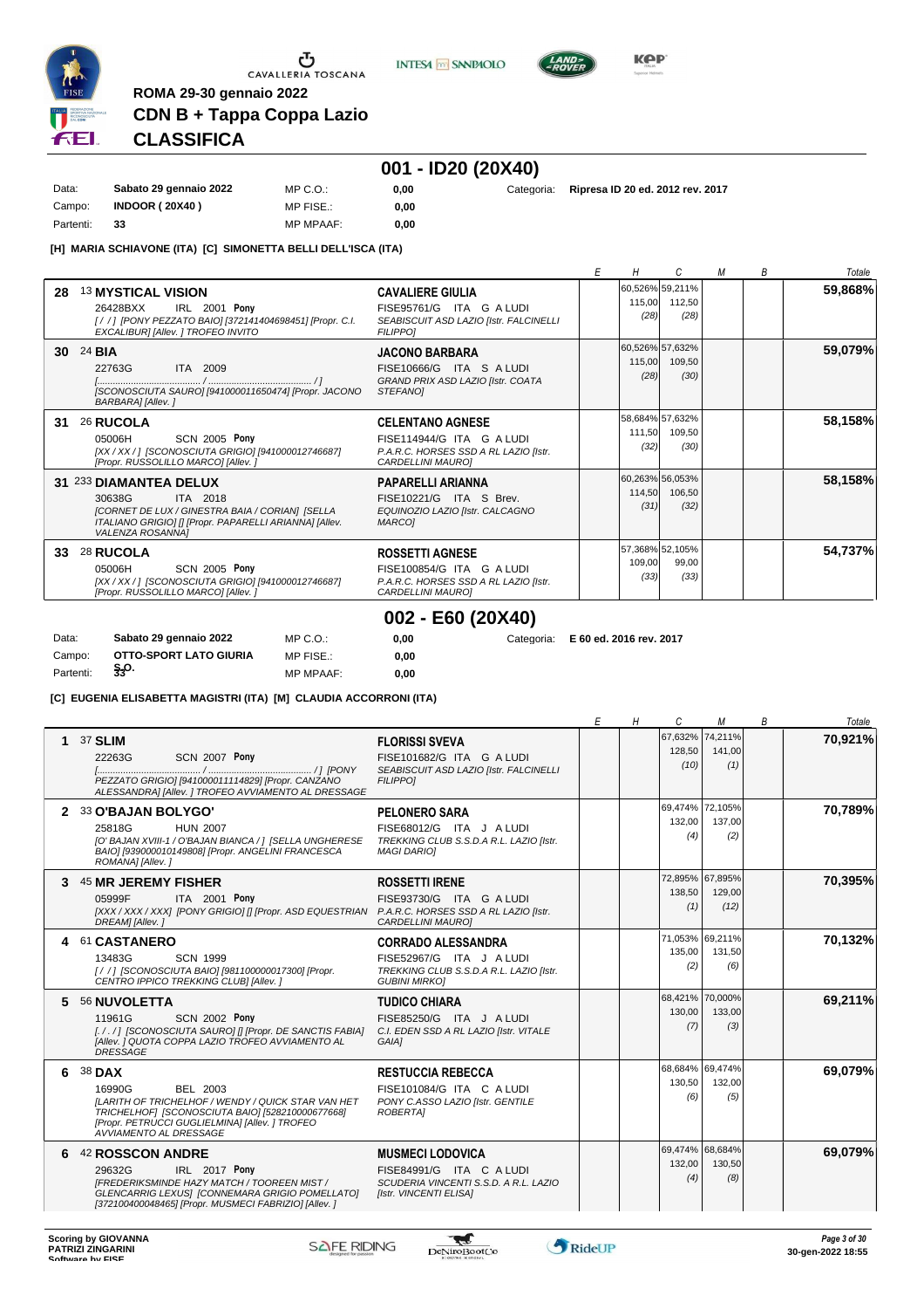ROMA 29-30 gennaio 2022

# CDN B + Tappa Coppa Lazio

## CLASSIFICA

## 001 - ID20 (20X40)

| | | | | | |
|---|---|---|---|---|---|
| Data: | Sabato 29 gennaio 2022 | MP C.O.: | 0,00 | Categoria: | Ripresa ID 20 ed. 2012 rev. 2017 |
| Campo: | INDOOR ( 20X40 ) | MP FISE.: | 0,00 | | |
| Partenti: | 33 | MP MPAAF: | 0,00 | | |

**[H] MARIA SCHIAVONE (ITA) [C] SIMONETTA BELLI DELL'ISCA (ITA)**

| | Cavallo | Cavaliere | E | H | C | M | B | Totale |
|---|---|---|---|---|---|---|---|---|
| 28 | 13 **MYSTICAL VISION** 26428BXX IRL 2001 **Pony** [ / / ] [PONY PEZZATO BAIO] [372141404698451] [Propr. C.I. EXCALIBUR] [Allev. ] TROFEO INVITO | **CAVALIERE GIULIA** FISE95761/G ITA G A LUDI SEABISCUIT ASD LAZIO [Istr. FALCINELLI FILIPPO] | | 60,526% 115,00 (28) | 59,211% 112,50 (28) | | | **59,868%** |
| 30 | 24 **BIA** 22763G ITA 2009 [......................................... / ......................................... / ] [SCONOSCIUTA SAURO] [941000011650474] [Propr. JACONO BARBARA] [Allev. ] | **JACONO BARBARA** FISE10666/G ITA S A LUDI GRAND PRIX ASD LAZIO [Istr. COATA STEFANO] | | 60,526% 115,00 (28) | 57,632% 109,50 (30) | | | **59,079%** |
| 31 | 26 **RUCOLA** 05006H SCN 2005 **Pony** [XX / XX / ] [SCONOSCIUTA GRIGIO] [941000012746687] [Propr. RUSSOLILLO MARCO] [Allev. ] | **CELENTANO AGNESE** FISE114944/G ITA G A LUDI P.A.R.C. HORSES SSD A RL LAZIO [Istr. CARDELLINI MAURO] | | 58,684% 111,50 (32) | 57,632% 109,50 (30) | | | **58,158%** |
| 31 | 233 **DIAMANTEA DELUX** 30638G ITA 2018 [CORNET DE LUX / GINESTRA BAIA / CORIAN] [SELLA ITALIANO GRIGIO] [] [Propr. PAPARELLI ARIANNA] [Allev. VALENZA ROSANNA] | **PAPARELLI ARIANNA** FISE10221/G ITA S Brev. EQUINOZIO LAZIO [Istr. CALCAGNO MARCO] | | 60,263% 114,50 (31) | 56,053% 106,50 (32) | | | **58,158%** |
| 33 | 28 **RUCOLA** 05006H SCN 2005 **Pony** [XX / XX / ] [SCONOSCIUTA GRIGIO] [941000012746687] [Propr. RUSSOLILLO MARCO] [Allev. ] | **ROSSETTI AGNESE** FISE100854/G ITA J A LUDI P.A.R.C. HORSES SSD A RL LAZIO [Istr. CARDELLINI MAURO] | | 57,368% 109,00 (33) | 52,105% 99,00 (33) | | | **54,737%** |

## 002 - E60 (20X40)

| | | | | | |
|---|---|---|---|---|---|
| Data: | Sabato 29 gennaio 2022 | MP C.O.: | 0,00 | Categoria: | E 60 ed. 2016 rev. 2017 |
| Campo: | OTTO-SPORT LATO GIURIA | MP FISE.: | 0,00 | | |
| Partenti: | 33 S.O. | MP MPAAF: | 0,00 | | |

**[C] EUGENIA ELISABETTA MAGISTRI (ITA) [M] CLAUDIA ACCORRONI (ITA)**

| | Cavallo | Cavaliere | E | H | C | M | B | Totale |
|---|---|---|---|---|---|---|---|---|
| 1 | 37 **SLIM** 22263G SCN 2007 **Pony** [......................................... / ......................................... / ] [PONY PEZZATO GRIGIO] [941000011114829] [Propr. CANZANO ALESSANDRA] [Allev. ] TROFEO AVVIAMENTO AL DRESSAGE | **FLORISSI SVEVA** FISE101682/G ITA G A LUDI SEABISCUIT ASD LAZIO [Istr. FALCINELLI FILIPPO] | | | 67,632% 128,50 (10) | 74,211% 141,00 (1) | | **70,921%** |
| 2 | 33 **O'BAJAN BOLYGO'** 25818G HUN 2007 [O' BAJAN XVIII-1 / O'BAJAN BIANCA / ] [SELLA UNGHERESE BAIO] [939000010149808] [Propr. ANGELINI FRANCESCA ROMANA] [Allev. ] | **PELONERO SARA** FISE68012/G ITA J A LUDI TREKKING CLUB S.S.D.A R.L. LAZIO [Istr. MAGI DARIO] | | | 69,474% 132,00 (4) | 72,105% 137,00 (2) | | **70,789%** |
| 3 | 45 **MR JEREMY FISHER** 05999F ITA 2001 **Pony** [XXX / XXX / XXX] [PONY GRIGIO] [] [Propr. ASD EQUESTRIAN DREAM] [Allev. ] | **ROSSETTI IRENE** FISE93730/G ITA G A LUDI P.A.R.C. HORSES SSD A RL LAZIO [Istr. CARDELLINI MAURO] | | | 72,895% 138,50 (1) | 67,895% 129,00 (12) | | **70,395%** |
| 4 | 61 **CASTANERO** 13483G SCN 1999 [ / / ] [SCONOSCIUTA BAIO] [981100000017300] [Propr. CENTRO IPPICO TREKKING CLUB] [Allev. ] | **CORRADO ALESSANDRA** FISE52967/G ITA J A LUDI TREKKING CLUB S.S.D.A R.L. LAZIO [Istr. GUBINI MIRKO] | | | 71,053% 135,00 (2) | 69,211% 131,50 (6) | | **70,132%** |
| 5 | 56 **NUVOLETTA** 11961G SCN 2002 **Pony** [. / . / ] [SCONOSCIUTA SAURO] [] [Propr. DE SANCTIS FABIA] [Allev. ] QUOTA COPPA LAZIO TROFEO AVVIAMENTO AL DRESSAGE | **TUDICO CHIARA** FISE85250/G ITA J A LUDI C.I. EDEN SSD A RL LAZIO [Istr. VITALE GAIA] | | | 68,421% 130,00 (7) | 70,000% 133,00 (3) | | **69,211%** |
| 6 | 38 **DAX** 16990G BEL 2003 [LARIT OF TRICHELHOF / WENDY / QUICK STAR VAN HET TRICHELHOF] [SCONOSCIUTA BAIO] [528210000677668] [Propr. PETRUCCI GUGLIELMINA] [Allev. ] TROFEO AVVIAMENTO AL DRESSAGE | **RESTUCCIA REBECCA** FISE101084/G ITA C A LUDI PONY C.ASSO LAZIO [Istr. GENTILE ROBERTA] | | | 68,684% 130,50 (6) | 69,474% 132,00 (5) | | **69,079%** |
| 6 | 42 **ROSSCON ANDRE** 29632G IRL 2017 **Pony** [FREDERIKSMINDE HAZY MATCH / TOOREEN MIST / GLENCARRIG LEXUS] [CONNEMARA GRIGIO POMELLATO] [372100400048465] [Propr. MUSMECI FABRIZIO] [Allev. ] | **MUSMECI LODOVICA** FISE84991/G ITA C A LUDI SCUDERIA VINCENTI S.S.D. A R.L. LAZIO [Istr. VINCENTI ELISA] | | | 69,474% 132,00 (4) | 68,684% 130,50 (8) | | **69,079%** |

Scoring by GIOVANNA PATRIZI ZINGARINI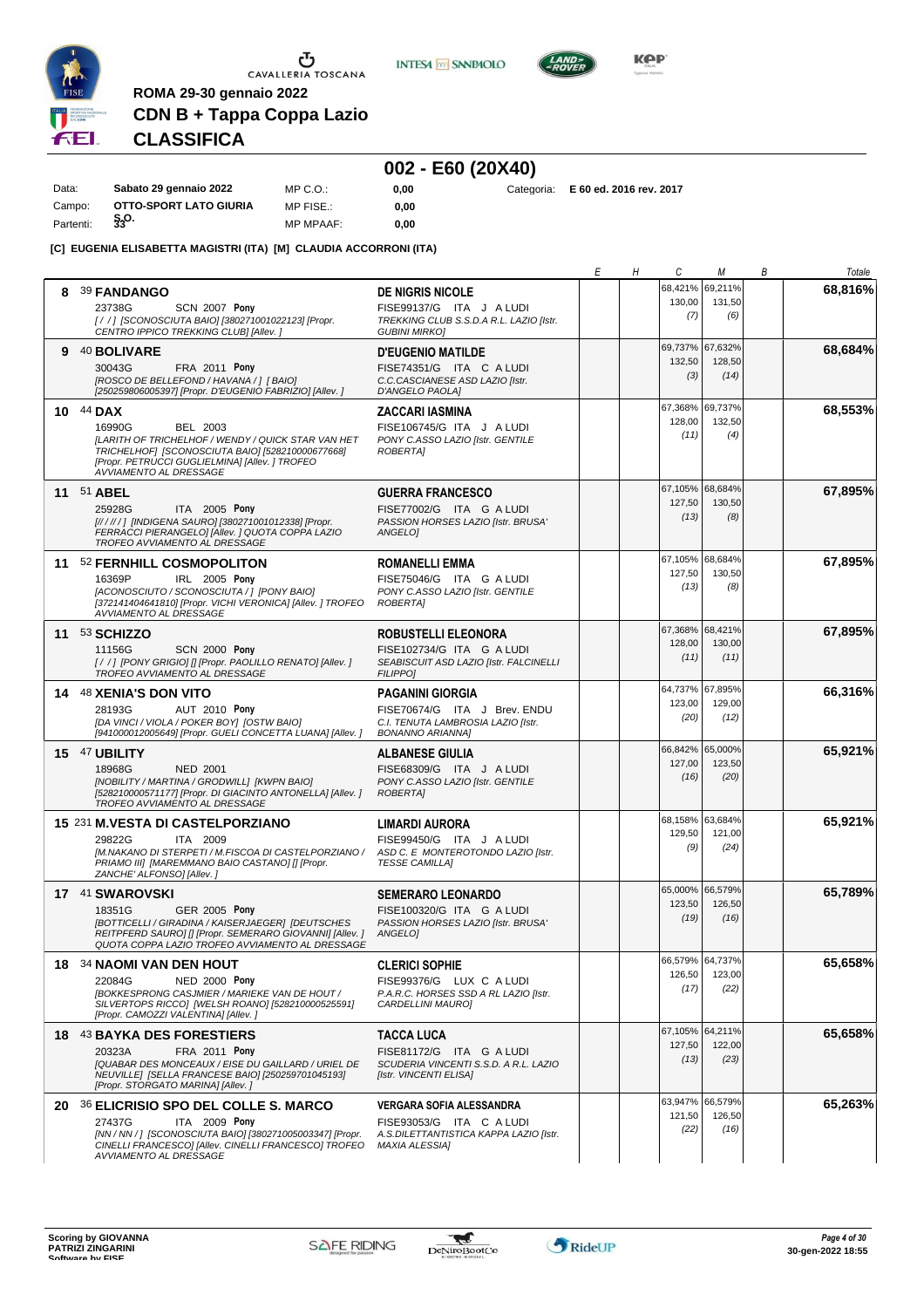ROMA 29-30 gennaio 2022

**CDN B + Tappa Coppa Lazio**

## CLASSIFICA

### 002 - E60 (20X40)

| | | | | | |
|---|---|---|---|---|---|
| Data: | Sabato 29 gennaio 2022 | MP C.O.: | 0,00 | Categoria: | E 60 ed. 2016 rev. 2017 |
| Campo: | OTTO-SPORT LATO GIURIA | MP FISE.: | 0,00 | | |
| Partenti: | 33 | MP MPAAF: | 0,00 | | |

**[C] EUGENIA ELISABETTA MAGISTRI (ITA) [M] CLAUDIA ACCORRONI (ITA)**

| Pos | Cavallo | Cavaliere | E | H | C | M | B | Totale |
|---|---|---|---|---|---|---|---|---|
| 8 | 39 **FANDANGO** 23738G SCN 2007 **Pony** *[/ / ] [SCONOSCIUTA BAIO] [380271001022123] [Propr. CENTRO IPPICO TREKKING CLUB] [Allev. ]* | **DE NIGRIS NICOLE** FISE99137/G ITA J A LUDI *TREKKING CLUB S.S.D.A R.L. LAZIO [Istr. GUBINI MIRKO]* | | | 68,421% 130,00 (7) | 69,211% 131,50 (6) | | **68,816%** |
| 9 | 40 **BOLIVARE** 30043G FRA 2011 **Pony** *[ROSCO DE BELLEFOND / HAVANA / ] [ BAIO] [250259806005397] [Propr. D'EUGENIO FABRIZIO] [Allev. ]* | **D'EUGENIO MATILDE** FISE74351/G ITA C A LUDI *C.C.CASCIANESE ASD LAZIO [Istr. D'ANGELO PAOLA]* | | | 69,737% 132,50 (3) | 67,632% 128,50 (14) | | **68,684%** |
| 10 | 44 **DAX** 16990G BEL 2003 *[LARITH OF TRICHELHOF / WENDY / QUICK STAR VAN HET TRICHELHOF] [SCONOSCIUTA BAIO] [528210000677668] [Propr. PETRUCCI GUGLIELMINA] [Allev. ] TROFEO AVVIAMENTO AL DRESSAGE* | **ZACCARI IASMINA** FISE106745/G ITA J A LUDI *PONY C.ASSO LAZIO [Istr. GENTILE ROBERTA]* | | | 67,368% 128,00 (11) | 69,737% 132,50 (4) | | **68,553%** |
| 11 | 51 **ABEL** 25928G ITA 2005 **Pony** *[// / // / ] [INDIGENA SAURO] [380271001012338] [Propr. FERRACCI PIERANGELO] [Allev. ] QUOTA COPPA LAZIO TROFEO AVVIAMENTO AL DRESSAGE* | **GUERRA FRANCESCO** FISE77002/G ITA G A LUDI *PASSION HORSES LAZIO [Istr. BRUSA' ANGELO]* | | | 67,105% 127,50 (13) | 68,684% 130,50 (8) | | **67,895%** |
| 11 | 52 **FERNHILL COSMOPOLITON** 16369P IRL 2005 **Pony** *[ACONOSCIUTO / SCONOSCIUTA / ] [PONY BAIO] [372141404641810] [Propr. VICHI VERONICA] [Allev. ] TROFEO AVVIAMENTO AL DRESSAGE* | **ROMANELLI EMMA** FISE75046/G ITA G A LUDI *PONY C.ASSO LAZIO [Istr. GENTILE ROBERTA]* | | | 67,105% 127,50 (13) | 68,684% 130,50 (8) | | **67,895%** |
| 11 | 53 **SCHIZZO** 11156G SCN 2000 **Pony** *[/ / ] [PONY GRIGIO] [] [Propr. PAOLILLO RENATO] [Allev. ] TROFEO AVVIAMENTO AL DRESSAGE* | **ROBUSTELLI ELEONORA** FISE102734/G ITA G A LUDI *SEABISCUIT ASD LAZIO [Istr. FALCINELLI FILIPPO]* | | | 67,368% 128,00 (11) | 68,421% 130,00 (11) | | **67,895%** |
| 14 | 48 **XENIA'S DON VITO** 28193G AUT 2010 **Pony** *[DA VINCI / VIOLA / POKER BOY] [OSTW BAIO] [941000012005649] [Propr. GUELI CONCETTA LUANA] [Allev. ]* | **PAGANINI GIORGIA** FISE70674/G ITA J Brev. ENDU *C.I. TENUTA LAMBROSIA LAZIO [Istr. BONANNO ARIANNA]* | | | 64,737% 123,00 (20) | 67,895% 129,00 (12) | | **66,316%** |
| 15 | 47 **UBILITY** 18968G NED 2001 *[NOBILITY / MARTINA / GRODWILL] [KWPN BAIO] [528210000571177] [Propr. DI GIACINTO ANTONELLA] [Allev. ] TROFEO AVVIAMENTO AL DRESSAGE* | **ALBANESE GIULIA** FISE68309/G ITA J A LUDI *PONY C.ASSO LAZIO [Istr. GENTILE ROBERTA]* | | | 66,842% 127,00 (16) | 65,000% 123,50 (20) | | **65,921%** |
| 15 | 231 **M.VESTA DI CASTELPORZIANO** 29822G ITA 2009 *[M.NAKANO DI STERPETI / M.FISCOA DI CASTELPORZIANO / PRIAMO III] [MAREMMANO BAIO CASTANO] [] [Propr. ZANCHE' ALFONSO] [Allev. ]* | **LIMARDI AURORA** FISE99450/G ITA J A LUDI *ASD C. E MONTEROTONDO LAZIO [Istr. TESSE CAMILLA]* | | | 68,158% 129,50 (9) | 63,684% 121,00 (24) | | **65,921%** |
| 17 | 41 **SWAROVSKI** 18351G GER 2005 **Pony** *[BOTTICELLI / GIRADINA / KAISERJAEGER] [DEUTSCHES REITPFERD SAURO] [] [Propr. SEMERARO GIOVANNI] [Allev. ] QUOTA COPPA LAZIO TROFEO AVVIAMENTO AL DRESSAGE* | **SEMERARO LEONARDO** FISE100320/G ITA C A LUDI *PASSION HORSES LAZIO [Istr. BRUSA' ANGELO]* | | | 65,000% 123,50 (19) | 66,579% 126,50 (16) | | **65,789%** |
| 18 | 34 **NAOMI VAN DEN HOUT** 22084G NED 2000 **Pony** *[BOKKESPRONG CASJMIER / MARIEKE VAN DE HOUT / SILVERTOPS RICCO] [WELSH ROANO] [528210000525591] [Propr. CAMOZZI VALENTINA] [Allev. ]* | **CLERICI SOPHIE** FISE99376/G LUX C A LUDI *P.A.R.C. HORSES SSD A RL LAZIO [Istr. CARDELLINI MAURO]* | | | 66,579% 126,50 (17) | 64,737% 123,00 (22) | | **65,658%** |
| 18 | 43 **BAYKA DES FORESTIERS** 20323A FRA 2011 **Pony** *[QUABAR DES MONCEAUX / EISE DU GAILLARD / URIEL DE NEUVILLE] [SELLA FRANCESE BAIO] [250259701045193] [Propr. STORGATO MARINA] [Allev. ]* | **TACCA LUCA** FISE81172/G ITA G A LUDI *SCUDERIA VINCENTI S.S.D. A R.L. LAZIO [Istr. VINCENTI ELISA]* | | | 67,105% 127,50 (13) | 64,211% 122,00 (23) | | **65,658%** |
| 20 | 36 **ELICRISIO SPO DEL COLLE S. MARCO** 27437G ITA 2009 **Pony** *[NN / NN / ] [SCONOSCIUTA BAIO] [380271005003347] [Propr. CINELLI FRANCESCO] [Allev. CINELLI FRANCESCO] TROFEO AVVIAMENTO AL DRESSAGE* | **VERGARA SOFIA ALESSANDRA** FISE93053/G ITA C A LUDI *A.S.DILETTANTISTICA KAPPA LAZIO [Istr. MAXIA ALESSIA]* | | | 63,947% 121,50 (22) | 66,579% 126,50 (16) | | **65,263%** |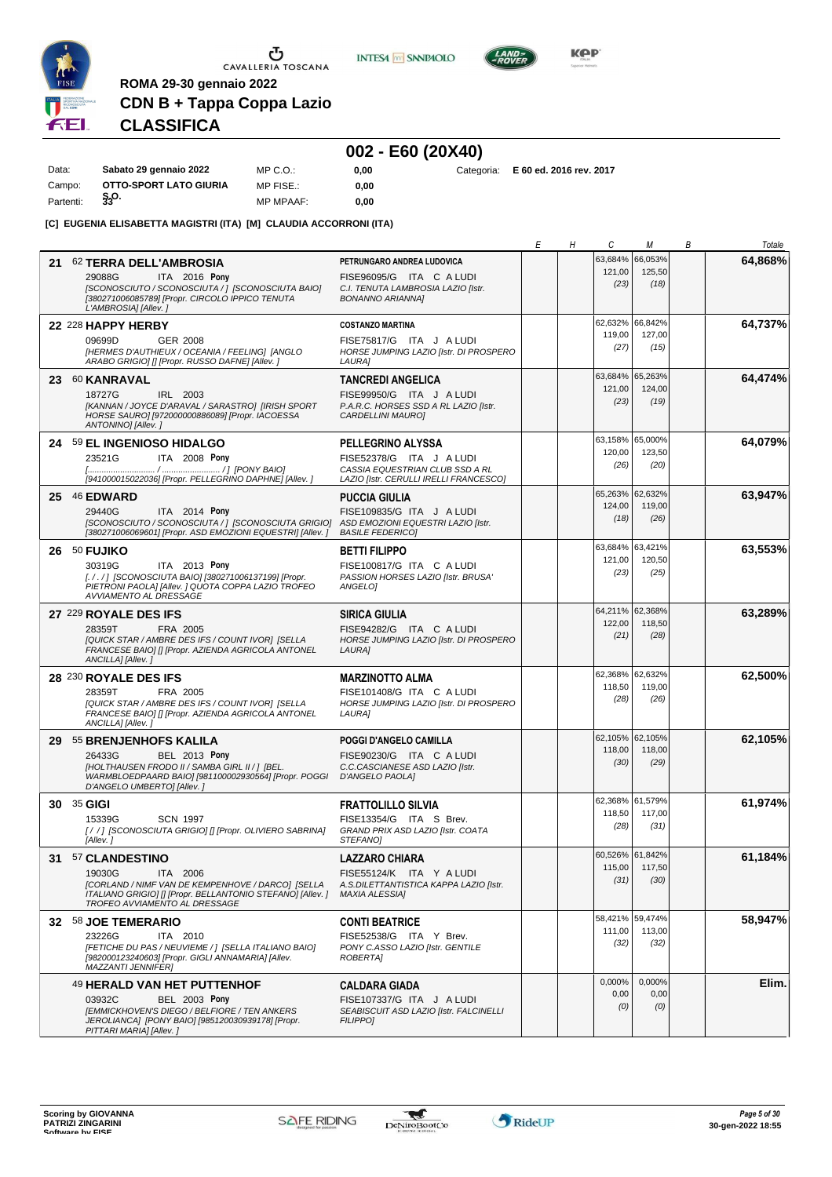ROMA 29-30 gennaio 2022

**CDN B + Tappa Coppa Lazio**

**CLASSIFICA**

## 002 - E60 (20X40)

| | | | | | |
|---|---|---|---|---|---|
| Data: | **Sabato 29 gennaio 2022** | MP C.O.: | **0,00** | Categoria: | **E 60 ed. 2016 rev. 2017** |
| Campo: | **OTTO-SPORT LATO GIURIA** | MP FISE.: | **0,00** | | |
| Partenti: | **33** | MP MPAAF: | **0,00** | | |

**[C] EUGENIA ELISABETTA MAGISTRI (ITA) [M] CLAUDIA ACCORRONI (ITA)**

| | Cavallo | Cavaliere | E | H | C | M | B | Totale |
|---|---|---|---|---|---|---|---|---|
| 21 | 62 **TERRA DELL'AMBROSIA** 29088G ITA 2016 **Pony** *[SCONOSCIUTO / SCONOSCIUTA / ] [SCONOSCIUTA BAIO] [380271006085789] [Propr. CIRCOLO IPPICO TENUTA L'AMBROSIA] [Allev. ]* | **PETRUNGARO ANDREA LUDOVICA** FISE96095/G ITA C A LUDI *C.I. TENUTA LAMBROSIA LAZIO [Istr. BONANNO ARIANNA]* | | | 63,684% 121,00 (23) | 66,053% 125,50 (18) | | **64,868%** |
| 22 | 228 **HAPPY HERBY** 09699D GER 2008 *[HERMES D'AUTHIEUX / OCEANIA / FEELING] [ANGLO ARABO GRIGIO] [] [Propr. RUSSO DAFNE] [Allev. ]* | **COSTANZO MARTINA** FISE75817/G ITA J A LUDI *HORSE JUMPING LAZIO [Istr. DI PROSPERO LAURA]* | | | 62,632% 119,00 (27) | 66,842% 127,00 (15) | | **64,737%** |
| 23 | 60 **KANRAVAL** 18727G IRL 2003 *[KANNAN / JOYCE D'ARAVAL / SARASTRO] [IRISH SPORT HORSE SAURO] [972000000886089] [Propr. IACOESSA ANTONINO] [Allev. ]* | **TANCREDI ANGELICA** FISE99950/G ITA J A LUDI *P.A.R.C. HORSES SSD A RL LAZIO [Istr. CARDELLINI MAURO]* | | | 63,684% 121,00 (23) | 65,263% 124,00 (19) | | **64,474%** |
| 24 | 59 **EL INGENIOSO HIDALGO** 23521G ITA 2008 **Pony** *[............................ / ......................... / ] [PONY BAIO] [941000015022036] [Propr. PELLEGRINO DAPHNE] [Allev. ]* | **PELLEGRINO ALYSSA** FISE52378/G ITA J A LUDI *CASSIA EQUESTRIAN CLUB SSD A RL LAZIO [Istr. CERULLI IRELLI FRANCESCO]* | | | 63,158% 120,00 (26) | 65,000% 123,50 (20) | | **64,079%** |
| 25 | 46 **EDWARD** 29440G ITA 2014 **Pony** *[SCONOSCIUTO / SCONOSCIUTA / ] [SCONOSCIUTA GRIGIO] [380271006069601] [Propr. ASD EMOZIONI EQUESTRI] [Allev. ]* | **PUCCIA GIULIA** FISE109835/G ITA J A LUDI *ASD EMOZIONI EQUESTRI LAZIO [Istr. BASILE FEDERICO]* | | | 65,263% 124,00 (18) | 62,632% 119,00 (26) | | **63,947%** |
| 26 | 50 **FUJIKO** 30319G ITA 2013 **Pony** *[. / . / ] [SCONOSCIUTA BAIO] [380271006137199] [Propr. PIETRONI PAOLA] [Allev. ] QUOTA COPPA LAZIO TROFEO AVVIAMENTO AL DRESSAGE* | **BETTI FILIPPO** FISE100817/G ITA C A LUDI *PASSION HORSES LAZIO [Istr. BRUSA' ANGELO]* | | | 63,684% 121,00 (23) | 63,421% 120,50 (25) | | **63,553%** |
| 27 | 229 **ROYALE DES IFS** 28359T FRA 2005 *[QUICK STAR / AMBRE DES IFS / COUNT IVOR] [SELLA FRANCESE BAIO] [] [Propr. AZIENDA AGRICOLA ANTONEL ANCILLA] [Allev. ]* | **SIRICA GIULIA** FISE94282/G ITA C A LUDI *HORSE JUMPING LAZIO [Istr. DI PROSPERO LAURA]* | | | 64,211% 122,00 (21) | 62,368% 118,50 (28) | | **63,289%** |
| 28 | 230 **ROYALE DES IFS** 28359T FRA 2005 *[QUICK STAR / AMBRE DES IFS / COUNT IVOR] [SELLA FRANCESE BAIO] [] [Propr. AZIENDA AGRICOLA ANTONEL ANCILLA] [Allev. ]* | **MARZINOTTO ALMA** FISE101408/G ITA C A LUDI *HORSE JUMPING LAZIO [Istr. DI PROSPERO LAURA]* | | | 62,368% 118,50 (28) | 62,632% 119,00 (26) | | **62,500%** |
| 29 | 55 **BRENJENHOFS KALILA** 26433G BEL 2013 **Pony** *[HOLTHAUSEN FRODO II / SAMBA GIRL II / ] [BEL. WARMBLOEDPAARD BAIO] [981100002930564] [Propr. POGGI D'ANGELO UMBERTO] [Allev. ]* | **POGGI D'ANGELO CAMILLA** FISE90230/G ITA C A LUDI *C.C.CASCIANESE ASD LAZIO [Istr. D'ANGELO PAOLA]* | | | 62,105% 118,00 (30) | 62,105% 118,00 (29) | | **62,105%** |
| 30 | 35 **GIGI** 15339G SCN 1997 *[ / / ] [SCONOSCIUTA GRIGIO] [] [Propr. OLIVIERO SABRINA] [Allev. ]* | **FRATTOLILLO SILVIA** FISE13354/G ITA S Brev. *GRAND PRIX ASD LAZIO [Istr. COATA STEFANO]* | | | 62,368% 118,50 (28) | 61,579% 117,00 (31) | | **61,974%** |
| 31 | 57 **CLANDESTINO** 19030G ITA 2006 *[CORLAND / NIMF VAN DE KEMPENHOVE / DARCO] [SELLA ITALIANO GRIGIO] [] [Propr. BELLANTONIO STEFANO] [Allev. ] TROFEO AVVIAMENTO AL DRESSAGE* | **LAZZARO CHIARA** FISE55124/K ITA Y A LUDI *A.S.DILETTANTISTICA KAPPA LAZIO [Istr. MAXIA ALESSIA]* | | | 60,526% 115,00 (31) | 61,842% 117,50 (30) | | **61,184%** |
| 32 | 58 **JOE TEMERARIO** 23226G ITA 2010 *[FETICHE DU PAS / NEUVIEME / ] [SELLA ITALIANO BAIO] [982000123240603] [Propr. GIGLI ANNAMARIA] [Allev. MAZZANTI JENNIFER]* | **CONTI BEATRICE** FISE52538/G ITA Y Brev. *PONY C.ASSO LAZIO [Istr. GENTILE ROBERTA]* | | | 58,421% 111,00 (32) | 59,474% 113,00 (32) | | **58,947%** |
| | 49 **HERALD VAN HET PUTTENHOF** 03932C BEL 2003 **Pony** *[EMMICKHOVEN'S DIEGO / BELFIORE / TEN ANKERS JEROLIANCA] [PONY BAIO] [985120030939178] [Propr. PITTARI MARIA] [Allev. ]* | **CALDARA GIADA** FISE107337/G ITA J A LUDI *SEABISCUIT ASD LAZIO [Istr. FALCINELLI FILIPPO]* | | | 0,000% 0,00 (0) | 0,000% 0,00 (0) | | **Elim.** |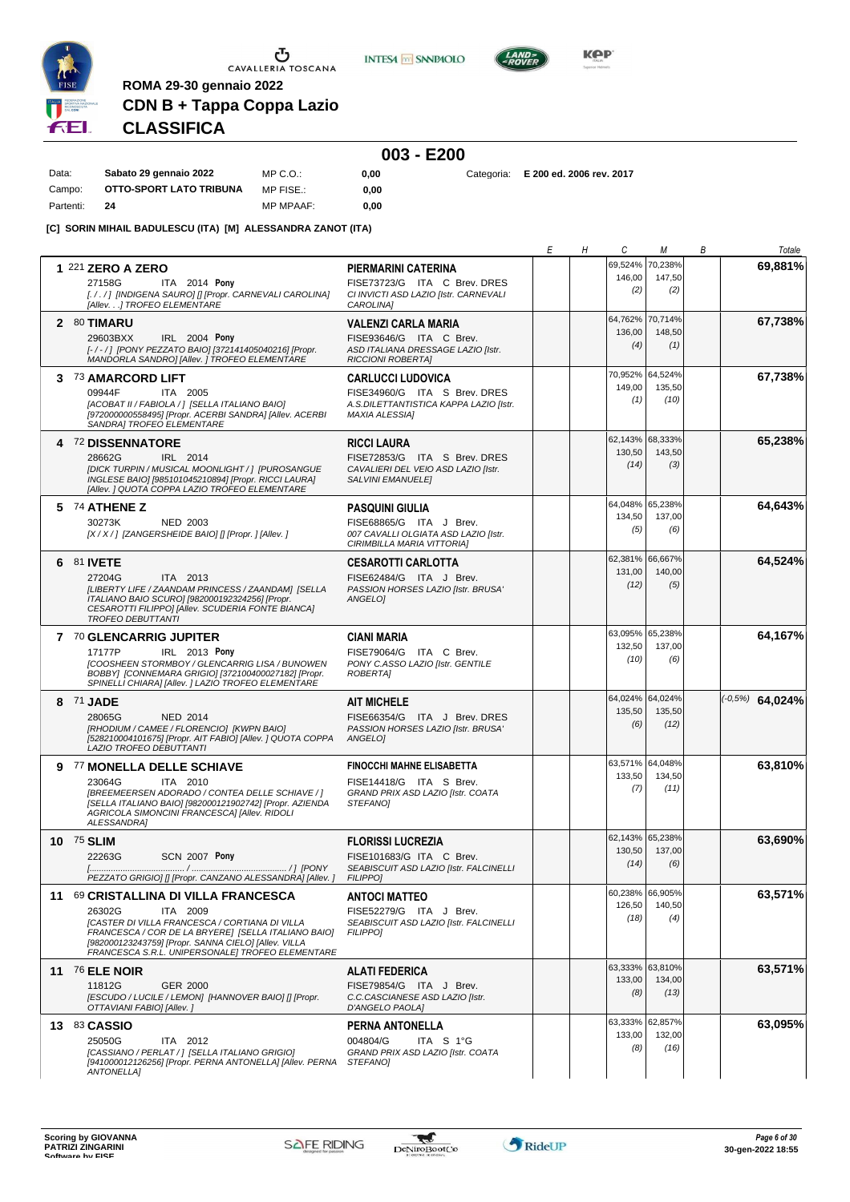ROMA 29-30 gennaio 2022

**CDN B + Tappa Coppa Lazio**

# CLASSIFICA

## 003 - E200

| | | | | |
|---|---|---|---|---|
| Data: | **Sabato 29 gennaio 2022** | MP C.O.: | **0,00** | Categoria: **E 200 ed. 2006 rev. 2017** |
| Campo: | **OTTO-SPORT LATO TRIBUNA** | MP FISE.: | **0,00** | |
| Partenti: | **24** | MP MPAAF: | **0,00** | |

**[C] SORIN MIHAIL BADULESCU (ITA) [M] ALESSANDRA ZANOT (ITA)**

| Pos | Cavallo | Cavaliere | E | H | C | M | B | Totale |
|---|---|---|---|---|---|---|---|---|
| 1 | 221 **ZERO A ZERO** 27158G ITA 2014 **Pony** [. / . / ] [INDIGENA SAURO] [] [Propr. CARNEVALI CAROLINA] [Allev. . . .] TROFEO ELEMENTARE | **PIERMARINI CATERINA** FISE73723/G ITA C Brev. DRES CI INVICTI ASD LAZIO [Istr. CARNEVALI CAROLINA] | | | 69,524% 146,00 (2) | 70,238% 147,50 (2) | | **69,881%** |
| 2 | 80 **TIMARU** 29603BXX IRL 2004 **Pony** [- / - / ] [PONY PEZZATO BAIO] [372141405040216] [Propr. MANDORLA SANDRO] [Allev. ] TROFEO ELEMENTARE | **VALENZI CARLA MARIA** FISE93646/G ITA C Brev. ASD ITALIANA DRESSAGE LAZIO [Istr. RICCIONI ROBERTA] | | | 64,762% 136,00 (4) | 70,714% 148,50 (1) | | **67,738%** |
| 3 | 73 **AMARCORD LIFT** 09944F ITA 2005 [ACOBAT II / FABIOLA / ] [SELLA ITALIANO BAIO] [972000000558495] [Propr. ACERBI SANDRA] [Allev. ACERBI SANDRA] TROFEO ELEMENTARE | **CARLUCCI LUDOVICA** FISE34960/G ITA S Brev. DRES A.S.DILETTANTISTICA KAPPA LAZIO [Istr. MAXIA ALESSIA] | | | 70,952% 149,00 (1) | 64,524% 135,50 (10) | | **67,738%** |
| 4 | 72 **DISSENNATORE** 28662G IRL 2014 [DICK TURPIN / MUSICAL MOONLIGHT / ] [PUROSANGUE INGLESE BAIO] [985101045210894] [Propr. RICCI LAURA] [Allev. ] QUOTA COPPA LAZIO TROFEO ELEMENTARE | **RICCI LAURA** FISE72853/G ITA S Brev. DRES CAVALIERI DEL VEIO ASD LAZIO [Istr. SALVINI EMANUELE] | | | 62,143% 130,50 (14) | 68,333% 143,50 (3) | | **65,238%** |
| 5 | 74 **ATHENE Z** 30273K NED 2003 [X / X / ] [ZANGERSHEIDE BAIO] [] [Propr. ] [Allev. ] | **PASQUINI GIULIA** FISE68865/G ITA J Brev. 007 CAVALLI OLGIATA ASD LAZIO [Istr. CIRIMBILLA MARIA VITTORIA] | | | 64,048% 134,50 (5) | 65,238% 137,00 (6) | | **64,643%** |
| 6 | 81 **IVETE** 27204G ITA 2013 [LIBERTY LIFE / ZAANDAM PRINCESS / ZAANDAM] [SELLA ITALIANO BAIO SCURO] [982000192324256] [Propr. CESAROTTI FILIPPO] [Allev. SCUDERIA FONTE BIANCA] TROFEO DEBUTTANTI | **CESAROTTI CARLOTTA** FISE62484/G ITA J Brev. PASSION HORSES LAZIO [Istr. BRUSA' ANGELO] | | | 62,381% 131,00 (12) | 66,667% 140,00 (5) | | **64,524%** |
| 7 | 70 **GLENCARRIG JUPITER** 17177P IRL 2013 **Pony** [COOSHEEN STORMBOY / GLENCARRIG LISA / BUNOWEN BOBBY] [CONNEMARA GRIGIO] [372100400027182] [Propr. SPINELLI CHIARA] [Allev. ] LAZIO TROFEO ELEMENTARE | **CIANI MARIA** FISE79064/G ITA C Brev. PONY C.ASSO LAZIO [Istr. GENTILE ROBERTA] | | | 63,095% 132,50 (10) | 65,238% 137,00 (6) | | **64,167%** |
| 8 | 71 **JADE** 28065G NED 2014 [RHODIUM / CAMEE / FLORENCIO] [KWPN BAIO] [528210004101675] [Propr. AIT FABIO] [Allev. ] QUOTA COPPA LAZIO TROFEO DEBUTTANTI | **AIT MICHELE** FISE66354/G ITA J Brev. DRES PASSION HORSES LAZIO [Istr. BRUSA' ANGELO] | | | 64,024% 135,50 (6) | 64,024% 135,50 (12) | | (-0,5%) **64,024%** |
| 9 | 77 **MONELLA DELLE SCHIAVE** 23064G ITA 2010 [BREEMEERSEN ADORADO / CONTEA DELLE SCHIAVE / ] [SELLA ITALIANO BAIO] [982000121902742] [Propr. AZIENDA AGRICOLA SIMONCINI FRANCESCA] [Allev. RIDOLI ALESSANDRA] | **FINOCCHI MAHNE ELISABETTA** FISE14418/G ITA S Brev. GRAND PRIX ASD LAZIO [Istr. COATA STEFANO] | | | 63,571% 133,50 (7) | 64,048% 134,50 (11) | | **63,810%** |
| 10 | 75 **SLIM** 22263G SCN 2007 **Pony** [........................................ / ........................................ / ] [PONY PEZZATO GRIGIO] [] [Propr. CANZANO ALESSANDRA] [Allev. ] | **FLORISSI LUCREZIA** FISE101683/G ITA C Brev. SEABISCUIT ASD LAZIO [Istr. FALCINELLI FILIPPO] | | | 62,143% 130,50 (14) | 65,238% 137,00 (6) | | **63,690%** |
| 11 | 69 **CRISTALLINA DI VILLA FRANCESCA** 26302G ITA 2009 [CASTER DI VILLA FRANCESCA / CORTIANA DI VILLA FRANCESCA / COR DE LA BRYERE] [SELLA ITALIANO BAIO] [982000123243759] [Propr. SANNA CIELO] [Allev. VILLA FRANCESCA S.R.L. UNIPERSONALE] TROFEO ELEMENTARE | **ANTOCI MATTEO** FISE52279/G ITA J Brev. SEABISCUIT ASD LAZIO [Istr. FALCINELLI FILIPPO] | | | 60,238% 126,50 (18) | 66,905% 140,50 (4) | | **63,571%** |
| 11 | 76 **ELE NOIR** 11812G GER 2000 [ESCUDO / LUCILE / LEMON] [HANNOVER BAIO] [] [Propr. OTTAVIANI FABIO] [Allev. ] | **ALATI FEDERICA** FISE79854/G ITA J Brev. C.C.CASCIANESE ASD LAZIO [Istr. D'ANGELO PAOLA] | | | 63,333% 133,00 (8) | 63,810% 134,00 (13) | | **63,571%** |
| 13 | 83 **CASSIO** 25050G ITA 2012 [CASSIANO / PERLAT / ] [SELLA ITALIANO GRIGIO] [941000012126256] [Propr. PERNA ANTONELLA] [Allev. PERNA ANTONELLA] | **PERNA ANTONELLA** 004804/G ITA S 1°G GRAND PRIX ASD LAZIO [Istr. COATA STEFANO] | | | 63,333% 133,00 (8) | 62,857% 132,00 (16) | | **63,095%** |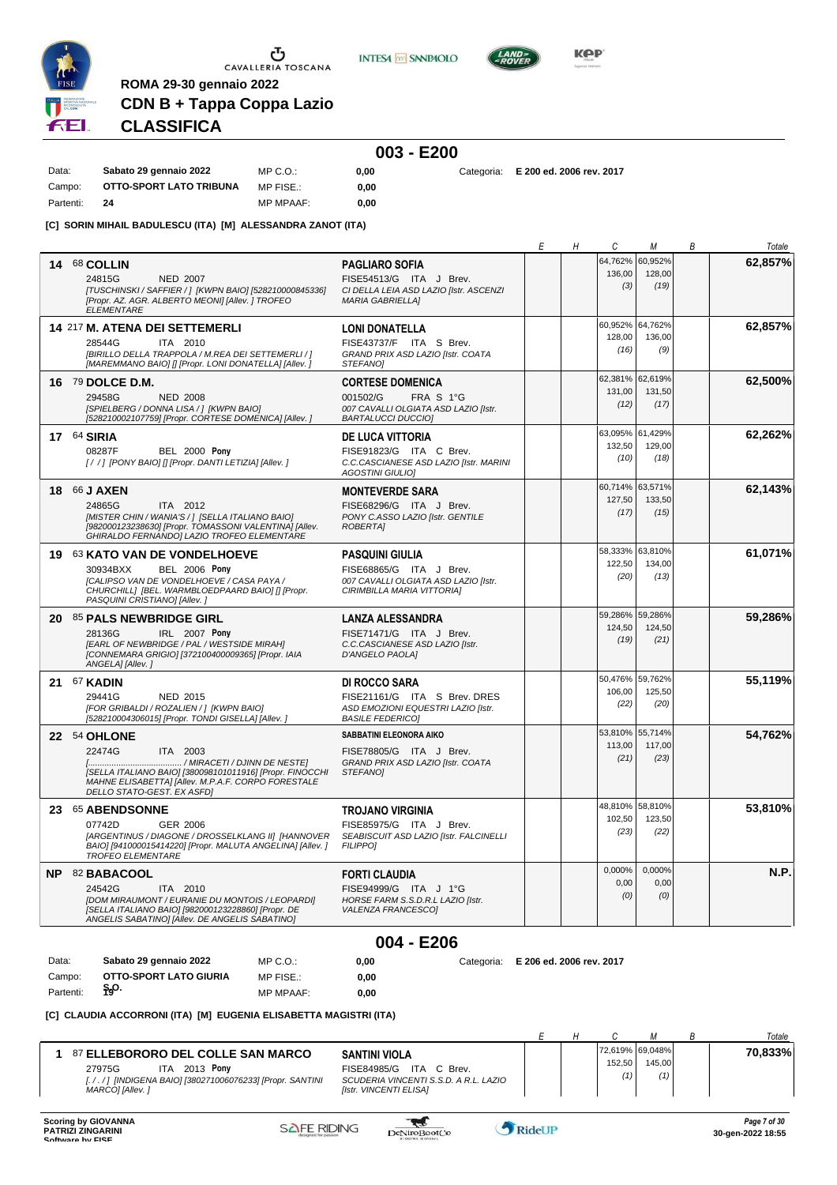ROMA 29-30 gennaio 2022

# CDN B + Tappa Coppa Lazio

## CLASSIFICA

## 003 - E200

| | | | | |
|---|---|---|---|---|
| Data: | Sabato 29 gennaio 2022 | MP C.O.: | 0,00 | Categoria: E 200 ed. 2006 rev. 2017 |
| Campo: | OTTO-SPORT LATO TRIBUNA | MP FISE.: | 0,00 | |
| Partenti: | 24 | MP MPAAF: | 0,00 | |

**[C] SORIN MIHAIL BADULESCU (ITA) [M] ALESSANDRA ZANOT (ITA)**

| | Cavallo | Cavaliere | E | H | C | M | B | Totale |
|---|---|---|---|---|---|---|---|---|
| 14 | 68 **COLLIN** 24815G NED 2007 *[TUSCHINSKI / SAFFIER / ] [KWPN BAIO] [528210000845336] [Propr. AZ. AGR. ALBERTO MEONI] [Allev. ] TROFEO ELEMENTARE* | **PAGLIARO SOFIA** FISE54513/G ITA J Brev. *CI DELLA LEIA ASD LAZIO [Istr. ASCENZI MARIA GABRIELLA]* | | | 64,762% 136,00 (3) | 60,952% 128,00 (19) | | **62,857%** |
| 14 | 217 **M. ATENA DEI SETTEMERLI** 28544G ITA 2010 *[BIRILLO DELLA TRAPPOLA / M.REA DEI SETTEMERLI / ] [MAREMMANO BAIO] [] [Propr. LONI DONATELLA] [Allev. ]* | **LONI DONATELLA** FISE43737/F ITA S Brev. *GRAND PRIX ASD LAZIO [Istr. COATA STEFANO]* | | | 60,952% 128,00 (16) | 64,762% 136,00 (9) | | **62,857%** |
| 16 | 79 **DOLCE D.M.** 29458G NED 2008 *[SPIELBERG / DONNA LISA / ] [KWPN BAIO] [528210002107759] [Propr. CORTESE DOMENICA] [Allev. ]* | **CORTESE DOMENICA** 001502/G FRA S 1°G *007 CAVALLI OLGIATA ASD LAZIO [Istr. BARTALUCCI DUCCIO]* | | | 62,381% 131,00 (12) | 62,619% 131,50 (17) | | **62,500%** |
| 17 | 64 **SIRIA** 08287F BEL 2000 **Pony** *[ / / ] [PONY BAIO] [] [Propr. DANTI LETIZIA] [Allev. ]* | **DE LUCA VITTORIA** FISE91823/G ITA C Brev. *C.C.CASCIANESE ASD LAZIO [Istr. MARINI AGOSTINI GIULIO]* | | | 63,095% 132,50 (10) | 61,429% 129,00 (18) | | **62,262%** |
| 18 | 66 **J AXEN** 24865G ITA 2012 *[MISTER CHIN / WANIA'S / ] [SELLA ITALIANO BAIO] [982000123238630] [Propr. TOMASSONI VALENTINA] [Allev. GHIRALDO FERNANDO] LAZIO TROFEO ELEMENTARE* | **MONTEVERDE SARA** FISE68296/G ITA J Brev. *PONY C.ASSO LAZIO [Istr. GENTILE ROBERTA]* | | | 60,714% 127,50 (17) | 63,571% 133,50 (15) | | **62,143%** |
| 19 | 63 **KATO VAN DE VONDELHOEVE** 30934BXX BEL 2006 **Pony** *[CALIPSO VAN DE VONDELHOEVE / CASA PAYA / CHURCHILL] [BEL. WARMBLOEDPAARD BAIO] [] [Propr. PASQUINI CRISTIANO] [Allev. ]* | **PASQUINI GIULIA** FISE68865/G ITA J Brev. *007 CAVALLI OLGIATA ASD LAZIO [Istr. CIRIMBILLA MARIA VITTORIA]* | | | 58,333% 122,50 (20) | 63,810% 134,00 (13) | | **61,071%** |
| 20 | 85 **PALS NEWBRIDGE GIRL** 28136G IRL 2007 **Pony** *[EARL OF NEWBRIDGE / PAL / WESTSIDE MIRAH] [CONNEMARA GRIGIO] [372100400009365] [Propr. IAIA ANGELA] [Allev. ]* | **LANZA ALESSANDRA** FISE71471/G ITA J Brev. *C.C.CASCIANESE ASD LAZIO [Istr. D'ANGELO PAOLA]* | | | 59,286% 124,50 (19) | 59,286% 124,50 (21) | | **59,286%** |
| 21 | 67 **KADIN** 29441G NED 2015 *[FOR GRIBALDI / ROZALIEN / ] [KWPN BAIO] [528210004306015] [Propr. TONDI GISELLA] [Allev. ]* | **DI ROCCO SARA** FISE21161/G ITA S Brev. DRES *ASD EMOZIONI EQUESTRI LAZIO [Istr. BASILE FEDERICO]* | | | 50,476% 106,00 (22) | 59,762% 125,50 (20) | | **55,119%** |
| 22 | 54 **OHLONE** 22474G ITA 2003 *[...................................... / MIRACETI / DJINN DE NESTE] [SELLA ITALIANO BAIO] [380098101011916] [Propr. FINOCCHI MAHNE ELISABETTA] [Allev. M.P.A.F. CORPO FORESTALE DELLO STATO-GEST. EX ASFD]* | **SABBATINI ELEONORA AIKO** FISE78805/G ITA J Brev. *GRAND PRIX ASD LAZIO [Istr. COATA STEFANO]* | | | 53,810% 113,00 (21) | 55,714% 117,00 (23) | | **54,762%** |
| 23 | 65 **ABENDSONNE** 07742D GER 2006 *[ARGENTINUS / DIAGONE / DROSSELKLANG II] [HANNOVER BAIO] [941000015414220] [Propr. MALUTA ANGELINA] [Allev. ] TROFEO ELEMENTARE* | **TROJANO VIRGINIA** FISE85975/G ITA J Brev. *SEABISCUIT ASD LAZIO [Istr. FALCINELLI FILIPPO]* | | | 48,810% 102,50 (23) | 58,810% 123,50 (22) | | **53,810%** |
| NP | 82 **BABACOOL** 24542G ITA 2010 *[DOM MIRAUMONT / EURANIE DU MONTOIS / LEOPARDI] [SELLA ITALIANO BAIO] [982000123228860] [Propr. DE ANGELIS SABATINO] [Allev. DE ANGELIS SABATINO]* | **FORTI CLAUDIA** FISE94999/G ITA J 1°G *HORSE FARM S.S.D.R.L LAZIO [Istr. VALENZA FRANCESCO]* | | | 0,000% 0,00 (0) | 0,000% 0,00 (0) | | **N.P.** |

## 004 - E206

| | | | | |
|---|---|---|---|---|
| Data: | Sabato 29 gennaio 2022 | MP C.O.: | 0,00 | Categoria: E 206 ed. 2006 rev. 2017 |
| Campo: | OTTO-SPORT LATO GIURIA | MP FISE.: | 0,00 | |
| Partenti: | 19 | MP MPAAF: | 0,00 | |

**[C] CLAUDIA ACCORRONI (ITA) [M] EUGENIA ELISABETTA MAGISTRI (ITA)**

| | Cavallo | Cavaliere | E | H | C | M | B | Totale |
|---|---|---|---|---|---|---|---|---|
| 1 | 87 **ELLEBORORO DEL COLLE SAN MARCO** 27975G ITA 2013 **Pony** *[ / . / ] [INDIGENA BAIO] [380271006076233] [Propr. SANTINI MARCO] [Allev. ]* | **SANTINI VIOLA** FISE84985/G ITA C Brev. *SCUDERIA VINCENTI S.S.D. A R.L. LAZIO [Istr. VINCENTI ELISA]* | | | 72,619% 152,50 (1) | 69,048% 145,00 (1) | | **70,833%** |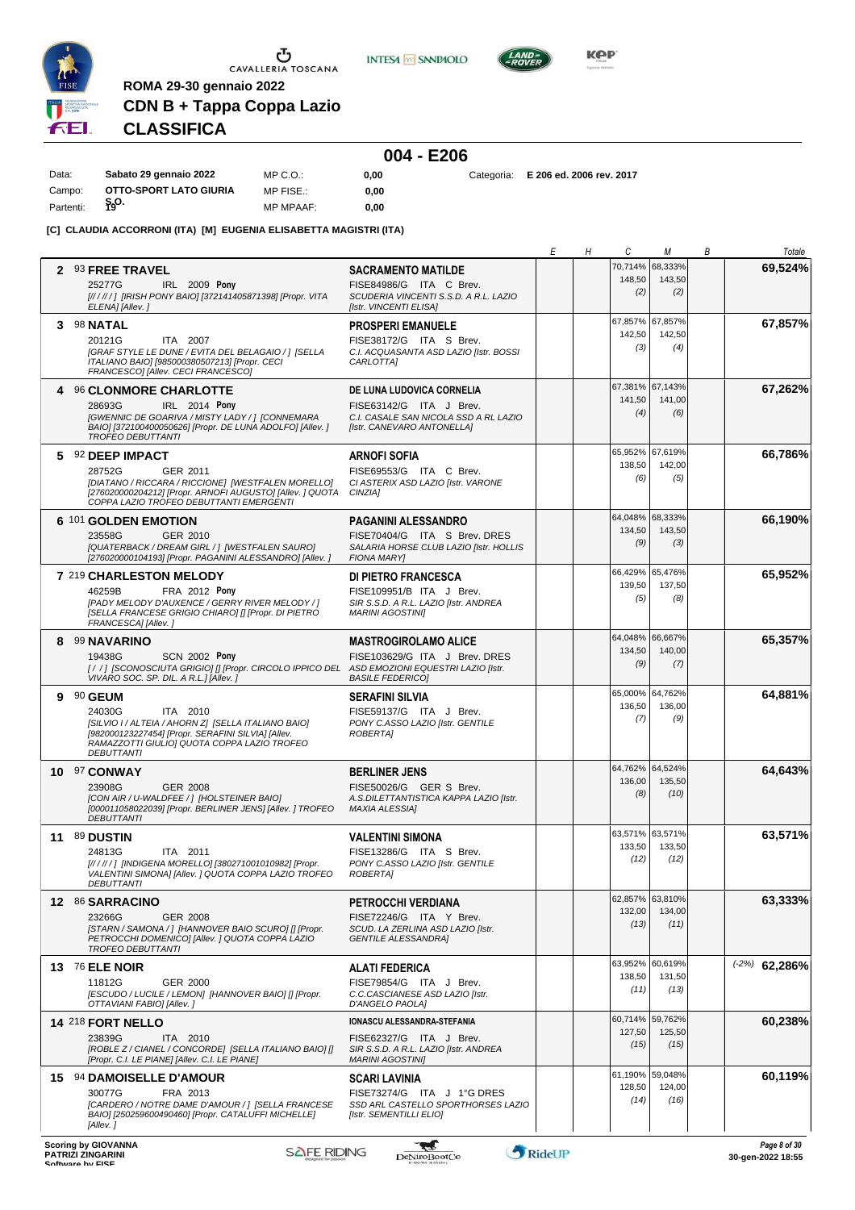CAVALLERIA TOSCANA

**ROMA 29-30 gennaio 2022**

# CDN B + Tappa Coppa Lazio

## CLASSIFICA

### 004 - E206

| | | | | |
|---|---|---|---|---|
| Data: | **Sabato 29 gennaio 2022** | MP C.O.: | **0,00** | Categoria: **E 206 ed. 2006 rev. 2017** |
| Campo: | **OTTO-SPORT LATO GIURIA** | MP FISE.: | **0,00** | |
| Partenti: | **19** | MP MPAAF: | **0,00** | |

**[C] CLAUDIA ACCORRONI (ITA) [M] EUGENIA ELISABETTA MAGISTRI (ITA)**

| Pos | Cavallo | Cavaliere | E | H | C | M | B | Totale |
|---|---|---|---|---|---|---|---|---|
| 2 | 93 **FREE TRAVEL** 25277G IRL 2009 **Pony** *[/ / / / ] [IRISH PONY BAIO] [372141405871398] [Propr. VITA ELENA] [Allev. ]* | **SACRAMENTO MATILDE** FISE84986/G ITA C Brev. *SCUDERIA VINCENTI S.S.D. A R.L. LAZIO [Istr. VINCENTI ELISA]* | | | 70,714% 148,50 (2) | 68,333% 143,50 (2) | | **69,524%** |
| 3 | 98 **NATAL** 20121G ITA 2007 *[GRAF STYLE LE DUNE / EVITA DEL BELAGAIO / ] [SELLA ITALIANO BAIO] [985000380507213] [Propr. CECI FRANCESCO] [Allev. CECI FRANCESCO]* | **PROSPERI EMANUELE** FISE38172/G ITA S Brev. *C.I. ACQUASANTA ASD LAZIO [Istr. BOSSI CARLOTTA]* | | | 67,857% 142,50 (3) | 67,857% 142,50 (4) | | **67,857%** |
| 4 | 96 **CLONMORE CHARLOTTE** 28693G IRL 2014 **Pony** *[GWENNIC DE GOARIVA / MISTY LADY / ] [CONNEMARA BAIO] [372100400050626] [Propr. DE LUNA ADOLFO] [Allev. ] TROFEO DEBUTTANTI* | **DE LUNA LUDOVICA CORNELIA** FISE63142/G ITA J Brev. *C.I. CASALE SAN NICOLA SSD A RL LAZIO [Istr. CANEVARO ANTONELLA]* | | | 67,381% 141,50 (4) | 67,143% 141,00 (6) | | **67,262%** |
| 5 | 92 **DEEP IMPACT** 28752G GER 2011 *[DIATANO / RICCARA / RICCIONE] [WESTFALEN MORELLO] [276020000204212] [Propr. ARNOFI AUGUSTO] [Allev. ] QUOTA COPPA LAZIO TROFEO DEBUTTANTI EMERGENTI* | **ARNOFI SOFIA** FISE69553/G ITA C Brev. *CI ASTERIX ASD LAZIO [Istr. VARONE CINZIA]* | | | 65,952% 138,50 (6) | 67,619% 142,00 (5) | | **66,786%** |
| 6 | 101 **GOLDEN EMOTION** 23558G GER 2010 *[QUATERBACK / DREAM GIRL / ] [WESTFALEN SAURO] [276020000104193] [Propr. PAGANINI ALESSANDRO] [Allev. ]* | **PAGANINI ALESSANDRO** FISE70404/G ITA S Brev. DRES *SALARIA HORSE CLUB LAZIO [Istr. HOLLIS FIONA MARY]* | | | 64,048% 134,50 (9) | 68,333% 143,50 (3) | | **66,190%** |
| 7 | 219 **CHARLESTON MELODY** 46259B FRA 2012 **Pony** *[PADY MELODY D'AUXENCE / GERRY RIVER MELODY / ] [SELLA FRANCESE GRIGIO CHIARO] [] [Propr. DI PIETRO FRANCESCA] [Allev. ]* | **DI PIETRO FRANCESCA** FISE109951/B ITA J Brev. *SIR S.S.D. A R.L. LAZIO [Istr. ANDREA MARINI AGOSTINI]* | | | 66,429% 139,50 (5) | 65,476% 137,50 (8) | | **65,952%** |
| 8 | 99 **NAVARINO** 19438G SCN 2002 **Pony** *[ / / ] [SCONOSCIUTA GRIGIO] [] [Propr. CIRCOLO IPPICO DEL VIVARO SOC. SP. DIL. A R.L.] [Allev. ]* | **MASTROGIROLAMO ALICE** FISE103629/G ITA J Brev. DRES *ASD EMOZIONI EQUESTRI LAZIO [Istr. BASILE FEDERICO]* | | | 64,048% 134,50 (9) | 66,667% 140,00 (7) | | **65,357%** |
| 9 | 90 **GEUM** 24030G ITA 2010 *[SILVIO I / ALTEIA / AHORN Z] [SELLA ITALIANO BAIO] [982000123227454] [Propr. SERAFINI SILVIA] [Allev. RAMAZZOTTI GIULIO] QUOTA COPPA LAZIO TROFEO DEBUTTANTI* | **SERAFINI SILVIA** FISE59137/G ITA J Brev. *PONY C.ASSO LAZIO [Istr. GENTILE ROBERTA]* | | | 65,000% 136,50 (7) | 64,762% 136,00 (9) | | **64,881%** |
| 10 | 97 **CONWAY** 23908G GER 2008 *[CON AIR / U-WALDFEE / ] [HOLSTEINER BAIO] [000011058022039] [Propr. BERLINER JENS] [Allev. ] TROFEO DEBUTTANTI* | **BERLINER JENS** FISE50026/G GER S Brev. *A.S.DILETTANTISTICA KAPPA LAZIO [Istr. MAXIA ALESSIA]* | | | 64,762% 136,00 (8) | 64,524% 135,50 (10) | | **64,643%** |
| 11 | 89 **DUSTIN** 24813G ITA 2011 *[/ / / / ] [INDIGENA MORELLO] [380271001010982] [Propr. VALENTINI SIMONA] [Allev. ] QUOTA COPPA LAZIO TROFEO DEBUTTANTI* | **VALENTINI SIMONA** FISE13286/G ITA S Brev. *PONY C.ASSO LAZIO [Istr. GENTILE ROBERTA]* | | | 63,571% 133,50 (12) | 63,571% 133,50 (12) | | **63,571%** |
| 12 | 86 **SARRACINO** 23266G GER 2008 *[STARN / SAMONA / ] [HANNOVER BAIO SCURO] [] [Propr. PETROCCHI DOMENICO] [Allev. ] QUOTA COPPA LAZIO TROFEO DEBUTTANTI* | **PETROCCHI VERDIANA** FISE72246/G ITA Y Brev. *SCUD. LA ZERLINA ASD LAZIO [Istr. GENTILE ALESSANDRA]* | | | 62,857% 132,00 (13) | 63,810% 134,00 (11) | | **63,333%** |
| 13 | 76 **ELE NOIR** 11812G GER 2000 *[ESCUDO / LUCILE / LEMON] [HANNOVER BAIO] [] [Propr. OTTAVIANI FABIO] [Allev. ]* | **ALATI FEDERICA** FISE79854/G ITA J Brev. *C.C.CASCIANESE ASD LAZIO [Istr. D'ANGELO PAOLA]* | | | 63,952% 138,50 (11) | 60,619% 131,50 (13) | | (-2%) **62,286%** |
| 14 | 218 **FORT NELLO** 23839G ITA 2010 *[ROBLE Z / CIANEL / CONCORDE] [SELLA ITALIANO BAIO] [] [Propr. C.I. LE PIANE] [Allev. C.I. LE PIANE]* | **IONASCU ALESSANDRA-STEFANIA** FISE62327/G ITA J Brev. *SIR S.S.D. A R.L. LAZIO [Istr. ANDREA MARINI AGOSTINI]* | | | 60,714% 127,50 (15) | 59,762% 125,50 (15) | | **60,238%** |
| 15 | 94 **DAMOISELLE D'AMOUR** 30077G FRA 2013 *[CARDERO / NOTRE DAME D'AMOUR / ] [SELLA FRANCESE BAIO] [250259600490460] [Propr. CATALUFFI MICHELLE] [Allev. ]* | **SCARI LAVINIA** FISE73274/G ITA J 1°G DRES *SSD ARL CASTELLO SPORTHORSES LAZIO [Istr. SEMENTILLI ELIO]* | | | 61,190% 128,50 (14) | 59,048% 124,00 (16) | | **60,119%** |

Scoring by GIOVANNA PATRIZI ZINGARINI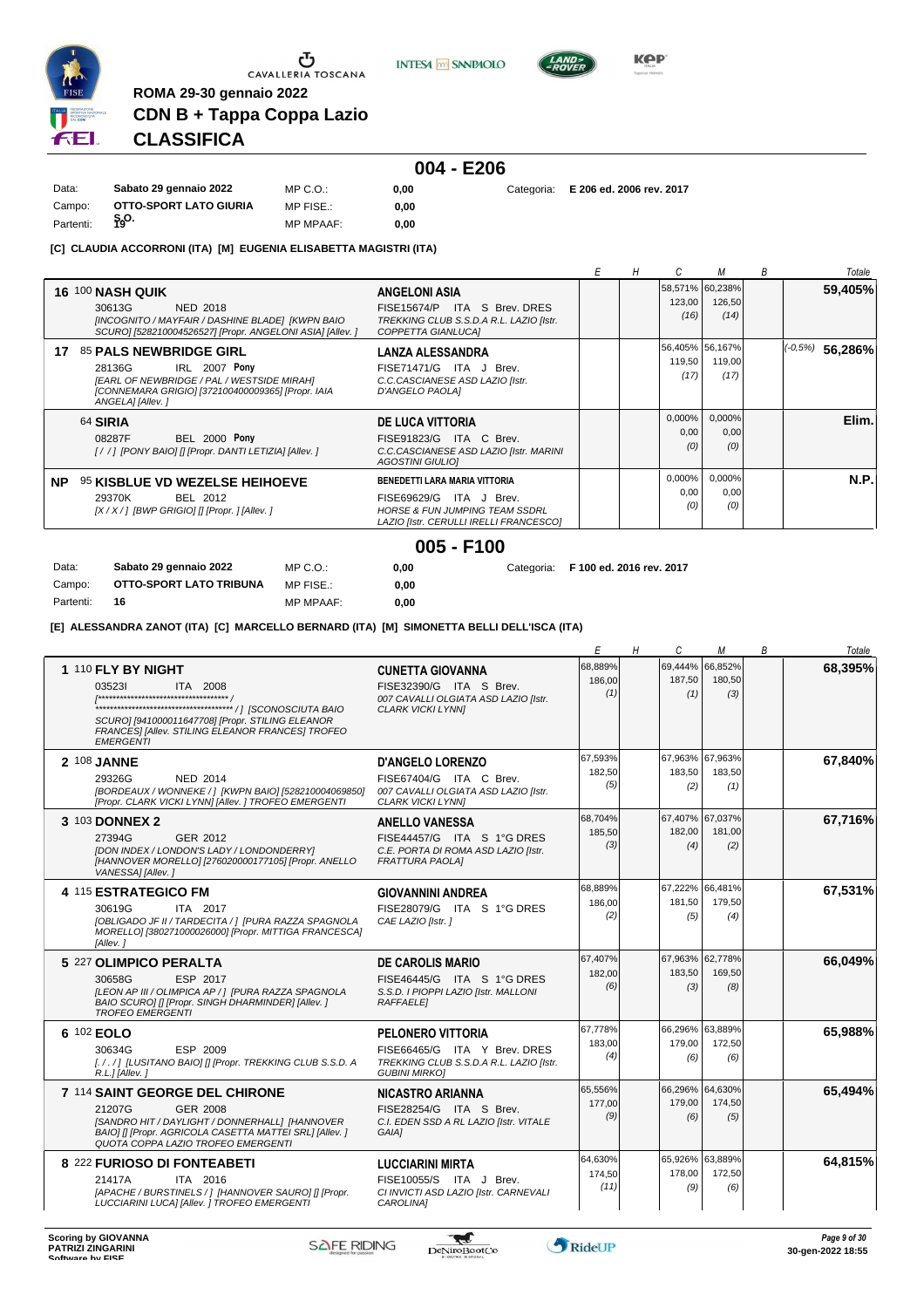**ROMA 29-30 gennaio 2022**

**CDN B + Tappa Coppa Lazio**

**CLASSIFICA**

## 004 - E206

| | | | | | |
|---|---|---|---|---|---|
| Data: | **Sabato 29 gennaio 2022** | MP C.O.: | **0,00** | Categoria: | **E 206 ed. 2006 rev. 2017** |
| Campo: | **OTTO-SPORT LATO GIURIA** | MP FISE.: | **0,00** | | |
| Partenti: | **19** | MP MPAAF: | **0,00** | | |

**[C] CLAUDIA ACCORRONI (ITA) [M] EUGENIA ELISABETTA MAGISTRI (ITA)**

| Cavallo | Cavaliere | E | H | C | M | B | Totale |
|---|---|---|---|---|---|---|---|
| **16** 100 **NASH QUIK**<br>30613G NED 2018<br>*[INCOGNITO / MAYFAIR / DASHINE BLADE] [KWPN BAIO SCURO] [528210004526527] [Propr. ANGELONI ASIA] [Allev. ]* | **ANGELONI ASIA**<br>FISE15674/P ITA S Brev. DRES<br>*TREKKING CLUB S.S.D.A R.L. LAZIO [Istr. COPPETTA GIANLUCA]* | | | 58,571%<br>123,00<br>*(16)* | 60,238%<br>126,50<br>*(14)* | | **59,405%** |
| **17** 85 **PALS NEWBRIDGE GIRL**<br>28136G IRL 2007 **Pony**<br>*[EARL OF NEWBRIDGE / PAL / WESTSIDE MIRAH] [CONNEMARA GRIGIO] [372100400009365] [Propr. IAIA ANGELA] [Allev. ]* | **LANZA ALESSANDRA**<br>FISE71471/G ITA J Brev.<br>*C.C.CASCIANESE ASD LAZIO [Istr. D'ANGELO PAOLA]* | | | 56,405%<br>119,50<br>*(17)* | 56,167%<br>119,00<br>*(17)* | | *(-0,5%)* **56,286%** |
| 64 **SIRIA**<br>08287F BEL 2000 **Pony**<br>*[ / / ] [PONY BAIO] [] [Propr. DANTI LETIZIA] [Allev. ]* | **DE LUCA VITTORIA**<br>FISE91823/G ITA C Brev.<br>*C.C.CASCIANESE ASD LAZIO [Istr. MARINI AGOSTINI GIULIO]* | | | 0,000%<br>0,00<br>*(0)* | 0,000%<br>0,00<br>*(0)* | | **Elim.** |
| **NP** 95 **KISBLUE VD WEZELSE HEIHOEVE**<br>29370K BEL 2012<br>*[X / X / ] [BWP GRIGIO] [] [Propr. ] [Allev. ]* | **BENEDETTI LARA MARIA VITTORIA**<br>FISE69629/G ITA J Brev.<br>*HORSE & FUN JUMPING TEAM SSDRL LAZIO [Istr. CERULLI IRELLI FRANCESCO]* | | | 0,000%<br>0,00<br>*(0)* | 0,000%<br>0,00<br>*(0)* | | **N.P.** |

## 005 - F100

| | | | | | |
|---|---|---|---|---|---|
| Data: | **Sabato 29 gennaio 2022** | MP C.O.: | **0,00** | Categoria: | **F 100 ed. 2016 rev. 2017** |
| Campo: | **OTTO-SPORT LATO TRIBUNA** | MP FISE.: | **0,00** | | |
| Partenti: | **16** | MP MPAAF: | **0,00** | | |

**[E] ALESSANDRA ZANOT (ITA) [C] MARCELLO BERNARD (ITA) [M] SIMONETTA BELLI DELL'ISCA (ITA)**

| Cavallo | Cavaliere | E | H | C | M | B | Totale |
|---|---|---|---|---|---|---|---|
| **1** 110 **FLY BY NIGHT**<br>03523I ITA 2008<br>*[************************************ / ************************************ / ] [SCONOSCIUTA BAIO SCURO] [941000011647708] [Propr. STILING ELEANOR FRANCES] [Allev. STILING ELEANOR FRANCES] TROFEO EMERGENTI* | **CUNETTA GIOVANNA**<br>FISE32390/G ITA S Brev.<br>*007 CAVALLI OLGIATA ASD LAZIO [Istr. CLARK VICKI LYNN]* | 68,889%<br>186,00<br>*(1)* | | 69,444%<br>187,50<br>*(1)* | 66,852%<br>180,50<br>*(3)* | | **68,395%** |
| **2** 108 **JANNE**<br>29326G NED 2014<br>*[BORDEAUX / WONNEKE / ] [KWPN BAIO] [528210004069850] [Propr. CLARK VICKI LYNN] [Allev. ] TROFEO EMERGENTI* | **D'ANGELO LORENZO**<br>FISE67404/G ITA C Brev.<br>*007 CAVALLI OLGIATA ASD LAZIO [Istr. CLARK VICKI LYNN]* | 67,593%<br>182,50<br>*(5)* | | 67,963%<br>183,50<br>*(2)* | 67,963%<br>183,50<br>*(1)* | | **67,840%** |
| **3** 103 **DONNEX 2**<br>27394G GER 2012<br>*[DON INDEX / LONDON'S LADY / LONDONDERRY] [HANNOVER MORELLO] [276020000177105] [Propr. ANELLO VANESSA] [Allev. ]* | **ANELLO VANESSA**<br>FISE44457/G ITA S 1°G DRES<br>*C.E. PORTA DI ROMA ASD LAZIO [Istr. FRATTURA PAOLA]* | 68,704%<br>185,50<br>*(3)* | | 67,407%<br>182,00<br>*(4)* | 67,037%<br>181,00<br>*(2)* | | **67,716%** |
| **4** 115 **ESTRATEGICO FM**<br>30619G ITA 2017<br>*[OBLIGADO JF II / TARDECITA / ] [PURA RAZZA SPAGNOLA MORELLO] [380271000026000] [Propr. MITTIGA FRANCESCA] [Allev. ]* | **GIOVANNINI ANDREA**<br>FISE28079/G ITA S 1°G DRES<br>*CAE LAZIO [Istr. ]* | 68,889%<br>186,00<br>*(2)* | | 67,222%<br>181,50<br>*(5)* | 66,481%<br>179,50<br>*(4)* | | **67,531%** |
| **5** 227 **OLIMPICO PERALTA**<br>30658G ESP 2017<br>*[LEON AP III / OLIMPICA AP / ] [PURA RAZZA SPAGNOLA BAIO SCURO] [] [Propr. SINGH DHARMINDER] [Allev. ] TROFEO EMERGENTI* | **DE CAROLIS MARIO**<br>FISE46445/G ITA S 1°G DRES<br>*S.S.D. I PIOPPI LAZIO [Istr. MALLONI RAFFAELE]* | 67,407%<br>182,00<br>*(6)* | | 67,963%<br>183,50<br>*(3)* | 62,778%<br>169,50<br>*(8)* | | **66,049%** |
| **6** 102 **EOLO**<br>30634G ESP 2009<br>*[. / . / ] [LUSITANO BAIO] [] [Propr. TREKKING CLUB S.S.D. A R.L.] [Allev. ]* | **PELONERO VITTORIA**<br>FISE66465/G ITA Y Brev. DRES<br>*TREKKING CLUB S.S.D.A R.L. LAZIO [Istr. GUBINI MIRKO]* | 67,778%<br>183,00<br>*(4)* | | 66,296%<br>179,00<br>*(6)* | 63,889%<br>172,50<br>*(6)* | | **65,988%** |
| **7** 114 **SAINT GEORGE DEL CHIRONE**<br>21207G GER 2008<br>*[SANDRO HIT / DAYLIGHT / DONNERHALL] [HANNOVER BAIO] [] [Propr. AGRICOLA CASETTA MATTEI SRL] [Allev. ] QUOTA COPPA LAZIO TROFEO EMERGENTI* | **NICASTRO ARIANNA**<br>FISE28254/G ITA S Brev.<br>*C.I. EDEN SSD A RL LAZIO [Istr. VITALE GAIA]* | 65,556%<br>177,00<br>*(9)* | | 66,296%<br>179,00<br>*(6)* | 64,630%<br>174,50<br>*(5)* | | **65,494%** |
| **8** 222 **FURIOSO DI FONTEABETI**<br>21417A ITA 2016<br>*[APACHE / BURSTINELS / ] [HANNOVER SAURO] [] [Propr. LUCCIARINI LUCA] [Allev. ] TROFEO EMERGENTI* | **LUCCIARINI MIRTA**<br>FISE10055/S ITA J Brev.<br>*CI INVICTI ASD LAZIO [Istr. CARNEVALI CAROLINA]* | 64,630%<br>174,50<br>*(11)* | | 65,926%<br>178,00<br>*(9)* | 63,889%<br>172,50<br>*(6)* | | **64,815%** |

Scoring by GIOVANNA PATRIZI ZINGARINI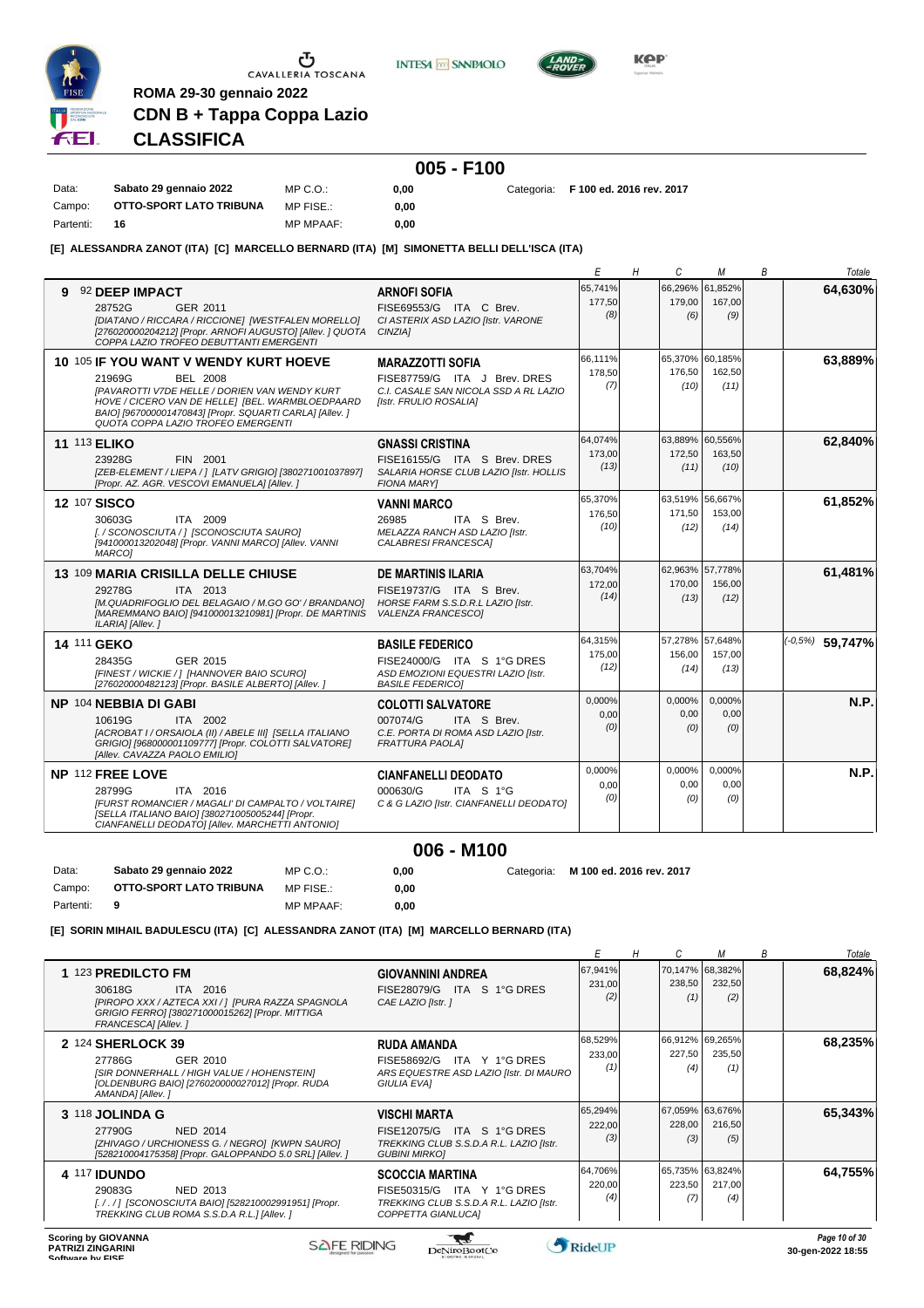ROMA 29-30 gennaio 2022

# CDN B + Tappa Coppa Lazio

## CLASSIFICA

### 005 - F100

| | | | | | |
|---|---|---|---|---|---|
| Data: | Sabato 29 gennaio 2022 | MP C.O.: | 0,00 | Categoria: | F 100 ed. 2016 rev. 2017 |
| Campo: | OTTO-SPORT LATO TRIBUNA | MP FISE.: | 0,00 | | |
| Partenti: | 16 | MP MPAAF: | 0,00 | | |

**[E] ALESSANDRA ZANOT (ITA) [C] MARCELLO BERNARD (ITA) [M] SIMONETTA BELLI DELL'ISCA (ITA)**

| Cavallo | Cavaliere | E | H | C | M | B | Totale |
|---|---|---|---|---|---|---|---|
| **9** 92 **DEEP IMPACT** 28752G GER 2011 *[DIATANO / RICCARA / RICCIONE] [WESTFALEN MORELLO] [276020000204212] [Propr. ARNOFI AUGUSTO] [Allev. ] QUOTA COPPA LAZIO TROFEO DEBUTTANTI EMERGENTI* | **ARNOFI SOFIA** FISE69553/G ITA C Brev. *CI ASTERIX ASD LAZIO [Istr. VARONE CINZIA]* | 65,741% 177,50 (8) | | 66,296% 179,00 (6) | 61,852% 167,00 (9) | | **64,630%** |
| **10** 105 **IF YOU WANT V WENDY KURT HOEVE** 21969G BEL 2008 *[PAVAROTTI V7DE HELLE / DORIEN VAN WENDY KURT HOVE / CICERO VAN DE HELLE] [BEL. WARMBLOEDPAARD BAIO] [967000001470843] [Propr. SQUARTI CARLA] [Allev. ] QUOTA COPPA LAZIO TROFEO EMERGENTI* | **MARAZZOTTI SOFIA** FISE87759/G ITA J Brev. DRES *C.I. CASALE SAN NICOLA SSD A RL LAZIO [Istr. FRULIO ROSALIA]* | 66,111% 178,50 (7) | | 65,370% 176,50 (10) | 60,185% 162,50 (11) | | **63,889%** |
| **11** 113 **ELIKO** 23928G FIN 2001 *[ZEB-ELEMENT / LIEPA / ] [LATV GRIGIO] [380271001037897] [Propr. AZ. AGR. VESCOVI EMANUELA] [Allev. ]* | **GNASSI CRISTINA** FISE16155/G ITA S Brev. DRES *SALARIA HORSE CLUB LAZIO [Istr. HOLLIS FIONA MARY]* | 64,074% 173,00 (13) | | 63,889% 172,50 (11) | 60,556% 163,50 (10) | | **62,840%** |
| **12** 107 **SISCO** 30603G ITA 2009 *[. / SCONOSCIUTA / ] [SCONOSCIUTA SAURO] [941000013202048] [Propr. VANNI MARCO] [Allev. VANNI MARCO]* | **VANNI MARCO** 26985 ITA S Brev. *MELAZZA RANCH ASD LAZIO [Istr. CALABRESI FRANCESCA]* | 65,370% 176,50 (10) | | 63,519% 171,50 (12) | 56,667% 153,00 (14) | | **61,852%** |
| **13** 109 **MARIA CRISILLA DELLE CHIUSE** 29278G ITA 2013 *[M.QUADRIFOGLIO DEL BELAGAIO / M.GO GO' / BRANDANO] [MAREMMANO BAIO] [941000013210981] [Propr. DE MARTINIS ILARIA] [Allev. ]* | **DE MARTINIS ILARIA** FISE19737/G ITA S Brev. *HORSE FARM S.S.D.R.L LAZIO [Istr. VALENZA FRANCESCO]* | 63,704% 172,00 (14) | | 62,963% 170,00 (13) | 57,778% 156,00 (12) | | **61,481%** |
| **14** 111 **GEKO** 28435G GER 2015 *[FINEST / WICKIE / ] [HANNOVER BAIO SCURO] [276020000482123] [Propr. BASILE ALBERTO] [Allev. ]* | **BASILE FEDERICO** FISE24000/G ITA S 1°G DRES *ASD EMOZIONI EQUESTRI LAZIO [Istr. BASILE FEDERICO]* | 64,315% 175,00 (12) | | 57,278% 156,00 (14) | 57,648% 157,00 (13) | | (-0,5%) **59,747%** |
| **NP** 104 **NEBBIA DI GABI** 10619G ITA 2002 *[ACROBAT I / ORSAIOLA (II) / ABELE III] [SELLA ITALIANO GRIGIO] [968000001109777] [Propr. COLOTTI SALVATORE] [Allev. CAVAZZA PAOLO EMILIO]* | **COLOTTI SALVATORE** 007074/G ITA S Brev. *C.E. PORTA DI ROMA ASD LAZIO [Istr. FRATTURA PAOLA]* | 0,000% 0,00 (0) | | 0,000% 0,00 (0) | 0,000% 0,00 (0) | | **N.P.** |
| **NP** 112 **FREE LOVE** 28799G ITA 2016 *[FURST ROMANCIER / MAGALI' DI CAMPALTO / VOLTAIRE] [SELLA ITALIANO BAIO] [380271005005244] [Propr. CIANFANELLI DEODATO] [Allev. MARCHETTI ANTONIO]* | **CIANFANELLI DEODATO** 000630/G ITA S 1°G *C & G LAZIO [Istr. CIANFANELLI DEODATO]* | 0,000% 0,00 (0) | | 0,000% 0,00 (0) | 0,000% 0,00 (0) | | **N.P.** |

### 006 - M100

| | | | | | |
|---|---|---|---|---|---|
| Data: | Sabato 29 gennaio 2022 | MP C.O.: | 0,00 | Categoria: | M 100 ed. 2016 rev. 2017 |
| Campo: | OTTO-SPORT LATO TRIBUNA | MP FISE.: | 0,00 | | |
| Partenti: | 9 | MP MPAAF: | 0,00 | | |

**[E] SORIN MIHAIL BADULESCU (ITA) [C] ALESSANDRA ZANOT (ITA) [M] MARCELLO BERNARD (ITA)**

| Cavallo | Cavaliere | E | H | C | M | B | Totale |
|---|---|---|---|---|---|---|---|
| **1** 123 **PREDILCTO FM** 30618G ITA 2016 *[PIROPO XXX / AZTECA XXI / ] [PURA RAZZA SPAGNOLA GRIGIO FERRO] [380271000015262] [Propr. MITTIGA FRANCESCA] [Allev. ]* | **GIOVANNINI ANDREA** FISE28079/G ITA S 1°G DRES *CAE LAZIO [Istr. ]* | 67,941% 231,00 (2) | | 70,147% 238,50 (1) | 68,382% 232,50 (2) | | **68,824%** |
| **2** 124 **SHERLOCK 39** 27786G GER 2010 *[SIR DONNERHALL / HIGH VALUE / HOHENSTEIN] [OLDENBURG BAIO] [276020000027012] [Propr. RUDA AMANDA] [Allev. ]* | **RUDA AMANDA** FISE58692/G ITA Y 1°G DRES *ARS EQUESTRE ASD LAZIO [Istr. DI MAURO GIULIA EVA]* | 68,529% 233,00 (1) | | 66,912% 227,50 (4) | 69,265% 235,50 (1) | | **68,235%** |
| **3** 118 **JOLINDA G** 27790G NED 2014 *[ZHIVAGO / URCHIONESS G. / NEGRO] [KWPN SAURO] [528210004175358] [Propr. GALOPPANDO 5.0 SRL] [Allev. ]* | **VISCHI MARTA** FISE12075/G ITA S 1°G DRES *TREKKING CLUB S.S.D.A R.L. LAZIO [Istr. GUBINI MIRKO]* | 65,294% 222,00 (3) | | 67,059% 228,00 (3) | 63,676% 216,50 (5) | | **65,343%** |
| **4** 117 **IDUNDO** 29083G NED 2013 *[. / . / ] [SCONOSCIUTA BAIO] [528210002991951] [Propr. TREKKING CLUB ROMA S.S.D.A R.L.] [Allev. ]* | **SCOCCIA MARTINA** FISE50315/G ITA Y 1°G DRES *TREKKING CLUB S.S.D.A R.L. LAZIO [Istr. COPPETTA GIANLUCA]* | 64,706% 220,00 (4) | | 65,735% 223,50 (7) | 63,824% 217,00 (4) | | **64,755%** |

Scoring by GIOVANNA PATRIZI ZINGARINI
Software by FISE

30-gen-2022 18:55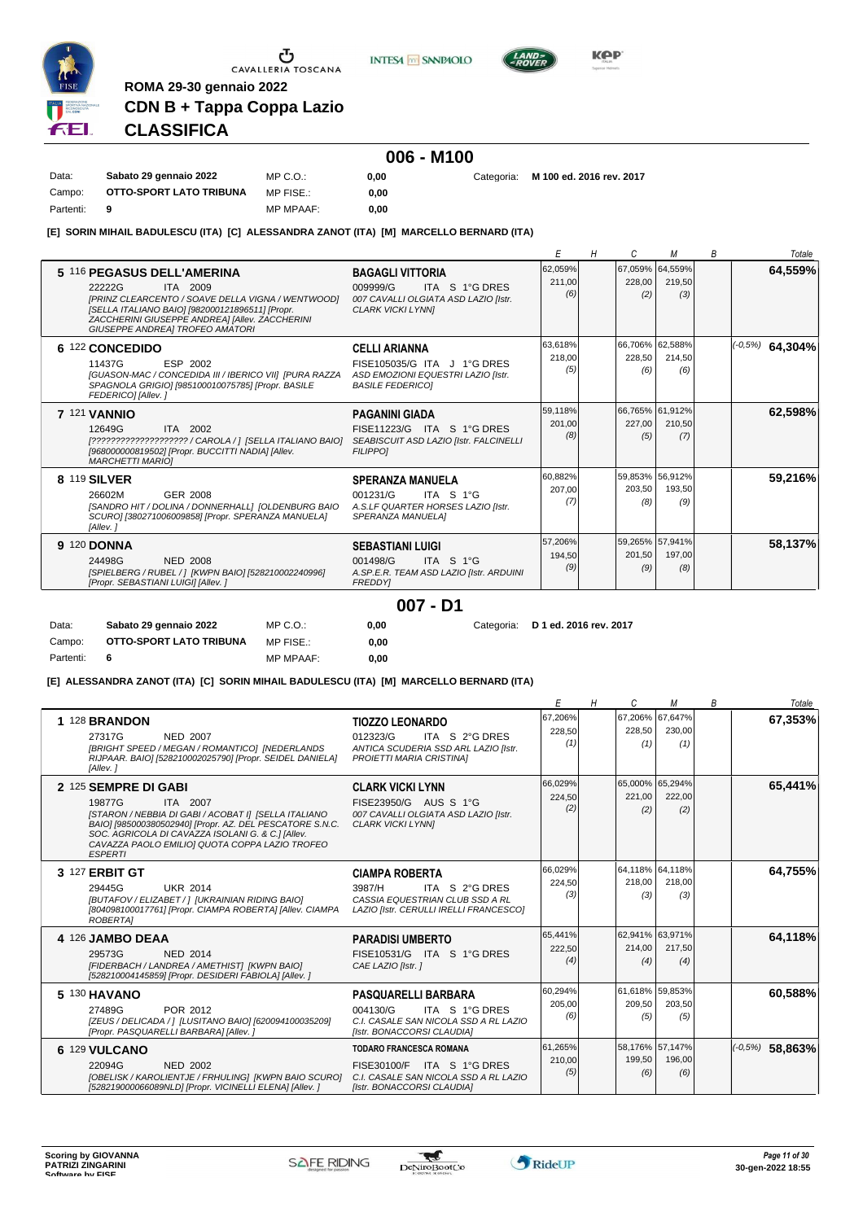ROMA 29-30 gennaio 2022

# CDN B + Tappa Coppa Lazio

## CLASSIFICA

### 006 - M100

| Data: | Sabato 29 gennaio 2022 | MP C.O.: | 0,00 | Categoria: | M 100 ed. 2016 rev. 2017 |
|---|---|---|---|---|---|
| Campo: | OTTO-SPORT LATO TRIBUNA | MP FISE.: | 0,00 | | |
| Partenti: | 9 | MP MPAAF: | 0,00 | | |

**[E] SORIN MIHAIL BADULESCU (ITA) [C] ALESSANDRA ZANOT (ITA) [M] MARCELLO BERNARD (ITA)**

| | Cavallo | Cavaliere | E | H | C | M | B | Totale |
|---|---|---|---|---|---|---|---|---|
| 5 | 116 **PEGASUS DELL'AMERINA** 22222G ITA 2009 *[PRINZ CLEARCENTO / SOAVE DELLA VIGNA / WENTWOOD] [SELLA ITALIANO BAIO] [982000121896511] [Propr. ZACCHERINI GIUSEPPE ANDREA] [Allev. ZACCHERINI GIUSEPPE ANDREA] TROFEO AMATORI* | **BAGAGLI VITTORIA** 009999/G ITA S 1°G DRES *007 CAVALLI OLGIATA ASD LAZIO [Istr. CLARK VICKI LYNN]* | 62,059% 211,00 (6) | | 67,059% 228,00 (2) | 64,559% 219,50 (3) | | **64,559%** |
| 6 | 122 **CONCEDIDO** 11437G ESP 2002 *[GUASON-MAC / CONCEDIDA III / IBERICO VII] [PURA RAZZA SPAGNOLA GRIGIO] [985100010075785] [Propr. BASILE FEDERICO] [Allev. ]* | **CELLI ARIANNA** FISE105035/G ITA J 1°G DRES *ASD EMOZIONI EQUESTRI LAZIO [Istr. BASILE FEDERICO]* | 63,618% 218,00 (5) | | 66,706% 228,50 (6) | 62,588% 214,50 (6) | | (-0,5%) **64,304%** |
| 7 | 121 **VANNIO** 12649G ITA 2002 *[???????????????????? / CAROLA / ] [SELLA ITALIANO BAIO] [968000000819502] [Propr. BUCCITTI NADIA] [Allev. MARCHETTI MARIO]* | **PAGANINI GIADA** FISE11223/G ITA S 1°G DRES *SEABISCUIT ASD LAZIO [Istr. FALCINELLI FILIPPO]* | 59,118% 201,00 (8) | | 66,765% 227,00 (5) | 61,912% 210,50 (7) | | **62,598%** |
| 8 | 119 **SILVER** 26602M GER 2008 *[SANDRO HIT / DOLINA / DONNERHALL] [OLDENBURG BAIO SCURO] [380271006009858] [Propr. SPERANZA MANUELA] [Allev. ]* | **SPERANZA MANUELA** 001231/G ITA S 1°G *A.S.L.F QUARTER HORSES LAZIO [Istr. SPERANZA MANUELA]* | 60,882% 207,00 (7) | | 59,853% 203,50 (8) | 56,912% 193,50 (9) | | **59,216%** |
| 9 | 120 **DONNA** 24498G NED 2008 *[SPIELBERG / RUBEL / ] [KWPN BAIO] [528210002240996] [Propr. SEBASTIANI LUIGI] [Allev. ]* | **SEBASTIANI LUIGI** 001498/G ITA S 1°G *A.SP.E.R. TEAM ASD LAZIO [Istr. ARDUINI FREDDY]* | 57,206% 194,50 (9) | | 59,265% 201,50 (9) | 57,941% 197,00 (8) | | **58,137%** |

### 007 - D1

| Data: | Sabato 29 gennaio 2022 | MP C.O.: | 0,00 | Categoria: | D 1 ed. 2016 rev. 2017 |
|---|---|---|---|---|---|
| Campo: | OTTO-SPORT LATO TRIBUNA | MP FISE.: | 0,00 | | |
| Partenti: | 6 | MP MPAAF: | 0,00 | | |

**[E] ALESSANDRA ZANOT (ITA) [C] SORIN MIHAIL BADULESCU (ITA) [M] MARCELLO BERNARD (ITA)**

| | Cavallo | Cavaliere | E | H | C | M | B | Totale |
|---|---|---|---|---|---|---|---|---|
| 1 | 128 **BRANDON** 27317G NED 2007 *[BRIGHT SPEED / MEGAN / ROMANTICO] [NEDERLANDS RIJPAARD. BAIO] [528210002025790] [Propr. SEIDEL DANIELA] [Allev. ]* | **TIOZZO LEONARDO** 012323/G ITA S 2°G DRES *ANTICA SCUDERIA SSD ARL LAZIO [Istr. PROIETTI MARIA CRISTINA]* | 67,206% 228,50 (1) | | 67,206% 228,50 (1) | 67,647% 230,00 (1) | | **67,353%** |
| 2 | 125 **SEMPRE DI GABI** 19877G ITA 2007 *[STARON / NEBBIA DI GABI / ACOBAT I] [SELLA ITALIANO BAIO] [985000380502940] [Propr. AZ. DEL PESCATORE S.N.C. SOC. AGRICOLA DI CAVAZZA ISOLANI G. & C.] [Allev. CAVAZZA PAOLO EMILIO] QUOTA COPPA LAZIO TROFEO ESPERTI* | **CLARK VICKI LYNN** FISE23950/G AUS S 1°G *007 CAVALLI OLGIATA ASD LAZIO [Istr. CLARK VICKI LYNN]* | 66,029% 224,50 (2) | | 65,000% 221,00 (2) | 65,294% 222,00 (2) | | **65,441%** |
| 3 | 127 **ERBIT GT** 29445G UKR 2014 *[BUTAFOV / ELIZABET / ] [UKRAINIAN RIDING BAIO] [804098100017761] [Propr. CIAMPA ROBERTA] [Allev. CIAMPA ROBERTA]* | **CIAMPA ROBERTA** 3987/H ITA S 2°G DRES *CASSIA EQUESTRIAN CLUB SSD A RL LAZIO [Istr. CERULLI IRELLI FRANCESCO]* | 66,029% 224,50 (3) | | 64,118% 218,00 (3) | 64,118% 218,00 (3) | | **64,755%** |
| 4 | 126 **JAMBO DEAA** 29573G NED 2014 *[FIDERBACH / LANDREA / AMETHIST] [KWPN BAIO] [528210004145859] [Propr. DESIDERI FABIOLA] [Allev. ]* | **PARADISI UMBERTO** FISE10531/G ITA S 1°G DRES *CAE LAZIO [Istr. ]* | 65,441% 222,50 (4) | | 62,941% 214,00 (4) | 63,971% 217,50 (4) | | **64,118%** |
| 5 | 130 **HAVANO** 27489G POR 2012 *[ZEUS / DELICADA / ] [LUSITANO BAIO] [620094100035209] [Propr. PASQUARELLI BARBARA] [Allev. ]* | **PASQUARELLI BARBARA** 004130/G ITA S 1°G DRES *C.I. CASALE SAN NICOLA SSD A RL LAZIO [Istr. BONACCORSI CLAUDIA]* | 60,294% 205,00 (6) | | 61,618% 209,50 (5) | 59,853% 203,50 (5) | | **60,588%** |
| 6 | 129 **VULCANO** 22094G NED 2002 *[OBELISK / KAROLIENTJE / FRHULING] [KWPN BAIO SCURO] [528219000066089NLD] [Propr. VICINELLI ELENA] [Allev. ]* | **TODARO FRANCESCA ROMANA** FISE30100/F ITA S 1°G DRES *C.I. CASALE SAN NICOLA SSD A RL LAZIO [Istr. BONACCORSI CLAUDIA]* | 61,265% 210,00 (5) | | 58,176% 199,50 (6) | 57,147% 196,00 (6) | | (-0,5%) **58,863%** |

Scoring by GIOVANNA PATRIZI ZINGARINI
Software by FISE

30-gen-2022 18:55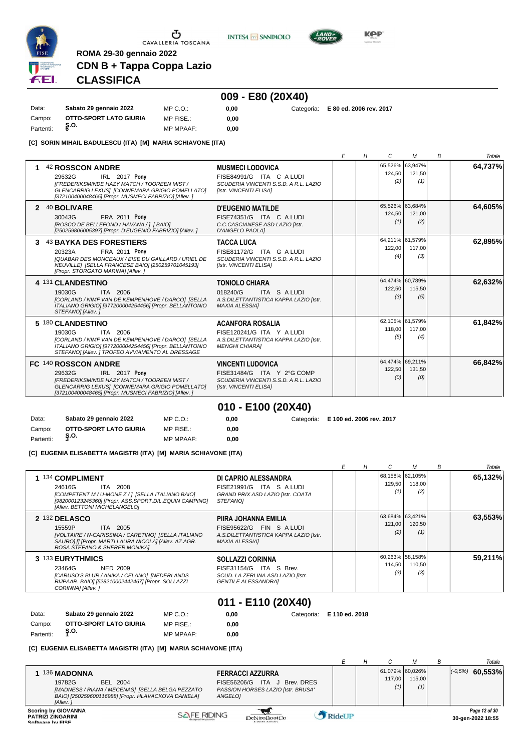ROMA 29-30 gennaio 2022

# CDN B + Tappa Coppa Lazio

## CLASSIFICA

## 009 - E80 (20X40)

Data: Sabato 29 gennaio 2022 MP C.O.: 0,00 Categoria: E 80 ed. 2006 rev. 2017
Campo: OTTO-SPORT LATO GIURIA S.O. MP FISE.: 0,00
Partenti: 6 MP MPAAF: 0,00

**[C] SORIN MIHAIL BADULESCU (ITA) [M] MARIA SCHIAVONE (ITA)**

| | Cavallo | Cavaliere | E | H | C | M | B | Totale |
|---|---|---|---|---|---|---|---|---|
| 1 | 42 **ROSSCON ANDRE** 29632G IRL 2017 **Pony** *[FREDERIKSMINDE HAZY MATCH / TOOREEN MIST / GLENCARRIG LEXUS] [CONNEMARA GRIGIO POMELLATO] [372100400048465] [Propr. MUSMECI FABRIZIO] [Allev. ]* | **MUSMECI LODOVICA** FISE84991/G ITA C A LUDI SCUDERIA VINCENTI S.S.D. A R.L. LAZIO *[Istr. VINCENTI ELISA]* | | | 65,526% 124,50 (2) | 63,947% 121,50 (1) | | **64,737%** |
| 2 | 40 **BOLIVARE** 30043G FRA 2011 **Pony** *[ROSCO DE BELLEFOND / HAVANA / ] [ BAIO] [250259806005397] [Propr. D'EUGENIO FABRIZIO] [Allev. ]* | **D'EUGENIO MATILDE** FISE74351/G ITA C A LUDI C.C.CASCIANESE ASD LAZIO *[Istr. D'ANGELO PAOLA]* | | | 65,526% 124,50 (1) | 63,684% 121,00 (2) | | **64,605%** |
| 3 | 43 **BAYKA DES FORESTIERS** 20323A FRA 2011 **Pony** *[QUABAR DES MONCEAUX / EISE DU GAILLARD / URIEL DE NEUVILLE] [SELLA FRANCESE BAIO] [250259701045193] [Propr. STORGATO MARINA] [Allev. ]* | **TACCA LUCA** FISE81172/G ITA G A LUDI SCUDERIA VINCENTI S.S.D. A R.L. LAZIO *[Istr. VINCENTI ELISA]* | | | 64,211% 122,00 (4) | 61,579% 117,00 (3) | | **62,895%** |
| 4 | 131 **CLANDESTINO** 19030G ITA 2006 *[CORLAND / NIMF VAN DE KEMPENHOVE / DARCO] [SELLA ITALIANO GRIGIO] [977200004254456] [Propr. BELLANTONIO STEFANO] [Allev. ]* | **TONIOLO CHIARA** 018240/G ITA S A LUDI A.S.DILETTANTISTICA KAPPA LAZIO *[Istr. MAXIA ALESSIA]* | | | 64,474% 122,50 (3) | 60,789% 115,50 (5) | | **62,632%** |
| 5 | 180 **CLANDESTINO** 19030G ITA 2006 *[CORLAND / NIMF VAN DE KEMPENHOVE / DARCO] [SELLA ITALIANO GRIGIO] [977200004254456] [Propr. BELLANTONIO STEFANO] [Allev. ] TROFEO AVVIAMENTO AL DRESSAGE* | **ACANFORA ROSALIA** FISE120241/G ITA Y A LUDI A.S.DILETTANTISTICA KAPPA LAZIO *[Istr. MENGHI CHIARA]* | | | 62,105% 118,00 (5) | 61,579% 117,00 (4) | | **61,842%** |
| FC | 140 **ROSSCON ANDRE** 29632G IRL 2017 **Pony** *[FREDERIKSMINDE HAZY MATCH / TOOREEN MIST / GLENCARRIG LEXUS] [CONNEMARA GRIGIO POMELLATO] [372100400048465] [Propr. MUSMECI FABRIZIO] [Allev. ]* | **VINCENTI LUDOVICA** FISE31484/G ITA Y 2°G COMP SCUDERIA VINCENTI S.S.D. A R.L. LAZIO *[Istr. VINCENTI ELISA]* | | | 64,474% 122,50 (0) | 69,211% 131,50 (0) | | **66,842%** |

## 010 - E100 (20X40)

Data: Sabato 29 gennaio 2022 MP C.O.: 0,00 Categoria: E 100 ed. 2006 rev. 2017
Campo: OTTO-SPORT LATO GIURIA S.O. MP FISE.: 0,00
Partenti: 3 MP MPAAF: 0,00

**[C] EUGENIA ELISABETTA MAGISTRI (ITA) [M] MARIA SCHIAVONE (ITA)**

| | Cavallo | Cavaliere | E | H | C | M | B | Totale |
|---|---|---|---|---|---|---|---|---|
| 1 | 134 **COMPLIMENT** 24616G ITA 2008 *[COMPETENT M / U-MONE Z / ] [SELLA ITALIANO BAIO] [982000123245360] [Propr. ASS.SPORT.DIL.EQUIN CAMPING] [Allev. BETTONI MICHELANGELO]* | **DI CAPRIO ALESSANDRA** FISE21991/G ITA S A LUDI GRAND PRIX ASD LAZIO *[Istr. COATA STEFANO]* | | | 68,158% 129,50 (1) | 62,105% 118,00 (2) | | **65,132%** |
| 2 | 132 **DELASCO** 15559P ITA 2005 *[VOLTAIRE / N-CARISSIMA / CARETINO] [SELLA ITALIANO SAURO] [] [Propr. MARTI LAURA NICOLA] [Allev. AZ.AGR. ROSA STEFANO & SHERER MONIKA]* | **PIIRA JOHANNA EMILIA** FISE95622/G FIN S A LUDI A.S.DILETTANTISTICA KAPPA LAZIO *[Istr. MAXIA ALESSIA]* | | | 63,684% 121,00 (2) | 63,421% 120,50 (1) | | **63,553%** |
| 3 | 133 **EURYTHMICS** 23464G NED 2009 *[CARUSO'S BLUR / ANIKA / CELANO] [NEDERLANDS RIJPAAR. BAIO] [528210002442467] [Propr. SOLLAZZI CORINNA] [Allev. ]* | **SOLLAZZI CORINNA** FISE31154/G ITA S Brev. SCUD. LA ZERLINA ASD LAZIO *[Istr. GENTILE ALESSANDRA]* | | | 60,263% 114,50 (3) | 58,158% 110,50 (3) | | **59,211%** |

## 011 - E110 (20X40)

Data: Sabato 29 gennaio 2022 MP C.O.: 0,00 Categoria: E 110 ed. 2018
Campo: OTTO-SPORT LATO GIURIA S.O. MP FISE.: 0,00
Partenti: 1 MP MPAAF: 0,00

**[C] EUGENIA ELISABETTA MAGISTRI (ITA) [M] MARIA SCHIAVONE (ITA)**

| | Cavallo | Cavaliere | E | H | C | M | B | Totale |
|---|---|---|---|---|---|---|---|---|
| 1 | 136 **MADONNA** 19782G BEL 2004 *[MADNESS / RIANA / MECENAS] [SELLA BELGA PEZZATO BAIO] [250259600116988] [Propr. HLAVACKOVA DANIELA] [Allev. ]* | **FERRACCI AZZURRA** FISE56206/G ITA J Brev. DRES PASSION HORSES LAZIO *[Istr. BRUSA' ANGELO]* | | | 61,079% 117,00 (1) | 60,026% 115,00 (1) | | *(-0,5%)* **60,553%** |

Scoring by GIOVANNA PATRIZI ZINGARINI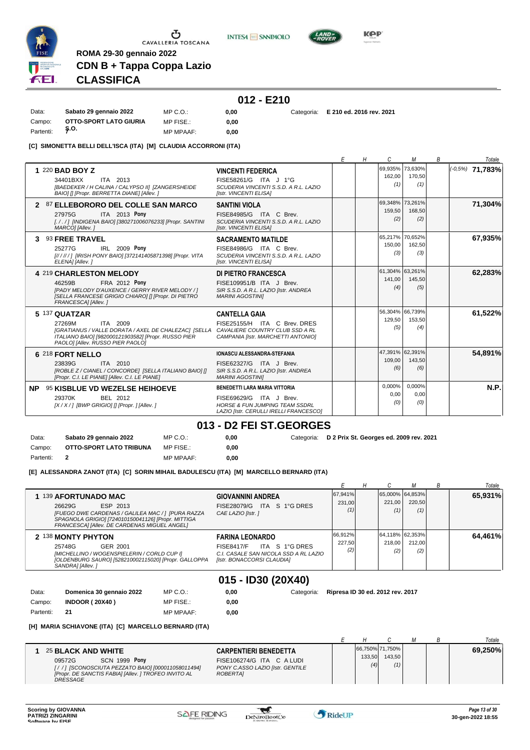ROMA 29-30 gennaio 2022

# CDN B + Tappa Coppa Lazio

## CLASSIFICA

## 012 - E210

| | | | | | |
|---|---|---|---|---|---|
| Data: | Sabato 29 gennaio 2022 | MP C.O.: | 0,00 | Categoria: | E 210 ed. 2016 rev. 2021 |
| Campo: | OTTO-SPORT LATO GIURIA | MP FISE.: | 0,00 | | |
| Partenti: | 7 S.O. | MP MPAAF: | 0,00 | | |

**[C] SIMONETTA BELLI DELL'ISCA (ITA) [M] CLAUDIA ACCORRONI (ITA)**

| | Cavallo | Cavaliere | E | H | C | M | B | Totale |
|---|---|---|---|---|---|---|---|---|
| 1 | 220 **BAD BOY Z** 34401BXX ITA 2013 *[BAEDEKER / H CALINA / CALYPSO II] [ZANGERSHEIDE BAIO] [] [Propr. BERRETTA DIANE] [Allev. ]* | **VINCENTI FEDERICA** FISE58261/G ITA J 1°G *SCUDERIA VINCENTI S.S.D. A R.L. LAZIO [Istr. VINCENTI ELISA]* | | | 69,935% 162,00 (1) | 73,630% 170,50 (1) | | (-0,5%) **71,783%** |
| 2 | 87 **ELLEBORORO DEL COLLE SAN MARCO** 27975G ITA 2013 Pony *[. / . / ] [INDIGENA BAIO] [380271006076233] [Propr. SANTINI MARCO] [Allev. ]* | **SANTINI VIOLA** FISE84985/G ITA C Brev. *SCUDERIA VINCENTI S.S.D. A R.L. LAZIO [Istr. VINCENTI ELISA]* | | | 69,348% 159,50 (2) | 73,261% 168,50 (2) | | **71,304%** |
| 3 | 93 **FREE TRAVEL** 25277G IRL 2009 Pony *[/ / / / ] [IRISH PONY BAIO] [372141405871398] [Propr. VITA ELENA] [Allev. ]* | **SACRAMENTO MATILDE** FISE84986/G ITA C Brev. *SCUDERIA VINCENTI S.S.D. A R.L. LAZIO [Istr. VINCENTI ELISA]* | | | 65,217% 150,00 (3) | 70,652% 162,50 (3) | | **67,935%** |
| 4 | 219 **CHARLESTON MELODY** 46259B FRA 2012 Pony *[PADY MELODY D'AUXENCE / GERRY RIVER MELODY / ] [SELLA FRANCESE GRIGIO CHIARO] [] [Propr. DI PIETRO FRANCESCA] [Allev. ]* | **DI PIETRO FRANCESCA** FISE109951/B ITA J Brev. *SIR S.S.D. A R.L. LAZIO [Istr. ANDREA MARINI AGOSTINI]* | | | 61,304% 141,00 (4) | 63,261% 145,50 (5) | | **62,283%** |
| 5 | 137 **QUATZAR** 27269M ITA 2009 *[GRATIANUS / VALLE DORATA / AXEL DE CHALEZAC] [SELLA ITALIANO BAIO] [982000121903582] [Propr. RUSSO PIER PAOLO] [Allev. RUSSO PIER PAOLO]* | **CANTELLA GAIA** FISE25155/H ITA C Brev. DRES *CAVALIERE COUNTRY CLUB SSD A RL CAMPANIA [Istr. MARCHETTI ANTONIO]* | | | 56,304% 129,50 (5) | 66,739% 153,50 (4) | | **61,522%** |
| 6 | 218 **FORT NELLO** 23839G ITA 2010 *[ROBLE Z / CIANEL / CONCORDE] [SELLA ITALIANO BAIO] [] [Propr. C.I. LE PIANE] [Allev. C.I. LE PIANE]* | **IONASCU ALESSANDRA-STEFANIA** FISE62327/G ITA J Brev. *SIR S.S.D. A R.L. LAZIO [Istr. ANDREA MARINI AGOSTINI]* | | | 47,391% 109,00 (6) | 62,391% 143,50 (6) | | **54,891%** |
| NP | 95 **KISBLUE VD WEZELSE HEIHOEVE** 29370K BEL 2012 *[X / X / ] [BWP GRIGIO] [] [Propr. ] [Allev. ]* | **BENEDETTI LARA MARIA VITTORIA** FISE69629/G ITA J Brev. *HORSE & FUN JUMPING TEAM SSDRL LAZIO [Istr. CERULLI IRELLI FRANCESCO]* | | | 0,000% 0,00 (0) | 0,000% 0,00 (0) | | **N.P.** |

## 013 - D2 FEI ST.GEORGES

| | | | | | |
|---|---|---|---|---|---|
| Data: | Sabato 29 gennaio 2022 | MP C.O.: | 0,00 | Categoria: | D 2 Prix St. Georges ed. 2009 rev. 2021 |
| Campo: | OTTO-SPORT LATO TRIBUNA | MP FISE.: | 0,00 | | |
| Partenti: | 2 | MP MPAAF: | 0,00 | | |

**[E] ALESSANDRA ZANOT (ITA) [C] SORIN MIHAIL BADULESCU (ITA) [M] MARCELLO BERNARD (ITA)**

| | Cavallo | Cavaliere | E | H | C | M | B | Totale |
|---|---|---|---|---|---|---|---|---|
| 1 | 139 **AFORTUNADO MAC** 26629G ESP 2013 *[FUEGO DWE CARDENAS / GALILEA MAC / ] [PURA RAZZA SPAGNOLA GRIGIO] [724010150041126] [Propr. MITTIGA FRANCESCA] [Allev. DE CARDENAS MIGUEL ANGEL]* | **GIOVANNINI ANDREA** FISE28079/G ITA S 1°G DRES *CAE LAZIO [Istr. ]* | 67,941% 231,00 (1) | | 65,000% 221,00 (1) | 64,853% 220,50 (1) | | **65,931%** |
| 2 | 138 **MONTY PHYTON** 25748G GER 2001 *[MICHELLINO / WOGENSPIELERIN / CORLD CUP I] [OLDENBURG SAURO] [528210002115020] [Propr. GALLOPPA SANDRA] [Allev. ]* | **FARINA LEONARDO** FISE8417/F ITA S 1°G DRES *C.I. CASALE SAN NICOLA SSD A RL LAZIO [Istr. BONACCORSI CLAUDIA]* | 66,912% 227,50 (2) | | 64,118% 218,00 (2) | 62,353% 212,00 (2) | | **64,461%** |

## 015 - ID30 (20X40)

| | | | | | |
|---|---|---|---|---|---|
| Data: | Domenica 30 gennaio 2022 | MP C.O.: | 0,00 | Categoria: | Ripresa ID 30 ed. 2012 rev. 2017 |
| Campo: | INDOOR ( 20X40 ) | MP FISE.: | 0,00 | | |
| Partenti: | 21 | MP MPAAF: | 0,00 | | |

**[H] MARIA SCHIAVONE (ITA) [C] MARCELLO BERNARD (ITA)**

| | Cavallo | Cavaliere | E | H | C | M | B | Totale |
|---|---|---|---|---|---|---|---|---|
| 1 | 25 **BLACK AND WHITE** 09572G SCN 1999 Pony *[ / / ] [SCONOSCIUTA PEZZATO BAIO] [000011058011494] [Propr. DE SANCTIS FABIA] [Allev. ] TROFEO INVITO AL DRESSAGE* | **CARPENTIERI BENEDETTA** FISE106274/G ITA C A LUDI *PONY C.ASSO LAZIO [Istr. GENTILE ROBERTA]* | | 66,750% 133,50 (4) | 71,750% 143,50 (1) | | | **69,250%** |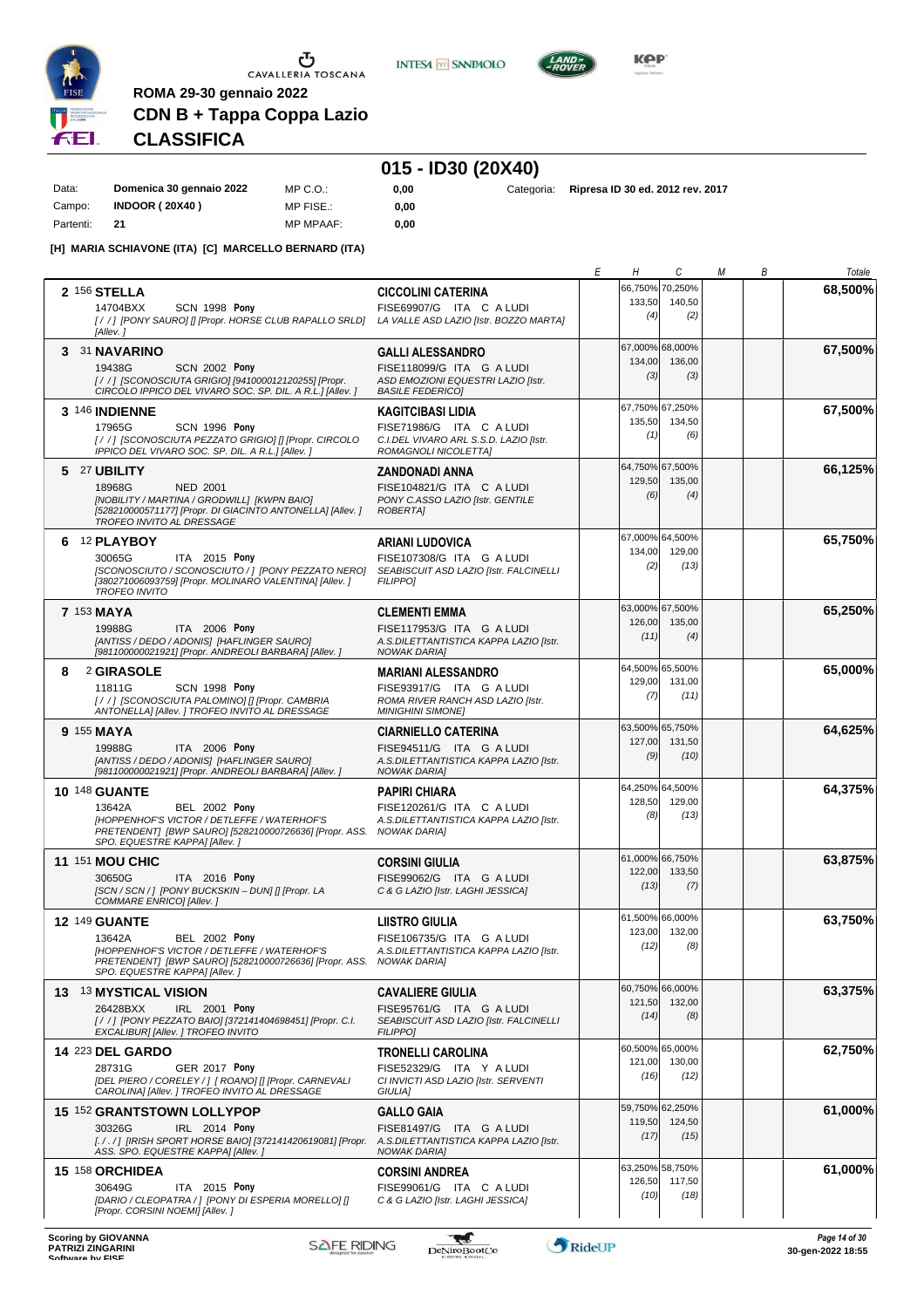ROMA 29-30 gennaio 2022

**CDN B + Tappa Coppa Lazio**

**CLASSIFICA**

## 015 - ID30 (20X40)

| Data: | Domenica 30 gennaio 2022 | MP C.O.: | 0,00 | Categoria: | Ripresa ID 30 ed. 2012 rev. 2017 |
|---|---|---|---|---|---|
| Campo: | INDOOR ( 20X40 ) | MP FISE.: | 0,00 | | |
| Partenti: | 21 | MP MPAAF: | 0,00 | | |

**[H] MARIA SCHIAVONE (ITA) [C] MARCELLO BERNARD (ITA)**

| Pos. | Cavallo | Cavaliere | E | H | C | M | B | Totale |
|---|---|---|---|---|---|---|---|---|
| 2 | 156 **STELLA** 14704BXX SCN 1998 **Pony** [ / / ] [PONY SAURO] [] [Propr. HORSE CLUB RAPALLO SRLD] [Allev. ] | **CICCOLINI CATERINA** FISE69907/G ITA C A LUDI LA VALLE ASD LAZIO [Istr. BOZZO MARTA] | | 66,750% 133,50 (4) | 70,250% 140,50 (2) | | | **68,500%** |
| 3 | 31 **NAVARINO** 19438G SCN 2002 **Pony** [ / / ] [SCONOSCIUTA GRIGIO] [941000012120255] [Propr. CIRCOLO IPPICO DEL VIVARO SOC. SP. DIL. A R.L.] [Allev. ] | **GALLI ALESSANDRO** FISE118099/G ITA G A LUDI ASD EMOZIONI EQUESTRI LAZIO [Istr. BASILE FEDERICO] | | 67,000% 134,00 (3) | 68,000% 136,00 (3) | | | **67,500%** |
| 3 | 146 **INDIENNE** 17965G SCN 1996 **Pony** [ / / ] [SCONOSCIUTA PEZZATO GRIGIO] [] [Propr. CIRCOLO IPPICO DEL VIVARO SOC. SP. DIL. A R.L.] [Allev. ] | **KAGITCIBASI LIDIA** FISE71986/G ITA C A LUDI C.I.DEL VIVARO ARL S.S.D. LAZIO [Istr. ROMAGNOLI NICOLETTA] | | 67,750% 135,50 (1) | 67,250% 134,50 (6) | | | **67,500%** |
| 5 | 27 **UBILITY** 18968G NED 2001 [NOBILITY / MARTINA / GRODWILL] [KWPN BAIO] [528210000571177] [Propr. DI GIACINTO ANTONELLA] [Allev. ] TROFEO INVITO AL DRESSAGE | **ZANDONADI ANNA** FISE104821/G ITA C A LUDI PONY C.ASSO LAZIO [Istr. GENTILE ROBERTA] | | 64,750% 129,50 (6) | 67,500% 135,00 (4) | | | **66,125%** |
| 6 | 12 **PLAYBOY** 30065G ITA 2015 **Pony** [SCONOSCIUTO / SCONOSCIUTO / ] [PONY PEZZATO NERO] [380271006093759] [Propr. MOLINARO VALENTINA] [Allev. ] TROFEO INVITO | **ARIANI LUDOVICA** FISE107308/G ITA G A LUDI SEABISCUIT ASD LAZIO [Istr. FALCINELLI FILIPPO] | | 67,000% 134,00 (2) | 64,500% 129,00 (13) | | | **65,750%** |
| 7 | 153 **MAYA** 19988G ITA 2006 **Pony** [ANTISS / DEDO / ADONIS] [HAFLINGER SAURO] [981100000021921] [Propr. ANDREOLI BARBARA] [Allev. ] | **CLEMENTI EMMA** FISE117953/G ITA G A LUDI A.S.DILETTANTISTICA KAPPA LAZIO [Istr. NOWAK DARIA] | | 63,000% 126,00 (11) | 67,500% 135,00 (4) | | | **65,250%** |
| 8 | 2 **GIRASOLE** 11811G SCN 1998 **Pony** [ / / ] [SCONOSCIUTA PALOMINO] [] [Propr. CAMBRIA ANTONELLA] [Allev. ] TROFEO INVITO AL DRESSAGE | **MARIANI ALESSANDRO** FISE93917/G ITA G A LUDI ROMA RIVER RANCH ASD LAZIO [Istr. MINIGHINI SIMONE] | | 64,500% 129,00 (7) | 65,500% 131,00 (11) | | | **65,000%** |
| 9 | 155 **MAYA** 19988G ITA 2006 **Pony** [ANTISS / DEDO / ADONIS] [HAFLINGER SAURO] [981100000021921] [Propr. ANDREOLI BARBARA] [Allev. ] | **CIARNIELLO CATERINA** FISE94511/G ITA G A LUDI A.S.DILETTANTISTICA KAPPA LAZIO [Istr. NOWAK DARIA] | | 63,500% 127,00 (9) | 65,750% 131,50 (10) | | | **64,625%** |
| 10 | 148 **GUANTE** 13642A BEL 2002 **Pony** [HOPPENHOF'S VICTOR / DETLEFFE / WATERHOF'S PRETENDENT] [BWP SAURO] [528210000726636] [Propr. ASS. SPO. EQUESTRE KAPPA] [Allev. ] | **PAPIRI CHIARA** FISE120261/G ITA C A LUDI A.S.DILETTANTISTICA KAPPA LAZIO [Istr. NOWAK DARIA] | | 64,250% 128,50 (8) | 64,500% 129,00 (13) | | | **64,375%** |
| 11 | 151 **MOU CHIC** 30650G ITA 2016 **Pony** [SCN / SCN / ] [PONY BUCKSKIN – DUN] [] [Propr. LA COMMARE ENRICO] [Allev. ] | **CORSINI GIULIA** FISE99062/G ITA G A LUDI C & G LAZIO [Istr. LAGHI JESSICA] | | 61,000% 122,00 (13) | 66,750% 133,50 (7) | | | **63,875%** |
| 12 | 149 **GUANTE** 13642A BEL 2002 **Pony** [HOPPENHOF'S VICTOR / DETLEFFE / WATERHOF'S PRETENDENT] [BWP SAURO] [528210000726636] [Propr. ASS. SPO. EQUESTRE KAPPA] [Allev. ] | **LIISTRO GIULIA** FISE106735/G ITA G A LUDI A.S.DILETTANTISTICA KAPPA LAZIO [Istr. NOWAK DARIA] | | 61,500% 123,00 (12) | 66,000% 132,00 (8) | | | **63,750%** |
| 13 | 13 **MYSTICAL VISION** 26428BXX IRL 2001 **Pony** [ / / ] [PONY PEZZATO BAIO] [372141404698451] [Propr. C.I. EXCALIBUR] [Allev. ] TROFEO INVITO | **CAVALIERE GIULIA** FISE95761/G ITA G A LUDI SEABISCUIT ASD LAZIO [Istr. FALCINELLI FILIPPO] | | 60,750% 121,50 (14) | 66,000% 132,00 (8) | | | **63,375%** |
| 14 | 223 **DEL GARDO** 28731G GER 2017 **Pony** [DEL PIERO / CORELEY / ] [ ROANO] [] [Propr. CARNEVALI CAROLINA] [Allev. ] TROFEO INVITO AL DRESSAGE | **TRONELLI CAROLINA** FISE52329/G ITA Y A LUDI CI INVICTI ASD LAZIO [Istr. SERVENTI GIULIA] | | 60,500% 121,00 (16) | 65,000% 130,00 (12) | | | **62,750%** |
| 15 | 152 **GRANTSTOWN LOLLYPOP** 30326G IRL 2014 **Pony** [. / . / ] [IRISH SPORT HORSE BAIO] [372141420619081] [Propr. ASS. SPO. EQUESTRE KAPPA] [Allev. ] | **GALLO GAIA** FISE81497/G ITA G A LUDI A.S.DILETTANTISTICA KAPPA LAZIO [Istr. NOWAK DARIA] | | 59,750% 119,50 (17) | 62,250% 124,50 (15) | | | **61,000%** |
| 15 | 158 **ORCHIDEA** 30649G ITA 2015 **Pony** [DARIO / CLEOPATRA / ] [PONY DI ESPERIA MORELLO] [] [Propr. CORSINI NOEMI] [Allev. ] | **CORSINI ANDREA** FISE99061/G ITA C A LUDI C & G LAZIO [Istr. LAGHI JESSICA] | | 63,250% 126,50 (10) | 58,750% 117,50 (18) | | | **61,000%** |

Scoring by GIOVANNA PATRIZI ZINGARINI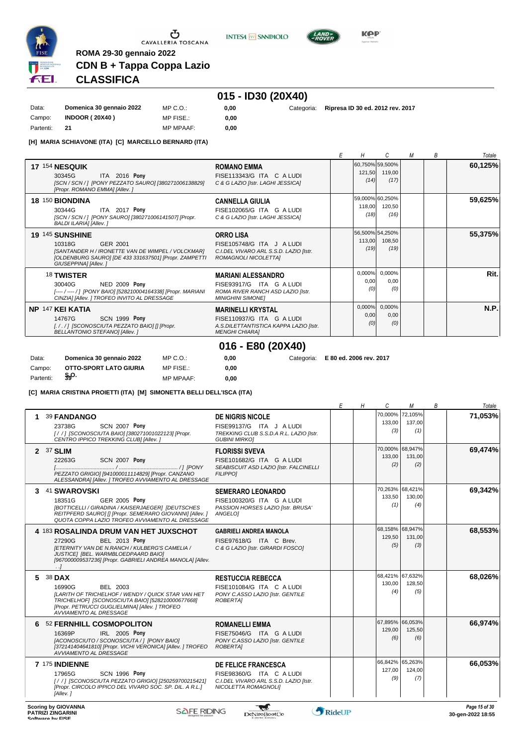ROMA 29-30 gennaio 2022

CDN B + Tappa Coppa Lazio

# CLASSIFICA

## 015 - ID30 (20X40)

| | | | | | |
|---|---|---|---|---|---|
| Data: | Domenica 30 gennaio 2022 | MP C.O.: | 0,00 | Categoria: | Ripresa ID 30 ed. 2012 rev. 2017 |
| Campo: | INDOOR ( 20X40 ) | MP FISE.: | 0,00 | | |
| Partenti: | 21 | MP MPAAF: | 0,00 | | |

**[H] MARIA SCHIAVONE (ITA) [C] MARCELLO BERNARD (ITA)**

| Pos. | Cavallo | Cavaliere | E | H | C | M | B | Totale |
|---|---|---|---|---|---|---|---|---|
| 17 | 154 **NESQUIK** 30345G ITA 2016 **Pony** *[SCN / SCN / ] [PONY PEZZATO SAURO] [380271006138829] [Propr. ROMANO EMMA] [Allev. ]* | **ROMANO EMMA** FISE113343/G ITA C A LUDI *C & G LAZIO [Istr. LAGHI JESSICA]* | | 60,750% 121,50 (14) | 59,500% 119,00 (17) | | | **60,125%** |
| 18 | 150 **BIONDINA** 30344G ITA 2017 **Pony** *[SCN / SCN / ] [PONY SAURO] [380271006141507] [Propr. BALDI ILARIA] [Allev. ]* | **CANNELLA GIULIA** FISE102065/G ITA G A LUDI *C & G LAZIO [Istr. LAGHI JESSICA]* | | 59,000% 118,00 (18) | 60,250% 120,50 (16) | | | **59,625%** |
| 19 | 145 **SUNSHINE** 10318G GER 2001 *[SANTANDER H / IRONETTE VAN DE WIMPEL / VOLCKMAR] [OLDENBURG SAURO] [DE 433 331637501] [Propr. ZAMPETTI GIUSEPPINA] [Allev. ]* | **ORRO LISA** FISE105748/G ITA J A LUDI *C.I.DEL VIVARO ARL S.S.D. LAZIO [Istr. ROMAGNOLI NICOLETTA]* | | 56,500% 113,00 (19) | 54,250% 108,50 (19) | | | **55,375%** |
| | 18 **TWISTER** 30040G NED 2009 **Pony** *[---- / ---- / ] [PONY BAIO] [528210004164338] [Propr. MARIANI CINZIA] [Allev. ] TROFEO INVITO AL DRESSAGE* | **MARIANI ALESSANDRO** FISE93917/G ITA G A LUDI *ROMA RIVER RANCH ASD LAZIO [Istr. MINIGHINI SIMONE]* | | 0,000% 0,00 (0) | 0,000% 0,00 (0) | | | **Rit.** |
| NP | 147 **KEI KATIA** 14767G SCN 1999 **Pony** *[ / . / ] [SCONOSCIUTA PEZZATO BAIO] [] [Propr. BELLANTONIO STEFANO] [Allev. ]* | **MARINELLI KRYSTAL** FISE110937/G ITA G A LUDI *A.S.DILETTANTISTICA KAPPA LAZIO [Istr. MENGHI CHIARA]* | | 0,000% 0,00 (0) | 0,000% 0,00 (0) | | | **N.P.** |

## 016 - E80 (20X40)

| | | | | | |
|---|---|---|---|---|---|
| Data: | Domenica 30 gennaio 2022 | MP C.O.: | 0,00 | Categoria: | E 80 ed. 2006 rev. 2017 |
| Campo: | OTTO-SPORT LATO GIURIA S.O. | MP FISE.: | 0,00 | | |
| Partenti: | 39 | MP MPAAF: | 0,00 | | |

**[C] MARIA CRISTINA PROIETTI (ITA) [M] SIMONETTA BELLI DELL'ISCA (ITA)**

| Pos. | Cavallo | Cavaliere | E | H | C | M | B | Totale |
|---|---|---|---|---|---|---|---|---|
| 1 | 39 **FANDANGO** 23738G SCN 2007 **Pony** *[ / / ] [SCONOSCIUTA BAIO] [380271001022123] [Propr. CENTRO IPPICO TREKKING CLUB] [Allev. ]* | **DE NIGRIS NICOLE** FISE99137/G ITA J A LUDI *TREKKING CLUB S.S.D.A R.L. LAZIO [Istr. GUBINI MIRKO]* | | | 70,000% 133,00 (3) | 72,105% 137,00 (1) | | **71,053%** |
| 2 | 37 **SLIM** 22263G SCN 2007 **Pony** *[........................................ / ........................................ / ] [PONY PEZZATO GRIGIO] [941000011114829] [Propr. CANZANO ALESSANDRA] [Allev. ] TROFEO AVVIAMENTO AL DRESSAGE* | **FLORISSI SVEVA** FISE101682/G ITA G A LUDI *SEABISCUIT ASD LAZIO [Istr. FALCINELLI FILIPPO]* | | | 70,000% 133,00 (2) | 68,947% 131,00 (2) | | **69,474%** |
| 3 | 41 **SWAROVSKI** 18351G GER 2005 **Pony** *[BOTTICELLI / GIRADINA / KAISERJAEGER] [DEUTSCHES REITPFERD SAURO] [] [Propr. SEMERARO GIOVANNI] [Allev. ] QUOTA COPPA LAZIO TROFEO AVVIAMENTO AL DRESSAGE* | **SEMERARO LEONARDO** FISE100320/G ITA G A LUDI *PASSION HORSES LAZIO [Istr. BRUSA' ANGELO]* | | | 70,263% 133,50 (1) | 68,421% 130,00 (4) | | **69,342%** |
| 4 | 183 **ROSALINDA DRUM VAN HET JUXSCHOT** 27290G BEL 2013 **Pony** *[ETERNITY VAN DE N.RANCH / KULBERG'S CAMELIA / JUSTICE] [BEL. WARMBLOEDPAARD BAIO] [967000009537236] [Propr. GABRIELI ANDREA MANOLA] [Allev. . ..]* | **GABRIELI ANDREA MANOLA** FISE97618/G ITA C Brev. *C & G LAZIO [Istr. GIRARDI FOSCO]* | | | 68,158% 129,50 (5) | 68,947% 131,00 (3) | | **68,553%** |
| 5 | 38 **DAX** 16990G BEL 2003 *[LARITH OF TRICHELHOF / WENDY / QUICK STAR VAN HET TRICHELHOF] [SCONOSCIUTA BAIO] [528210000677668] [Propr. PETRUCCI GUGLIELMINA] [Allev. ] TROFEO AVVIAMENTO AL DRESSAGE* | **RESTUCCIA REBECCA** FISE101084/G ITA C A LUDI *PONY C.ASSO LAZIO [Istr. GENTILE ROBERTA]* | | | 68,421% 130,00 (4) | 67,632% 128,50 (5) | | **68,026%** |
| 6 | 52 **FERNHILL COSMOPOLITON** 16369P IRL 2005 **Pony** *[ACONOSCIUTO / SCONOSCIUTA / ] [PONY BAIO] [372141404641810] [Propr. VICHI VERONICA] [Allev. ] TROFEO AVVIAMENTO AL DRESSAGE* | **ROMANELLI EMMA** FISE75046/G ITA G A LUDI *PONY C.ASSO LAZIO [Istr. GENTILE ROBERTA]* | | | 67,895% 129,00 (6) | 66,053% 125,50 (6) | | **66,974%** |
| 7 | 175 **INDIENNE** 17965G SCN 1996 **Pony** *[ / / ] [SCONOSCIUTA PEZZATO GRIGIO] [250259700215421] [Propr. CIRCOLO IPPICO DEL VIVARO SOC. SP. DIL. A R.L.] [Allev. ]* | **DE FELICE FRANCESCA** FISE98360/G ITA C A LUDI *C.I.DEL VIVARO ARL S.S.D. LAZIO [Istr. NICOLETTA ROMAGNOLI]* | | | 66,842% 127,00 (9) | 65,263% 124,00 (7) | | **66,053%** |

Scoring by GIOVANNA PATRIZI ZINGARINI
Software by FISE

30-gen-2022 18:55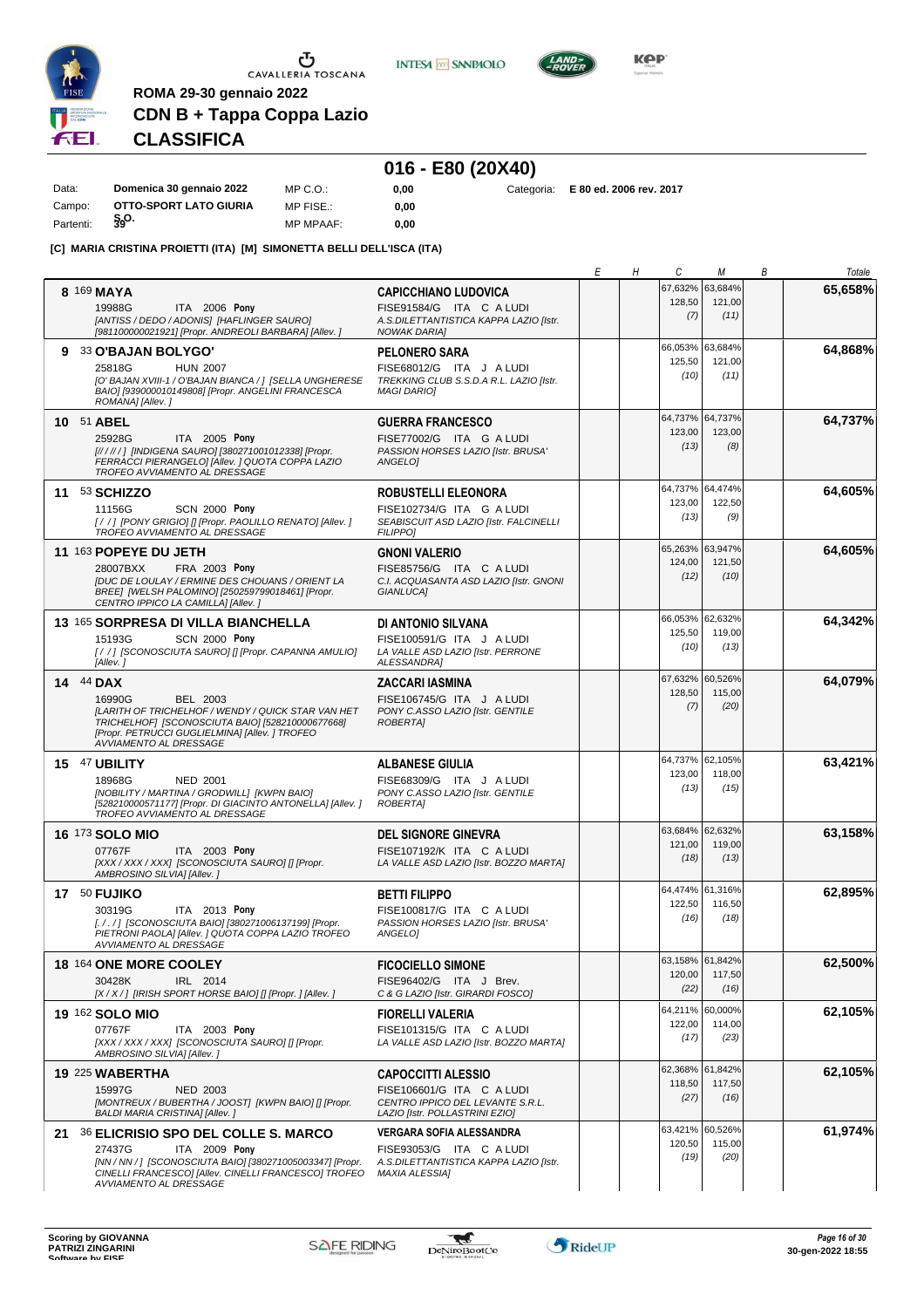CAVALLERIA TOSCANA

**ROMA 29-30 gennaio 2022**

**CDN B + Tappa Coppa Lazio**

## CLASSIFICA

# 016 - E80 (20X40)

| | | | | |
|---|---|---|---|---|
| Data: | **Domenica 30 gennaio 2022** | MP C.O.: | **0,00** | Categoria: **E 80 ed. 2006 rev. 2017** |
| Campo: | **OTTO-SPORT LATO GIURIA** | MP FISE.: | **0,00** | |
| Partenti: | **S.O. 39** | MP MPAAF: | **0,00** | |

**[C] MARIA CRISTINA PROIETTI (ITA) [M] SIMONETTA BELLI DELL'ISCA (ITA)**

| Cl. | Cavallo | Cavaliere | E | H | C | M | B | Totale |
|---|---|---|---|---|---|---|---|---|
| 8 | 169 **MAYA** 19988G ITA 2006 **Pony** *[ANTISS / DEDO / ADONIS] [HAFLINGER SAURO] [981100000021921] [Propr. ANDREOLI BARBARA] [Allev. ]* | **CAPICCHIANO LUDOVICA** FISE91584/G ITA C A LUDI *A.S.DILETTANTISTICA KAPPA LAZIO [Istr. NOWAK DARIA]* | | | 67,632% 128,50 (7) | 63,684% 121,00 (11) | | **65,658%** |
| 9 | 33 **O'BAJAN BOLYGO'** 25818G HUN 2007 *[O' BAJAN XVIII-1 / O'BAJAN BIANCA / ] [SELLA UNGHERESE BAIO] [939000010149808] [Propr. ANGELINI FRANCESCA ROMANA] [Allev. ]* | **PELONERO SARA** FISE68012/G ITA J A LUDI *TREKKING CLUB S.S.D.A R.L. LAZIO [Istr. MAGI DARIO]* | | | 66,053% 125,50 (10) | 63,684% 121,00 (11) | | **64,868%** |
| 10 | 51 **ABEL** 25928G ITA 2005 **Pony** *[/ / / / / ] [INDIGENA SAURO] [380271001012338] [Propr. FERRACCI PIERANGELO] [Allev. ] QUOTA COPPA LAZIO TROFEO AVVIAMENTO AL DRESSAGE* | **GUERRA FRANCESCO** FISE77002/G ITA G A LUDI *PASSION HORSES LAZIO [Istr. BRUSA' ANGELO]* | | | 64,737% 123,00 (13) | 64,737% 123,00 (8) | | **64,737%** |
| 11 | 53 **SCHIZZO** 11156G SCN 2000 **Pony** *[ / / ] [PONY GRIGIO] [] [Propr. PAOLILLO RENATO] [Allev. ] TROFEO AVVIAMENTO AL DRESSAGE* | **ROBUSTELLI ELEONORA** FISE102734/G ITA G A LUDI *SEABISCUIT ASD LAZIO [Istr. FALCINELLI FILIPPO]* | | | 64,737% 123,00 (13) | 64,474% 122,50 (9) | | **64,605%** |
| 11 | 163 **POPEYE DU JETH** 28007BXX FRA 2003 **Pony** *[DUC DE LOULAY / ERMINE DES CHOUANS / ORIENT LA BREE] [WELSH PALOMINO] [250259799018461] [Propr. CENTRO IPPICO LA CAMILLA] [Allev. ]* | **GNONI VALERIO** FISE85756/G ITA C A LUDI *C.I. ACQUASANTA ASD LAZIO [Istr. GNONI GIANLUCA]* | | | 65,263% 124,00 (12) | 63,947% 121,50 (10) | | **64,605%** |
| 13 | 165 **SORPRESA DI VILLA BIANCHELLA** 15193G SCN 2000 **Pony** *[ / / ] [SCONOSCIUTA SAURO] [] [Propr. CAPANNA AMULIO] [Allev. ]* | **DI ANTONIO SILVANA** FISE100591/G ITA J A LUDI *LA VALLE ASD LAZIO [Istr. PERRONE ALESSANDRA]* | | | 66,053% 125,50 (10) | 62,632% 119,00 (13) | | **64,342%** |
| 14 | 44 **DAX** 16990G BEL 2003 *[LARITH OF TRICHELHOF / WENDY / QUICK STAR VAN HET TRICHELHOF] [SCONOSCIUTA BAIO] [528210000677668] [Propr. PETRUCCI GUGLIELMINA] [Allev. ] TROFEO AVVIAMENTO AL DRESSAGE* | **ZACCARI IASMINA** FISE106745/G ITA J A LUDI *PONY C.ASSO LAZIO [Istr. GENTILE ROBERTA]* | | | 67,632% 128,50 (7) | 60,526% 115,00 (20) | | **64,079%** |
| 15 | 47 **UBILITY** 18968G NED 2001 *[NOBILITY / MARTINA / GRODWILL] [KWPN BAIO] [528210000571177] [Propr. DI GIACINTO ANTONELLA] [Allev. ] TROFEO AVVIAMENTO AL DRESSAGE* | **ALBANESE GIULIA** FISE68309/G ITA J A LUDI *PONY C.ASSO LAZIO [Istr. GENTILE ROBERTA]* | | | 64,737% 123,00 (13) | 62,105% 118,00 (15) | | **63,421%** |
| 16 | 173 **SOLO MIO** 07767F ITA 2003 **Pony** *[XXX / XXX / XXX] [SCONOSCIUTA SAURO] [] [Propr. AMBROSINO SILVIA] [Allev. ]* | **DEL SIGNORE GINEVRA** FISE107192/K ITA C A LUDI *LA VALLE ASD LAZIO [Istr. BOZZO MARTA]* | | | 63,684% 121,00 (18) | 62,632% 119,00 (13) | | **63,158%** |
| 17 | 50 **FUJIKO** 30319G ITA 2013 **Pony** *[. / . / ] [SCONOSCIUTA BAIO] [380271006137199] [Propr. PIETRONI PAOLA] [Allev. ] QUOTA COPPA LAZIO TROFEO AVVIAMENTO AL DRESSAGE* | **BETTI FILIPPO** FISE100817/G ITA C A LUDI *PASSION HORSES LAZIO [Istr. BRUSA' ANGELO]* | | | 64,474% 122,50 (16) | 61,316% 116,50 (18) | | **62,895%** |
| 18 | 164 **ONE MORE COOLEY** 30428K IRL 2014 *[X / X / ] [IRISH SPORT HORSE BAIO] [] [Propr. ] [Allev. ]* | **FICOCIELLO SIMONE** FISE96402/G ITA J Brev. *C & G LAZIO [Istr. GIRARDI FOSCO]* | | | 63,158% 120,00 (22) | 61,842% 117,50 (16) | | **62,500%** |
| 19 | 162 **SOLO MIO** 07767F ITA 2003 **Pony** *[XXX / XXX / XXX] [SCONOSCIUTA SAURO] [] [Propr. AMBROSINO SILVIA] [Allev. ]* | **FIORELLI VALERIA** FISE101315/G ITA C A LUDI *LA VALLE ASD LAZIO [Istr. BOZZO MARTA]* | | | 64,211% 122,00 (17) | 60,000% 114,00 (23) | | **62,105%** |
| 19 | 225 **WABERTHA** 15997G NED 2003 *[MONTREUX / BUBERTHA / JOOST] [KWPN BAIO] [] [Propr. BALDI MARIA CRISTINA] [Allev. ]* | **CAPOCCITTI ALESSIO** FISE106601/G ITA C A LUDI *CENTRO IPPICO DEL LEVANTE S.R.L. LAZIO [Istr. POLLASTRINI EZIO]* | | | 62,368% 118,50 (27) | 61,842% 117,50 (16) | | **62,105%** |
| 21 | 36 **ELICRISIO SPO DEL COLLE S. MARCO** 27437G ITA 2009 **Pony** *[NN / NN / ] [SCONOSCIUTA BAIO] [380271005003347] [Propr. CINELLI FRANCESCO] [Allev. CINELLI FRANCESCO] TROFEO AVVIAMENTO AL DRESSAGE* | **VERGARA SOFIA ALESSANDRA** FISE93053/G ITA C A LUDI *A.S.DILETTANTISTICA KAPPA LAZIO [Istr. MAXIA ALESSIA]* | | | 63,421% 120,50 (19) | 60,526% 115,00 (20) | | **61,974%** |

Scoring by GIOVANNA PATRIZI ZINGARINI
Software by FISE

30-gen-2022 18:55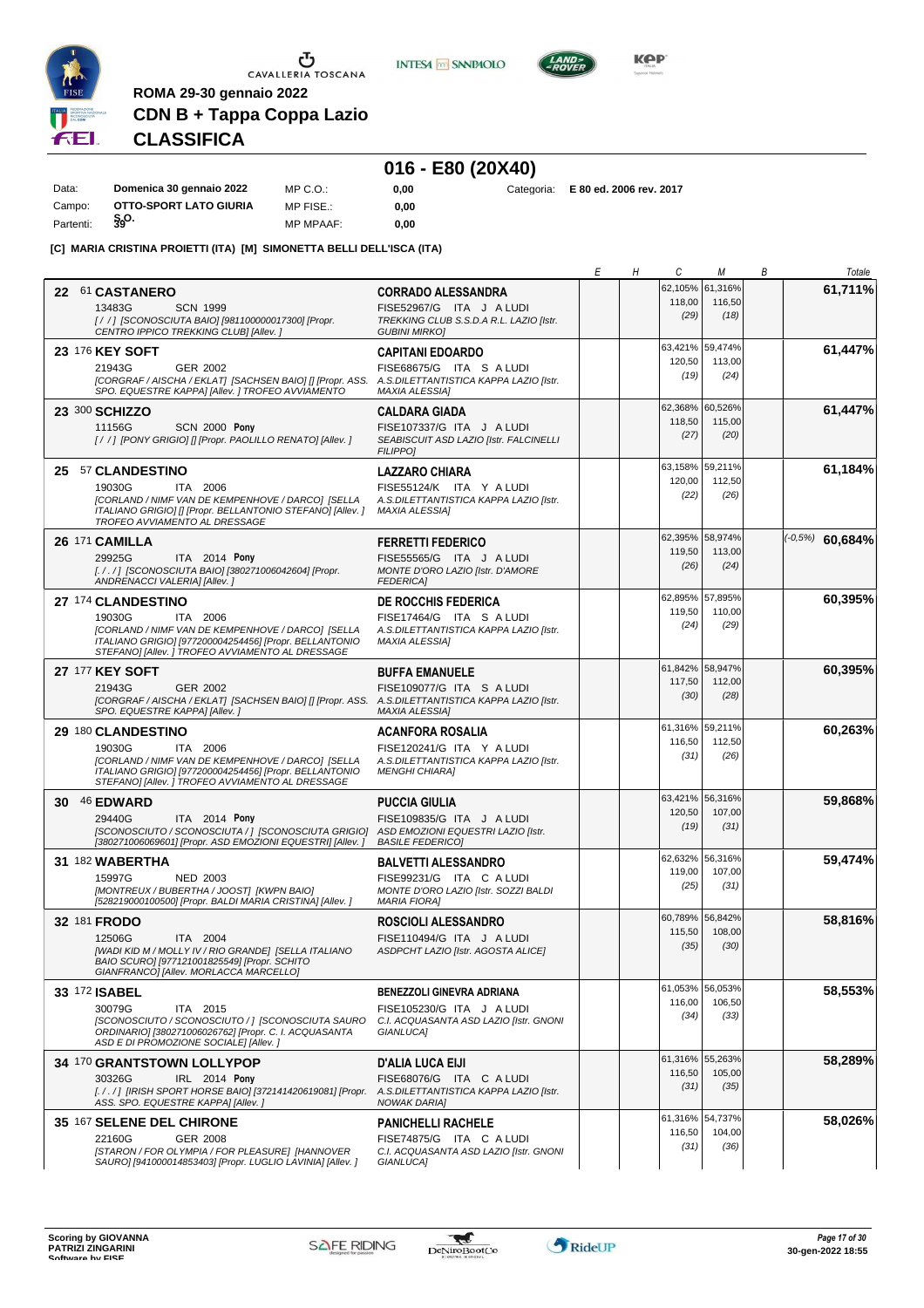ROMA 29-30 gennaio 2022

**CDN B + Tappa Coppa Lazio**

**CLASSIFICA**

## 016 - E80 (20X40)

Data: **Domenica 30 gennaio 2022** MP C.O.: **0,00** Categoria: **E 80 ed. 2006 rev. 2017**

Campo: **OTTO-SPORT LATO GIURIA S.O.** MP FISE.: **0,00**

Partenti: **39** MP MPAAF: **0,00**

**[C] MARIA CRISTINA PROIETTI (ITA) [M] SIMONETTA BELLI DELL'ISCA (ITA)**

| | Cavallo | Cavaliere | E | H | C | M | B | Totale |
|---|---|---|---|---|---|---|---|---|
| 22 | 61 **CASTANERO** 13483G SCN 1999 [ / / ] [SCONOSCIUTA BAIO] [981100000017300] [Propr. CENTRO IPPICO TREKKING CLUB] [Allev. ] | **CORRADO ALESSANDRA** FISE52967/G ITA J A LUDI TREKKING CLUB S.S.D.A R.L. LAZIO [Istr. GUBINI MIRKO] | | | 62,105% 118,00 (29) | 61,316% 116,50 (18) | | **61,711%** |
| 23 | 176 **KEY SOFT** 21943G GER 2002 [CORGRAF / AISCHA / EKLAT] [SACHSEN BAIO] [] [Propr. ASS. SPO. EQUESTRE KAPPA] [Allev. ] TROFEO AVVIAMENTO | **CAPITANI EDOARDO** FISE68675/G ITA S A LUDI A.S.DILETTANTISTICA KAPPA LAZIO [Istr. MAXIA ALESSIA] | | | 63,421% 120,50 (19) | 59,474% 113,00 (24) | | **61,447%** |
| 23 | 300 **SCHIZZO** 11156G SCN 2000 Pony [ / / ] [PONY GRIGIO] [] [Propr. PAOLILLO RENATO] [Allev. ] | **CALDARA GIADA** FISE107337/G ITA J A LUDI SEABISCUIT ASD LAZIO [Istr. FALCINELLI FILIPPO] | | | 62,368% 118,50 (27) | 60,526% 115,00 (20) | | **61,447%** |
| 25 | 57 **CLANDESTINO** 19030G ITA 2006 [CORLAND / NIMF VAN DE KEMPENHOVE / DARCO] [SELLA ITALIANO GRIGIO] [] [Propr. BELLANTONIO STEFANO] [Allev. ] TROFEO AVVIAMENTO AL DRESSAGE | **LAZZARO CHIARA** FISE55124/K ITA Y A LUDI A.S.DILETTANTISTICA KAPPA LAZIO [Istr. MAXIA ALESSIA] | | | 63,158% 120,00 (22) | 59,211% 112,50 (26) | | **61,184%** |
| 26 | 171 **CAMILLA** 29925G ITA 2014 Pony [ / . / ] [SCONOSCIUTA BAIO] [380271006042604] [Propr. ANDRENACCI VALERIA] [Allev. ] | **FERRETTI FEDERICO** FISE55565/G ITA J A LUDI MONTE D'ORO LAZIO [Istr. D'AMORE FEDERICA] | | | 62,395% 119,50 (26) | 58,974% 113,00 (24) | | (-0,5%) **60,684%** |
| 27 | 174 **CLANDESTINO** 19030G ITA 2006 [CORLAND / NIMF VAN DE KEMPENHOVE / DARCO] [SELLA ITALIANO GRIGIO] [977200004254456] [Propr. BELLANTONIO STEFANO] [Allev. ] TROFEO AVVIAMENTO AL DRESSAGE | **DE ROCCHIS FEDERICA** FISE17464/G ITA S A LUDI A.S.DILETTANTISTICA KAPPA LAZIO [Istr. MAXIA ALESSIA] | | | 62,895% 119,50 (24) | 57,895% 110,00 (29) | | **60,395%** |
| 27 | 177 **KEY SOFT** 21943G GER 2002 [CORGRAF / AISCHA / EKLAT] [SACHSEN BAIO] [] [Propr. ASS. SPO. EQUESTRE KAPPA] [Allev. ] | **BUFFA EMANUELE** FISE109077/G ITA S A LUDI A.S.DILETTANTISTICA KAPPA LAZIO [Istr. MAXIA ALESSIA] | | | 61,842% 117,50 (30) | 58,947% 112,00 (28) | | **60,395%** |
| 29 | 180 **CLANDESTINO** 19030G ITA 2006 [CORLAND / NIMF VAN DE KEMPENHOVE / DARCO] [SELLA ITALIANO GRIGIO] [977200004254456] [Propr. BELLANTONIO STEFANO] [Allev. ] TROFEO AVVIAMENTO AL DRESSAGE | **ACANFORA ROSALIA** FISE120241/G ITA Y A LUDI A.S.DILETTANTISTICA KAPPA LAZIO [Istr. MENGHI CHIARA] | | | 61,316% 116,50 (31) | 59,211% 112,50 (26) | | **60,263%** |
| 30 | 46 **EDWARD** 29440G ITA 2014 Pony [SCONOSCIUTO / SCONOSCIUTA / ] [SCONOSCIUTA GRIGIO] [380271006069601] [Propr. ASD EMOZIONI EQUESTRI] [Allev. ] | **PUCCIA GIULIA** FISE109835/G ITA J A LUDI ASD EMOZIONI EQUESTRI LAZIO [Istr. BASILE FEDERICO] | | | 63,421% 120,50 (19) | 56,316% 107,00 (31) | | **59,868%** |
| 31 | 182 **WABERTHA** 15997G NED 2003 [MONTREUX / BUBERTHA / JOOST] [KWPN BAIO] [528219000100500] [Propr. BALDI MARIA CRISTINA] [Allev. ] | **BALVETTI ALESSANDRO** FISE99231/G ITA C A LUDI MONTE D'ORO LAZIO [Istr. SOZZI BALDI MARIA FIORA] | | | 62,632% 119,00 (25) | 56,316% 107,00 (31) | | **59,474%** |
| 32 | 181 **FRODO** 12506G ITA 2004 [WADI KID M / MOLLY IV / RIO GRANDE] [SELLA ITALIANO BAIO SCURO] [977121001825549] [Propr. SCHITO GIANFRANCO] [Allev. MORLACCA MARCELLO] | **ROSCIOLI ALESSANDRO** FISE110494/G ITA J A LUDI ASDPCHT LAZIO [Istr. AGOSTA ALICE] | | | 60,789% 115,50 (35) | 56,842% 108,00 (30) | | **58,816%** |
| 33 | 172 **ISABEL** 30079G ITA 2015 [SCONOSCIUTO / SCONOSCIUTO / ] [SCONOSCIUTA SAURO ORDINARIO] [380271006026762] [Propr. C. I. ACQUASANTA ASD E DI PROMOZIONE SOCIALE] [Allev. ] | **BENEZZOLI GINEVRA ADRIANA** FISE105230/G ITA J A LUDI C.I. ACQUASANTA ASD LAZIO [Istr. GNONI GIANLUCA] | | | 61,053% 116,00 (34) | 56,053% 106,50 (33) | | **58,553%** |
| 34 | 170 **GRANTSTOWN LOLLYPOP** 30326G IRL 2014 Pony [ / . / ] [IRISH SPORT HORSE BAIO] [372141420619081] [Propr. ASS. SPO. EQUESTRE KAPPA] [Allev. ] | **D'ALIA LUCA EIJI** FISE68076/G ITA C A LUDI A.S.DILETTANTISTICA KAPPA LAZIO [Istr. NOWAK DARIA] | | | 61,316% 116,50 (31) | 55,263% 105,00 (35) | | **58,289%** |
| 35 | 167 **SELENE DEL CHIRONE** 22160G GER 2008 [STARON / FOR OLYMPIA / FOR PLEASURE] [HANNOVER SAURO] [941000014853403] [Propr. LUGLIO LAVINIA] [Allev. ] | **PANICHELLI RACHELE** FISE74875/G ITA C A LUDI C.I. ACQUASANTA ASD LAZIO [Istr. GNONI GIANLUCA] | | | 61,316% 116,50 (31) | 54,737% 104,00 (36) | | **58,026%** |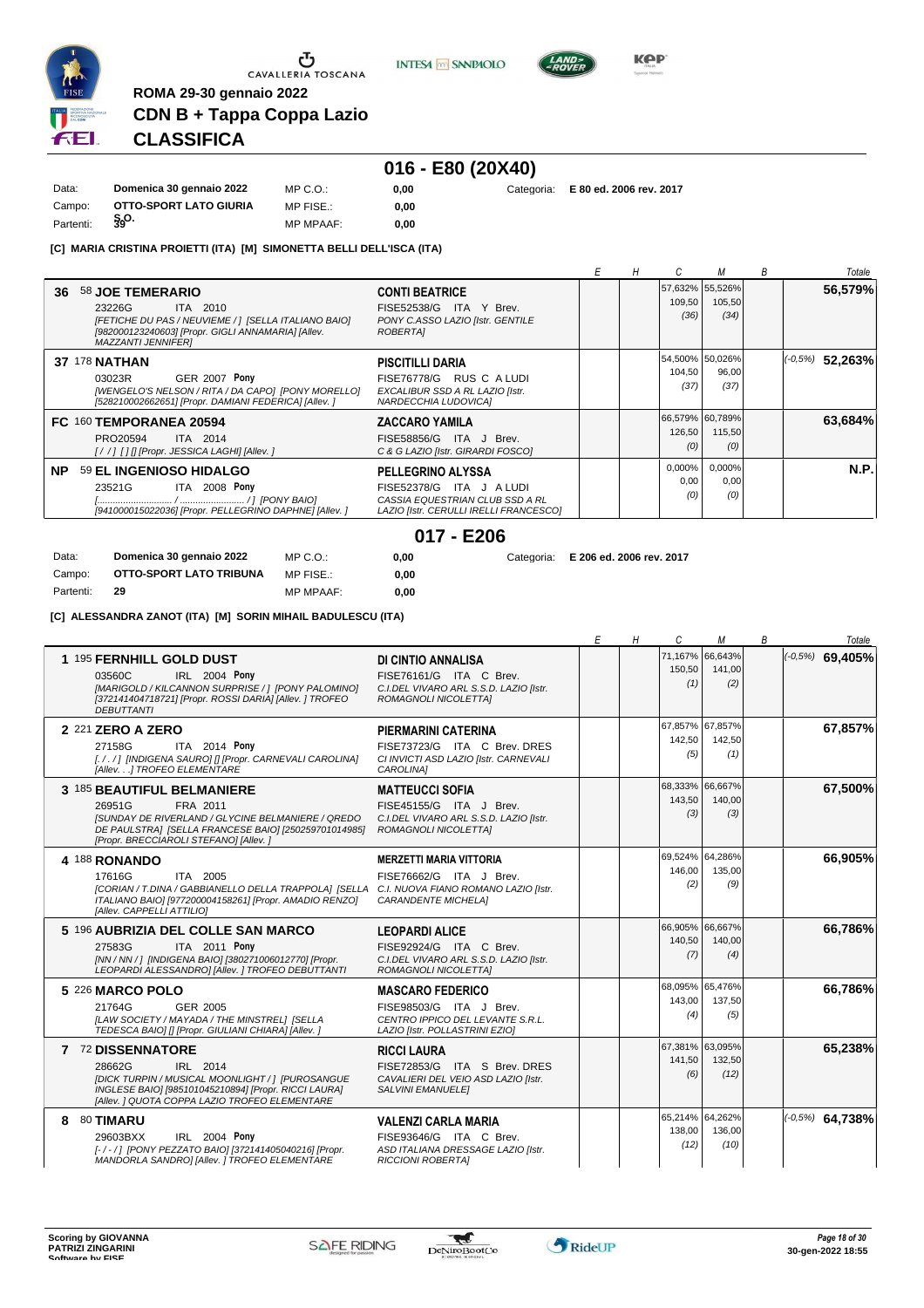ROMA 29-30 gennaio 2022

# CDN B + Tappa Coppa Lazio

## CLASSIFICA

## 016 - E80 (20X40)

| | | | | | |
|---|---|---|---|---|---|
| Data: | Domenica 30 gennaio 2022 | MP C.O.: | 0,00 | Categoria: | E 80 ed. 2006 rev. 2017 |
| Campo: | OTTO-SPORT LATO GIURIA | MP FISE.: | 0,00 | | |
| Partenti: | 39 | MP MPAAF: | 0,00 | | |

**[C] MARIA CRISTINA PROIETTI (ITA) [M] SIMONETTA BELLI DELL'ISCA (ITA)**

| | Cavallo | Cavaliere | E | H | C | M | B | Totale |
|---|---|---|---|---|---|---|---|---|
| 36 | 58 **JOE TEMERARIO** 23226G ITA 2010 *[FETICHE DU PAS / NEUVIEME / ] [SELLA ITALIANO BAIO] [982000123240603] [Propr. GIGLI ANNAMARIA] [Allev. MAZZANTI JENNIFER]* | **CONTI BEATRICE** FISE52538/G ITA Y Brev. *PONY C.ASSO LAZIO [Istr. GENTILE ROBERTA]* | | | 57,632% 109,50 (36) | 55,526% 105,50 (34) | | **56,579%** |
| 37 | 178 **NATHAN** 03023R GER 2007 **Pony** *[WENGELO'S NELSON / RITA / DA CAPO] [PONY MORELLO] [528210002662651] [Propr. DAMIANI FEDERICA] [Allev. ]* | **PISCITILLI DARIA** FISE76778/G RUS C A LUDI *EXCALIBUR SSD A RL LAZIO [Istr. NARDECCHIA LUDOVICA]* | | | 54,500% 104,50 (37) | 50,026% 96,00 (37) | | (-0,5%) **52,263%** |
| FC | 160 **TEMPORANEA 20594** PRO20594 ITA 2014 *[ / / ] [ ] [] [Propr. JESSICA LAGHI] [Allev. ]* | **ZACCARO YAMILA** FISE58856/G ITA J Brev. *C & G LAZIO [Istr. GIRARDI FOSCO]* | | | 66,579% 126,50 (0) | 60,789% 115,50 (0) | | **63,684%** |
| NP | 59 **EL INGENIOSO HIDALGO** 23521G ITA 2008 **Pony** *[........................ / ........................ / ] [PONY BAIO] [941000015022036] [Propr. PELLEGRINO DAPHNE] [Allev. ]* | **PELLEGRINO ALYSSA** FISE52378/G ITA J A LUDI *CASSIA EQUESTRIAN CLUB SSD A RL LAZIO [Istr. CERULLI IRELLI FRANCESCO]* | | | 0,000% 0,00 (0) | 0,000% 0,00 (0) | | **N.P.** |

## 017 - E206

| | | | | | |
|---|---|---|---|---|---|
| Data: | Domenica 30 gennaio 2022 | MP C.O.: | 0,00 | Categoria: | E 206 ed. 2006 rev. 2017 |
| Campo: | OTTO-SPORT LATO TRIBUNA | MP FISE.: | 0,00 | | |
| Partenti: | 29 | MP MPAAF: | 0,00 | | |

**[C] ALESSANDRA ZANOT (ITA) [M] SORIN MIHAIL BADULESCU (ITA)**

| | Cavallo | Cavaliere | E | H | C | M | B | Totale |
|---|---|---|---|---|---|---|---|---|
| 1 | 195 **FERNHILL GOLD DUST** 03560C IRL 2004 **Pony** *[MARIGOLD / KILCANNON SURPRISE / ] [PONY PALOMINO] [372141404718721] [Propr. ROSSI DARIA] [Allev. ] TROFEO DEBUTTANTI* | **DI CINTIO ANNALISA** FISE76161/G ITA C Brev. *C.I.DEL VIVARO ARL S.S.D. LAZIO [Istr. ROMAGNOLI NICOLETTA]* | | | 71,167% 150,50 (1) | 66,643% 141,00 (2) | | (-0,5%) **69,405%** |
| 2 | 221 **ZERO A ZERO** 27158G ITA 2014 **Pony** *[. / . / ] [INDIGENA SAURO] [] [Propr. CARNEVALI CAROLINA] [Allev. . .] TROFEO ELEMENTARE* | **PIERMARINI CATERINA** FISE73723/G ITA C Brev. DRES *CI INVICTI ASD LAZIO [Istr. CARNEVALI CAROLINA]* | | | 67,857% 142,50 (5) | 67,857% 142,50 (1) | | **67,857%** |
| 3 | 185 **BEAUTIFUL BELMANIERE** 26951G FRA 2011 *[SUNDAY DE RIVERLAND / GLYCINE BELMANIERE / QREDO DE PAULSTRA] [SELLA FRANCESE BAIO] [250259701014985] [Propr. BRECCIAROLI STEFANO] [Allev. ]* | **MATTEUCCI SOFIA** FISE45155/G ITA J Brev. *C.I.DEL VIVARO ARL S.S.D. LAZIO [Istr. ROMAGNOLI NICOLETTA]* | | | 68,333% 143,50 (3) | 66,667% 140,00 (3) | | **67,500%** |
| 4 | 188 **RONANDO** 17616G ITA 2005 *[CORIAN / T.DINA / GABBIANELLO DELLA TRAPPOLA] [SELLA ITALIANO BAIO] [977200004158261] [Propr. AMADIO RENZO] [Allev. CAPPELLI ATTILIO]* | **MERZETTI MARIA VITTORIA** FISE76662/G ITA J Brev. *C.I. NUOVA FIANO ROMANO LAZIO [Istr. CARANDENTE MICHELA]* | | | 69,524% 146,00 (2) | 64,286% 135,00 (9) | | **66,905%** |
| 5 | 196 **AUBRIZIA DEL COLLE SAN MARCO** 27583G ITA 2011 **Pony** *[NN / NN / ] [INDIGENA BAIO] [380271006012770] [Propr. LEOPARDI ALESSANDRO] [Allev. ] TROFEO DEBUTTANTI* | **LEOPARDI ALICE** FISE92924/G ITA C Brev. *C.I.DEL VIVARO ARL S.S.D. LAZIO [Istr. ROMAGNOLI NICOLETTA]* | | | 66,905% 140,50 (7) | 66,667% 140,00 (4) | | **66,786%** |
| 5 | 226 **MARCO POLO** 21764G GER 2005 *[LAW SOCIETY / MAYADA / THE MINSTREL] [SELLA TEDESCA BAIO] [] [Propr. GIULIANI CHIARA] [Allev. ]* | **MASCARO FEDERICO** FISE98503/G ITA J Brev. *CENTRO IPPICO DEL LEVANTE S.R.L. LAZIO [Istr. POLLASTRINI EZIO]* | | | 68,095% 143,00 (4) | 65,476% 137,50 (5) | | **66,786%** |
| 7 | 72 **DISSENNATORE** 28662G IRL 2014 *[DICK TURPIN / MUSICAL MOONLIGHT / ] [PUROSANGUE INGLESE BAIO] [985101045210894] [Propr. RICCI LAURA] [Allev. ] QUOTA COPPA LAZIO TROFEO ELEMENTARE* | **RICCI LAURA** FISE72853/G ITA S Brev. DRES *CAVALIERI DEL VEIO ASD LAZIO [Istr. SALVINI EMANUELE]* | | | 67,381% 141,50 (6) | 63,095% 132,50 (12) | | **65,238%** |
| 8 | 80 **TIMARU** 29603BXX IRL 2004 **Pony** *[- / - / ] [PONY PEZZATO BAIO] [372141405040216] [Propr. MANDORLA SANDRO] [Allev. ] TROFEO ELEMENTARE* | **VALENZI CARLA MARIA** FISE93646/G ITA C Brev. *ASD ITALIANA DRESSAGE LAZIO [Istr. RICCIONI ROBERTA]* | | | 65,214% 138,00 (12) | 64,262% 136,00 (10) | | (-0,5%) **64,738%** |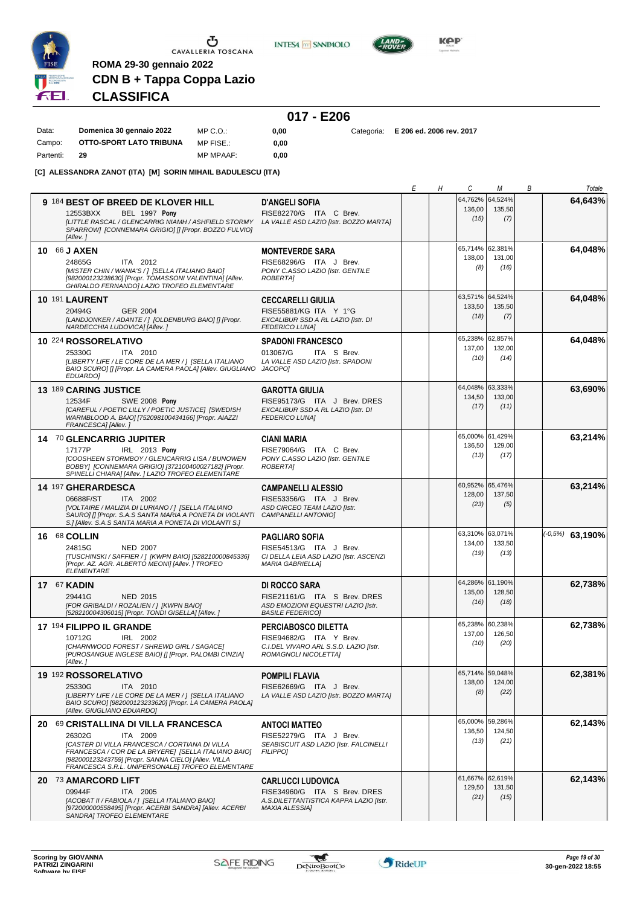ROMA 29-30 gennaio 2022

# CDN B + Tappa Coppa Lazio

## CLASSIFICA

### 017 - E206

| | | | | |
|---|---|---|---|---|
| Data: | Domenica 30 gennaio 2022 | MP C.O.: | 0,00 | Categoria: E 206 ed. 2006 rev. 2017 |
| Campo: | OTTO-SPORT LATO TRIBUNA | MP FISE.: | 0,00 | |
| Partenti: | 29 | MP MPAAF: | 0,00 | |

**[C] ALESSANDRA ZANOT (ITA) [M] SORIN MIHAIL BADULESCU (ITA)**

| Cavallo | Cavaliere | E | H | C | M | B | Totale |
|---|---|---|---|---|---|---|---|
| **9** 184 **BEST OF BREED DE KLOVER HILL** 12553BXX BEL 1997 **Pony** *[LITTLE RASCAL / GLENCARRIG NIAMH / ASHFIELD STORMY SPARROW] [CONNEMARA GRIGIO] [] [Propr. BOZZO FULVIO] [Allev. ]* | **D'ANGELI SOFIA** FISE82270/G ITA C Brev. *LA VALLE ASD LAZIO [Istr. BOZZO MARTA]* | | | 64,762% 136,00 (15) | 64,524% 135,50 (7) | | **64,643%** |
| **10** 66 **J AXEN** 24865G ITA 2012 *[MISTER CHIN / WANIA'S / ] [SELLA ITALIANO BAIO] [982000123238630] [Propr. TOMASSONI VALENTINA] [Allev. GHIRALDO FERNANDO] LAZIO TROFEO ELEMENTARE* | **MONTEVERDE SARA** FISE68296/G ITA J Brev. *PONY C.ASSO LAZIO [Istr. GENTILE ROBERTA]* | | | 65,714% 138,00 (8) | 62,381% 131,00 (16) | | **64,048%** |
| **10** 191 **LAURENT** 20494G GER 2004 *[LANDJONKER / ADANTE / ] [OLDENBURG BAIO] [] [Propr. NARDECCHIA LUDOVICA] [Allev. ]* | **CECCARELLI GIULIA** FISE55881/KG ITA Y 1°G *EXCALIBUR SSD A RL LAZIO [Istr. DI FEDERICO LUNA]* | | | 63,571% 133,50 (18) | 64,524% 135,50 (7) | | **64,048%** |
| **10** 224 **ROSSORELATIVO** 25330G ITA 2010 *[LIBERTY LIFE / LE CORE DE LA MER / ] [SELLA ITALIANO BAIO SCURO] [] [Propr. LA CAMERA PAOLA] [Allev. GIUGLIANO EDUARDO]* | **SPADONI FRANCESCO** 013067/G ITA S Brev. *LA VALLE ASD LAZIO [Istr. SPADONI JACOPO]* | | | 65,238% 137,00 (10) | 62,857% 132,00 (14) | | **64,048%** |
| **13** 189 **CARING JUSTICE** 12534F SWE 2008 **Pony** *[CAREFUL / POETIC LILLY / POETIC JUSTICE] [SWEDISH WARMBLOOD A. BAIO] [752098100434166] [Propr. AIAZZI FRANCESCA] [Allev. ]* | **GAROTTA GIULIA** FISE95173/G ITA J Brev. DRES *EXCALIBUR SSD A RL LAZIO [Istr. DI FEDERICO LUNA]* | | | 64,048% 134,50 (17) | 63,333% 133,00 (11) | | **63,690%** |
| **14** 70 **GLENCARRIG JUPITER** 17177P IRL 2013 **Pony** *[COOSHEEN STORMBOY / GLENCARRIG LISA / BUNOWEN BOBBY] [CONNEMARA GRIGIO] [372100400027182] [Propr. SPINELLI CHIARA] [Allev. ] LAZIO TROFEO ELEMENTARE* | **CIANI MARIA** FISE79064/G ITA C Brev. *PONY C.ASSO LAZIO [Istr. GENTILE ROBERTA]* | | | 65,000% 136,50 (13) | 61,429% 129,00 (17) | | **63,214%** |
| **14** 197 **GHERARDESCA** 06688F/ST ITA 2002 *[VOLTAIRE / MALIZIA DI LURIANO / ] [SELLA ITALIANO SAURO] [] [Propr. S.A.S SANTA MARIA A PONETA DI VIOLANTI S.] [Allev. S.A.S SANTA MARIA A PONETA DI VIOLANTI S.]* | **CAMPANELLI ALESSIO** FISE53356/G ITA J Brev. *ASD CIRCEO TEAM LAZIO [Istr. CAMPANELLI ANTONIO]* | | | 60,952% 128,00 (23) | 65,476% 137,50 (5) | | **63,214%** |
| **16** 68 **COLLIN** 24815G NED 2007 *[TUSCHINSKI / SAFFIER / ] [KWPN BAIO] [528210000845336] [Propr. AZ. AGR. ALBERTO MEONI] [Allev. ] TROFEO ELEMENTARE* | **PAGLIARO SOFIA** FISE54513/G ITA J Brev. *CI DELLA LEIA ASD LAZIO [Istr. ASCENZI MARIA GABRIELLA]* | | | 63,310% 134,00 (19) | 63,071% 133,50 (13) | | (-0,5%) **63,190%** |
| **17** 67 **KADIN** 29441G NED 2015 *[FOR GRIBALDI / ROZALIEN / ] [KWPN BAIO] [528210004306015] [Propr. TONDI GISELLA] [Allev. ]* | **DI ROCCO SARA** FISE21161/G ITA S Brev. DRES *ASD EMOZIONI EQUESTRI LAZIO [Istr. BASILE FEDERICO]* | | | 64,286% 135,00 (16) | 61,190% 128,50 (18) | | **62,738%** |
| **17** 194 **FILIPPO IL GRANDE** 10712G IRL 2002 *[CHARNWOOD FOREST / SHREWD GIRL / SAGACE] [PUROSANGUE INGLESE BAIO] [] [Propr. PALOMBI CINZIA] [Allev. ]* | **PERCIABOSCO DILETTA** FISE94682/G ITA Y Brev. *C.I.DEL VIVARO ARL S.S.D. LAZIO [Istr. ROMAGNOLI NICOLETTA]* | | | 65,238% 137,00 (10) | 60,238% 126,50 (20) | | **62,738%** |
| **19** 192 **ROSSORELATIVO** 25330G ITA 2010 *[LIBERTY LIFE / LE CORE DE LA MER / ] [SELLA ITALIANO BAIO SCURO] [982000123233620] [Propr. LA CAMERA PAOLA] [Allev. GIUGLIANO EDUARDO]* | **POMPILI FLAVIA** FISE62669/G ITA J Brev. *LA VALLE ASD LAZIO [Istr. BOZZO MARTA]* | | | 65,714% 138,00 (8) | 59,048% 124,00 (22) | | **62,381%** |
| **20** 69 **CRISTALLINA DI VILLA FRANCESCA** 26302G ITA 2009 *[CASTER DI VILLA FRANCESCA / CORTIANA DI VILLA FRANCESCA / COR DE LA BRYERE] [SELLA ITALIANO BAIO] [982000123243759] [Propr. SANNA CIELO] [Allev. VILLA FRANCESCA S.R.L. UNIPERSONALE] TROFEO ELEMENTARE* | **ANTOCI MATTEO** FISE52279/G ITA J Brev. *SEABISCUIT ASD LAZIO [Istr. FALCINELLI FILIPPO]* | | | 65,000% 136,50 (13) | 59,286% 124,50 (21) | | **62,143%** |
| **20** 73 **AMARCORD LIFT** 09944F ITA 2005 *[ACOBAT II / FABIOLA / ] [SELLA ITALIANO BAIO] [972000000558495] [Propr. ACERBI SANDRA] [Allev. ACERBI SANDRA] TROFEO ELEMENTARE* | **CARLUCCI LUDOVICA** FISE34960/G ITA S Brev. DRES *A.S.DILETTANTISTICA KAPPA LAZIO [Istr. MAXIA ALESSIA]* | | | 61,667% 129,50 (21) | 62,619% 131,50 (15) | | **62,143%** |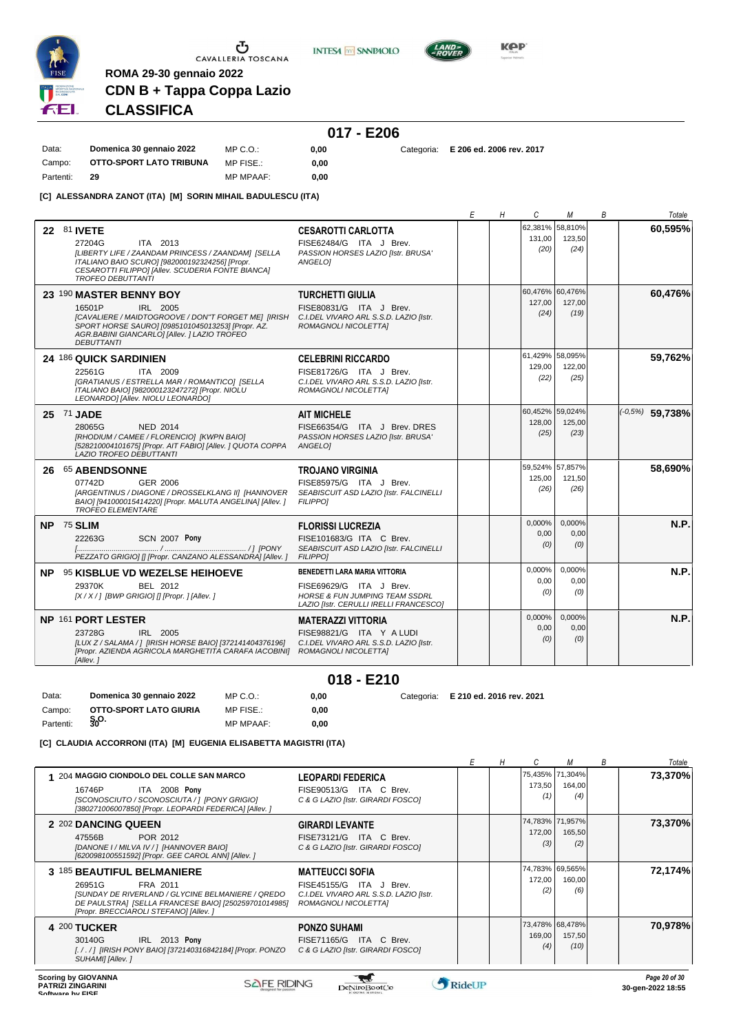# ROMA 29-30 gennaio 2022

## CDN B + Tappa Coppa Lazio

## CLASSIFICA

### 017 - E206

| | | | | |
|---|---|---|---|---|
| Data: | Domenica 30 gennaio 2022 | MP C.O.: | 0,00 | Categoria: E 206 ed. 2006 rev. 2017 |
| Campo: | OTTO-SPORT LATO TRIBUNA | MP FISE.: | 0,00 | |
| Partenti: | 29 | MP MPAAF: | 0,00 | |

**[C] ALESSANDRA ZANOT (ITA) [M] SORIN MIHAIL BADULESCU (ITA)**

| Pos. | Cavallo | Cavaliere | E | H | C | M | B | Totale |
|---|---|---|---|---|---|---|---|---|
| 22 | 81 **IVETE** 27204G ITA 2013 *[LIBERTY LIFE / ZAANDAM PRINCESS / ZAANDAM] [SELLA ITALIANO BAIO SCURO] [982000192324256] [Propr. CESAROTTI FILIPPO] [Allev. SCUDERIA FONTE BIANCA] TROFEO DEBUTTANTI* | **CESAROTTI CARLOTTA** FISE62484/G ITA J Brev. *PASSION HORSES LAZIO [Istr. BRUSA' ANGELO]* | | | 62,381% 131,00 (20) | 58,810% 123,50 (24) | | **60,595%** |
| 23 | 190 **MASTER BENNY BOY** 16501P IRL 2005 *[CAVALIERE / MAIDTOGROOVE / DON"T FORGET ME] [IRISH SPORT HORSE SAURO] [0985101045013253] [Propr. AZ. AGR.BABINI GIANCARLO] [Allev. ] LAZIO TROFEO DEBUTTANTI* | **TURCHETTI GIULIA** FISE80831/G ITA J Brev. *C.I.DEL VIVARO ARL S.S.D. LAZIO [Istr. ROMAGNOLI NICOLETTA]* | | | 60,476% 127,00 (24) | 60,476% 127,00 (19) | | **60,476%** |
| 24 | 186 **QUICK SARDINIEN** 22561G ITA 2009 *[GRATIANUS / ESTRELLA MAR / ROMANTICO] [SELLA ITALIANO BAIO] [982000123247272] [Propr. NIOLU LEONARDO] [Allev. NIOLU LEONARDO]* | **CELEBRINI RICCARDO** FISE81726/G ITA J Brev. *C.I.DEL VIVARO ARL S.S.D. LAZIO [Istr. ROMAGNOLI NICOLETTA]* | | | 61,429% 129,00 (22) | 58,095% 122,00 (25) | | **59,762%** |
| 25 | 71 **JADE** 28065G NED 2014 *[RHODIUM / CAMEE / FLORENCIO] [KWPN BAIO] [528210004101675] [Propr. AIT FABIO] [Allev. ] QUOTA COPPA LAZIO TROFEO DEBUTTANTI* | **AIT MICHELE** FISE66354/G ITA J Brev. DRES *PASSION HORSES LAZIO [Istr. BRUSA' ANGELO]* | | | 60,452% 128,00 (25) | 59,024% 125,00 (23) | | (-0,5%) **59,738%** |
| 26 | 65 **ABENDSONNE** 07742D GER 2006 *[ARGENTINUS / DIAGONE / DROSSELKLANG II] [HANNOVER BAIO] [941000015414220] [Propr. MALUTA ANGELINA] [Allev. ] TROFEO ELEMENTARE* | **TROJANO VIRGINIA** FISE85975/G ITA J Brev. *SEABISCUIT ASD LAZIO [Istr. FALCINELLI FILIPPO]* | | | 59,524% 125,00 (26) | 57,857% 121,50 (26) | | **58,690%** |
| NP | 75 **SLIM** 22263G SCN 2007 **Pony** *[......................................... / ......................................... / ] [PONY PEZZATO GRIGIO] [] [Propr. CANZANO ALESSANDRA] [Allev. ]* | **FLORISSI LUCREZIA** FISE101683/G ITA C Brev. *SEABISCUIT ASD LAZIO [Istr. FALCINELLI FILIPPO]* | | | 0,000% 0,00 (0) | 0,000% 0,00 (0) | | **N.P.** |
| NP | 95 **KISBLUE VD WEZELSE HEIHOEVE** 29370K BEL 2012 *[X / X / ] [BWP GRIGIO] [] [Propr. ] [Allev. ]* | **BENEDETTI LARA MARIA VITTORIA** FISE69629/G ITA J Brev. *HORSE & FUN JUMPING TEAM SSDRL LAZIO [Istr. CERULLI IRELLI FRANCESCO]* | | | 0,000% 0,00 (0) | 0,000% 0,00 (0) | | **N.P.** |
| NP | 161 **PORT LESTER** 23728G IRL 2005 *[LUX Z / SALAMA / ] [IRISH HORSE BAIO] [372141404376196] [Propr. AZIENDA AGRICOLA MARGHETITA CARAFA IACOBINI] [Allev. ]* | **MATERAZZI VITTORIA** FISE98821/G ITA Y A LUDI *C.I.DEL VIVARO ARL S.S.D. LAZIO [Istr. ROMAGNOLI NICOLETTA]* | | | 0,000% 0,00 (0) | 0,000% 0,00 (0) | | **N.P.** |

### 018 - E210

| | | | | |
|---|---|---|---|---|
| Data: | Domenica 30 gennaio 2022 | MP C.O.: | 0,00 | Categoria: E 210 ed. 2016 rev. 2021 |
| Campo: | OTTO-SPORT LATO GIURIA S.O. | MP FISE.: | 0,00 | |
| Partenti: | 30 | MP MPAAF: | 0,00 | |

**[C] CLAUDIA ACCORRONI (ITA) [M] EUGENIA ELISABETTA MAGISTRI (ITA)**

| Pos. | Cavallo | Cavaliere | E | H | C | M | B | Totale |
|---|---|---|---|---|---|---|---|---|
| 1 | 204 **MAGGIO CIONDOLO DEL COLLE SAN MARCO** 16746P ITA 2008 **Pony** *[SCONOSCIUTO / SCONOSCIUTA / ] [PONY GRIGIO] [380271006007850] [Propr. LEOPARDI FEDERICA] [Allev. ]* | **LEOPARDI FEDERICA** FISE90513/G ITA C Brev. *C & G LAZIO [Istr. GIRARDI FOSCO]* | | | 75,435% 173,50 (1) | 71,304% 164,00 (4) | | **73,370%** |
| 2 | 202 **DANCING QUEEN** 47556B POR 2012 *[DANONE I / MILVA IV / ] [HANNOVER BAIO] [620098100551592] [Propr. GEE CAROL ANN] [Allev. ]* | **GIRARDI LEVANTE** FISE73121/G ITA C Brev. *C & G LAZIO [Istr. GIRARDI FOSCO]* | | | 74,783% 172,00 (3) | 71,957% 165,50 (2) | | **73,370%** |
| 3 | 185 **BEAUTIFUL BELMANIERE** 26951G FRA 2011 *[SUNDAY DE RIVERLAND / GLYCINE BELMANIERE / QREDO DE PAULSTRA] [SELLA FRANCESE BAIO] [250259701014985] [Propr. BRECCIAROLI STEFANO] [Allev. ]* | **MATTEUCCI SOFIA** FISE45155/G ITA J Brev. *C.I.DEL VIVARO ARL S.S.D. LAZIO [Istr. ROMAGNOLI NICOLETTA]* | | | 74,783% 172,00 (2) | 69,565% 160,00 (6) | | **72,174%** |
| 4 | 200 **TUCKER** 30140G IRL 2013 **Pony** *[. / . / ] [IRISH PONY BAIO] [372140316842184] [Propr. PONZO SUHAMI] [Allev. ]* | **PONZO SUHAMI** FISE71165/G ITA C Brev. *C & G LAZIO [Istr. GIRARDI FOSCO]* | | | 73,478% 169,00 (4) | 68,478% 157,50 (10) | | **70,978%** |

Scoring by GIOVANNA PATRIZI ZINGARINI
Software by FISE

30-gen-2022 18:55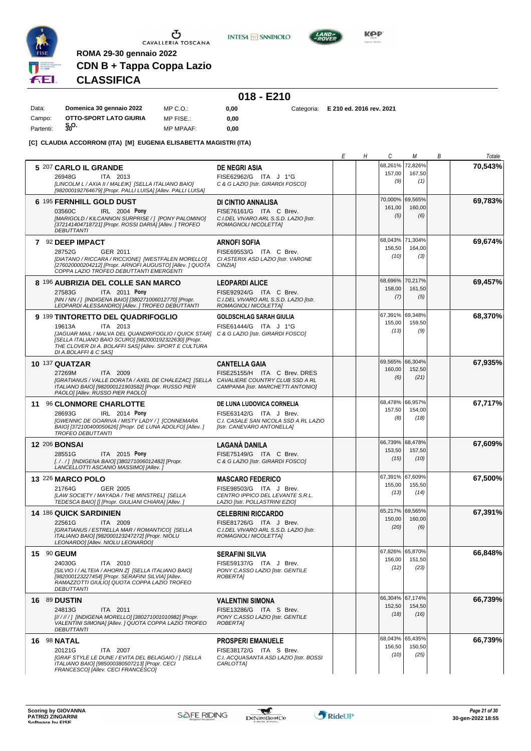ROMA 29-30 gennaio 2022

**CDN B + Tappa Coppa Lazio**

**CLASSIFICA**

## 018 - E210

| | | | | | |
|---|---|---|---|---|---|
| Data: | **Domenica 30 gennaio 2022** | MP C.O.: | **0,00** | Categoria: | **E 210 ed. 2016 rev. 2021** |
| Campo: | **OTTO-SPORT LATO GIURIA** | MP FISE.: | **0,00** | | |
| Partenti: | **30** | MP MPAAF: | **0,00** | | |

**S.O.**

**[C] CLAUDIA ACCORRONI (ITA) [M] EUGENIA ELISABETTA MAGISTRI (ITA)**

| | Cavallo | Cavaliere | E | H | C | M | B | Totale |
|---|---|---|---|---|---|---|---|---|
| 5 | 207 **CARLO IL GRANDE** 26948G ITA 2013 *[LINCOLM L / AXIA II / MALEIK] [SELLA ITALIANO BAIO] [982000192764679] [Propr. PALLI LUISA] [Allev. PALLI LUISA]* | **DE NEGRI ASIA** FISE62962/G ITA J 1°G *C & G LAZIO [Istr. GIRARDI FOSCO]* | | | 68,261% 157,00 (9) | 72,826% 167,50 (1) | | **70,543%** |
| 6 | 195 **FERNHILL GOLD DUST** 03560C IRL 2004 **Pony** *[MARIGOLD / KILCANNON SURPRISE / ] [PONY PALOMINO] [372141404718721] [Propr. ROSSI DARIA] [Allev. ] TROFEO DEBUTTANTI* | **DI CINTIO ANNALISA** FISE76161/G ITA C Brev. *C.I.DEL VIVARO ARL S.S.D. LAZIO [Istr. ROMAGNOLI NICOLETTA]* | | | 70,000% 161,00 (5) | 69,565% 160,00 (6) | | **69,783%** |
| 7 | 92 **DEEP IMPACT** 28752G GER 2011 *[DIATANO / RICCARA / RICCIONE] [WESTFALEN MORELLO] [276020000204212] [Propr. ARNOFI AUGUSTO] [Allev. ] QUOTA COPPA LAZIO TROFEO DEBUTTANTI EMERGENTI* | **ARNOFI SOFIA** FISE69553/G ITA C Brev. *CI ASTERIX ASD LAZIO [Istr. VARONE CINZIA]* | | | 68,043% 156,50 (10) | 71,304% 164,00 (3) | | **69,674%** |
| 8 | 196 **AUBRIZIA DEL COLLE SAN MARCO** 27583G ITA 2011 **Pony** *[NN / NN / ] [INDIGENA BAIO] [380271006012770] [Propr. LEOPARDI ALESSANDRO] [Allev. ] TROFEO DEBUTTANTI* | **LEOPARDI ALICE** FISE92924/G ITA C Brev. *C.I.DEL VIVARO ARL S.S.D. LAZIO [Istr. ROMAGNOLI NICOLETTA]* | | | 68,696% 158,00 (7) | 70,217% 161,50 (5) | | **69,457%** |
| 9 | 199 **TINTORETTO DEL QUADRIFOGLIO** 19613A ITA 2013 *[JAGUAR MAIL / MALVA DEL QUANDRIFOGLIO / QUICK STAR] [SELLA ITALIANO BAIO SCURO] [982000192322630] [Propr. THE CLOVER DI A. BOLAFFI SAS] [Allev. SPORT E CULTURA DI A.BOLAFFI & C SAS]* | **GOLDSCHLAG SARAH GIULIA** FISE61444/G ITA J 1°G *C & G LAZIO [Istr. GIRARDI FOSCO]* | | | 67,391% 155,00 (13) | 69,348% 159,50 (9) | | **68,370%** |
| 10 | 137 **QUATZAR** 27269M ITA 2009 *[GRATIANUS / VALLE DORATA / AXEL DE CHALEZAC] [SELLA ITALIANO BAIO] [982000121903582] [Propr. RUSSO PIER PAOLO] [Allev. RUSSO PIER PAOLO]* | **CANTELLA GAIA** FISE25155/H ITA C Brev. DRES *CAVALIERE COUNTRY CLUB SSD A RL CAMPANIA [Istr. MARCHETTI ANTONIO]* | | | 69,565% 160,00 (6) | 66,304% 152,50 (21) | | **67,935%** |
| 11 | 96 **CLONMORE CHARLOTTE** 28693G IRL 2014 **Pony** *[GWENNIC DE GOARIVA / MISTY LADY / ] [CONNEMARA BAIO] [372100400050626] [Propr. DE LUNA ADOLFO] [Allev. ] TROFEO DEBUTTANTI* | **DE LUNA LUDOVICA CORNELIA** FISE63142/G ITA J Brev. *C.I. CASALE SAN NICOLA SSD A RL LAZIO [Istr. CANEVARO ANTONELLA]* | | | 68,478% 157,50 (8) | 66,957% 154,00 (18) | | **67,717%** |
| 12 | 206 **BONSAI** 28551G ITA 2015 **Pony** *[. / . / ] [INDIGENA BAIO] [380271006012482] [Propr. LANCELLOTTI ASCANIO MASSIMO] [Allev. ]* | **LAGANÀ DANILA** FISE75149/G ITA C Brev. *C & G LAZIO [Istr. GIRARDI FOSCO]* | | | 66,739% 153,50 (15) | 68,478% 157,50 (10) | | **67,609%** |
| 13 | 226 **MARCO POLO** 21764G GER 2005 *[LAW SOCIETY / MAYADA / THE MINSTREL] [SELLA TEDESCA BAIO] [] [Propr. GIULIANI CHIARA] [Allev. ]* | **MASCARO FEDERICO** FISE98503/G ITA J Brev. *CENTRO IPPICO DEL LEVANTE S.R.L. LAZIO [Istr. POLLASTRINI EZIO]* | | | 67,391% 155,00 (13) | 67,609% 155,50 (14) | | **67,500%** |
| 14 | 186 **QUICK SARDINIEN** 22561G ITA 2009 *[GRATIANUS / ESTRELLA MAR / ROMANTICO] [SELLA ITALIANO BAIO] [982000123247272] [Propr. NIOLU LEONARDO] [Allev. NIOLU LEONARDO]* | **CELEBRINI RICCARDO** FISE81726/G ITA J Brev. *C.I.DEL VIVARO ARL S.S.D. LAZIO [Istr. ROMAGNOLI NICOLETTA]* | | | 65,217% 150,00 (20) | 69,565% 160,00 (6) | | **67,391%** |
| 15 | 90 **GEUM** 24030G ITA 2010 *[SILVIO I / ALTEIA / AHORN Z] [SELLA ITALIANO BAIO] [982000123227454] [Propr. SERAFINI SILVIA] [Allev. RAMAZZOTTI GIULIO] QUOTA COPPA LAZIO TROFEO DEBUTTANTI* | **SERAFINI SILVIA** FISE59137/G ITA J Brev. *PONY C.ASSO LAZIO [Istr. GENTILE ROBERTA]* | | | 67,826% 156,00 (12) | 65,870% 151,50 (23) | | **66,848%** |
| 16 | 89 **DUSTIN** 24813G ITA 2011 *[// / // / ] [INDIGENA MORELLO] [380271001010982] [Propr. VALENTINI SIMONA] [Allev. ] QUOTA COPPA LAZIO TROFEO DEBUTTANTI* | **VALENTINI SIMONA** FISE13286/G ITA S Brev. *PONY C.ASSO LAZIO [Istr. GENTILE ROBERTA]* | | | 66,304% 152,50 (18) | 67,174% 154,50 (16) | | **66,739%** |
| 16 | 98 **NATAL** 20121G ITA 2007 *[GRAF STYLE LE DUNE / EVITA DEL BELAGAIO / ] [SELLA ITALIANO BAIO] [985000380507213] [Propr. CECI FRANCESCO] [Allev. CECI FRANCESCO]* | **PROSPERI EMANUELE** FISE38172/G ITA S Brev. *C.I. ACQUASANTA ASD LAZIO [Istr. BOSSI CARLOTTA]* | | | 68,043% 156,50 (10) | 65,435% 150,50 (25) | | **66,739%** |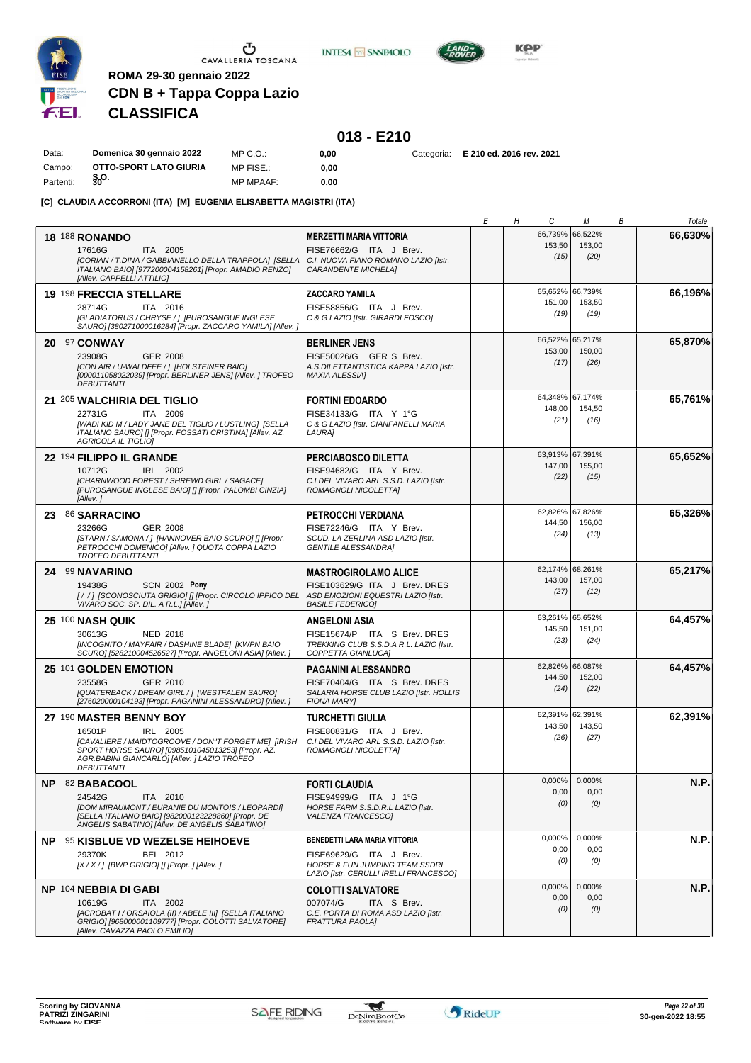ROMA 29-30 gennaio 2022

# CDN B + Tappa Coppa Lazio

## CLASSIFICA

### 018 - E210

| | | | | | |
|---|---|---|---|---|---|
| Data: | Domenica 30 gennaio 2022 | MP C.O.: | 0,00 | Categoria: | E 210 ed. 2016 rev. 2021 |
| Campo: | OTTO-SPORT LATO GIURIA | MP FISE.: | 0,00 | | |
| Partenti: | 30 | MP MPAAF: | 0,00 | | |

**[C] CLAUDIA ACCORRONI (ITA) [M] EUGENIA ELISABETTA MAGISTRI (ITA)**

| Pos. | Cavallo | Cavaliere | E | H | C | M | B | Totale |
|---|---|---|---|---|---|---|---|---|
| 18 | 188 **RONANDO**<br>17616G ITA 2005<br>*[CORIAN / T.DINA / GABBIANELLO DELLA TRAPPOLA] [SELLA ITALIANO BAIO] [977200004158261] [Propr. AMADIO RENZO] [Allev. CAPPELLI ATTILIO]* | **MERZETTI MARIA VITTORIA**<br>FISE76662/G ITA J Brev.<br>*C.I. NUOVA FIANO ROMANO LAZIO [Istr. CARANDENTE MICHELA]* | | | 66,739%<br>153,50<br>(15) | 66,522%<br>153,00<br>(20) | | **66,630%** |
| 19 | 198 **FRECCIA STELLARE**<br>28714G ITA 2016<br>*[GLADIATORUS / CHRYSE / ] [PUROSANGUE INGLESE SAURO] [380271000016284] [Propr. ZACCARO YAMILA] [Allev. ]* | **ZACCARO YAMILA**<br>FISE58856/G ITA J Brev.<br>*C & G LAZIO [Istr. GIRARDI FOSCO]* | | | 65,652%<br>151,00<br>(19) | 66,739%<br>153,50<br>(19) | | **66,196%** |
| 20 | 97 **CONWAY**<br>23908G GER 2008<br>*[CON AIR / U-WALDFEE / ] [HOLSTEINER BAIO] [000011058022039] [Propr. BERLINER JENS] [Allev. ] TROFEO DEBUTTANTI* | **BERLINER JENS**<br>FISE50026/G GER S Brev.<br>*A.S.DILETTANTISTICA KAPPA LAZIO [Istr. MAXIA ALESSIA]* | | | 66,522%<br>153,00<br>(17) | 65,217%<br>150,00<br>(26) | | **65,870%** |
| 21 | 205 **WALCHIRIA DEL TIGLIO**<br>22731G ITA 2009<br>*[WADI KID M / LADY JANE DEL TIGLIO / LUSTLING] [SELLA ITALIANO SAURO] [] [Propr. FOSSATI CRISTINA] [Allev. AZ. AGRICOLA IL TIGLIO]* | **FORTINI EDOARDO**<br>FISE34133/G ITA Y 1°G<br>*C & G LAZIO [Istr. CIANFANELLI MARIA LAURA]* | | | 64,348%<br>148,00<br>(21) | 67,174%<br>154,50<br>(16) | | **65,761%** |
| 22 | 194 **FILIPPO IL GRANDE**<br>10712G IRL 2002<br>*[CHARNWOOD FOREST / SHREWD GIRL / SAGACE] [PUROSANGUE INGLESE BAIO] [] [Propr. PALOMBI CINZIA] [Allev. ]* | **PERCIABOSCO DILETTA**<br>FISE94682/G ITA Y Brev.<br>*C.I.DEL VIVARO ARL S.S.D. LAZIO [Istr. ROMAGNOLI NICOLETTA]* | | | 63,913%<br>147,00<br>(22) | 67,391%<br>155,00<br>(15) | | **65,652%** |
| 23 | 86 **SARRACINO**<br>23266G GER 2008<br>*[STARN / SAMONA / ] [HANNOVER BAIO SCURO] [] [Propr. PETROCCHI DOMENICO] [Allev. ] QUOTA COPPA LAZIO TROFEO DEBUTTANTI* | **PETROCCHI VERDIANA**<br>FISE72246/G ITA Y Brev.<br>*SCUD. LA ZERLINA ASD LAZIO [Istr. GENTILE ALESSANDRA]* | | | 62,826%<br>144,50<br>(24) | 67,826%<br>156,00<br>(13) | | **65,326%** |
| 24 | 99 **NAVARINO**<br>19438G SCN 2002 **Pony**<br>*[ / / ] [SCONOSCIUTA GRIGIO] [] [Propr. CIRCOLO IPPICO DEL VIVARO SOC. SP. DIL. A R.L.] [Allev. ]* | **MASTROGIROLAMO ALICE**<br>FISE103629/G ITA J Brev. DRES<br>*ASD EMOZIONI EQUESTRI LAZIO [Istr. BASILE FEDERICO]* | | | 62,174%<br>143,00<br>(27) | 68,261%<br>157,00<br>(12) | | **65,217%** |
| 25 | 100 **NASH QUIK**<br>30613G NED 2018<br>*[INCOGNITO / MAYFAIR / DASHINE BLADE] [KWPN BAIO SCURO] [528210004526527] [Propr. ANGELONI ASIA] [Allev. ]* | **ANGELONI ASIA**<br>FISE15674/P ITA S Brev. DRES<br>*TREKKING CLUB S.S.D.A R.L. LAZIO [Istr. COPPETTA GIANLUCA]* | | | 63,261%<br>145,50<br>(23) | 65,652%<br>151,00<br>(24) | | **64,457%** |
| 25 | 101 **GOLDEN EMOTION**<br>23558G GER 2010<br>*[QUATERBACK / DREAM GIRL / ] [WESTFALEN SAURO] [276020000104193] [Propr. PAGANINI ALESSANDRO] [Allev. ]* | **PAGANINI ALESSANDRO**<br>FISE70404/G ITA S Brev. DRES<br>*SALARIA HORSE CLUB LAZIO [Istr. HOLLIS FIONA MARY]* | | | 62,826%<br>144,50<br>(24) | 66,087%<br>152,00<br>(22) | | **64,457%** |
| 27 | 190 **MASTER BENNY BOY**<br>16501P IRL 2005<br>*[CAVALIERE / MAIDTOGROOVE / DON"T FORGET ME] [IRISH SPORT HORSE SAURO] [098510104501325 3] [Propr. AZ. AGR.BABINI GIANCARLO] [Allev. ] LAZIO TROFEO DEBUTTANTI* | **TURCHETTI GIULIA**<br>FISE80831/G ITA J Brev.<br>*C.I.DEL VIVARO ARL S.S.D. LAZIO [Istr. ROMAGNOLI NICOLETTA]* | | | 62,391%<br>143,50<br>(26) | 62,391%<br>143,50<br>(27) | | **62,391%** |
| NP | 82 **BABACOOL**<br>24542G ITA 2010<br>*[DOM MIRAUMONT / EURANIE DU MONTOIS / LEOPARDI] [SELLA ITALIANO BAIO] [982000123228860] [Propr. DE ANGELIS SABATINO] [Allev. DE ANGELIS SABATINO]* | **FORTI CLAUDIA**<br>FISE94999/G ITA J 1°G<br>*HORSE FARM S.S.D.R.L LAZIO [Istr. VALENZA FRANCESCO]* | | | 0,000%<br>0,00<br>(0) | 0,000%<br>0,00<br>(0) | | **N.P.** |
| NP | 95 **KISBLUE VD WEZELSE HEIHOEVE**<br>29370K BEL 2012<br>*[X / X / ] [BWP GRIGIO] [] [Propr. ] [Allev. ]* | **BENEDETTI LARA MARIA VITTORIA**<br>FISE69629/G ITA J Brev.<br>*HORSE & FUN JUMPING TEAM SSDRL LAZIO [Istr. CERULLI IRELLI FRANCESCO]* | | | 0,000%<br>0,00<br>(0) | 0,000%<br>0,00<br>(0) | | **N.P.** |
| NP | 104 **NEBBIA DI GABI**<br>10619G ITA 2002<br>*[ACROBAT I / ORSAIOLA (II) / ABELE III] [SELLA ITALIANO GRIGIO] [968000001109777] [Propr. COLOTTI SALVATORE] [Allev. CAVAZZA PAOLO EMILIO]* | **COLOTTI SALVATORE**<br>007074/G ITA S Brev.<br>*C.E. PORTA DI ROMA ASD LAZIO [Istr. FRATTURA PAOLA]* | | | 0,000%<br>0,00<br>(0) | 0,000%<br>0,00<br>(0) | | **N.P.** |

Scoring by GIOVANNA PATRIZI ZINGARINI
Software by FISE

30-gen-2022 18:55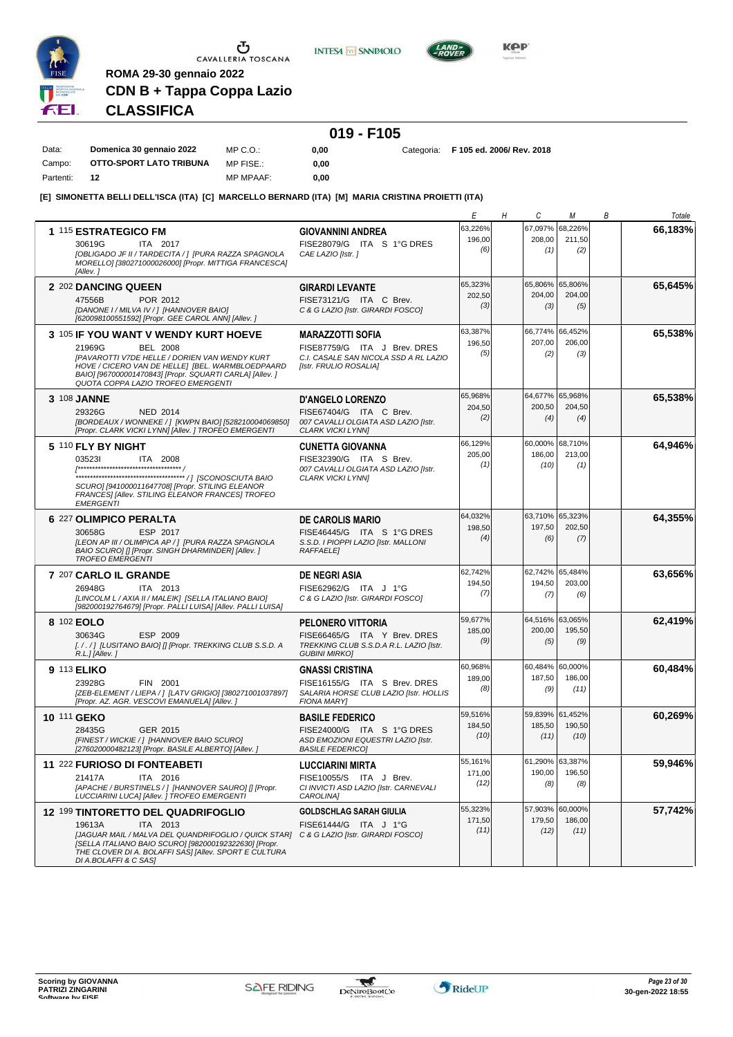ROMA 29-30 gennaio 2022

# CDN B + Tappa Coppa Lazio

## CLASSIFICA

## 019 - F105

Data: **Domenica 30 gennaio 2022** MP C.O.: **0,00** Categoria: **F 105 ed. 2006/ Rev. 2018**
Campo: **OTTO-SPORT LATO TRIBUNA** MP FISE.: **0,00**
Partenti: **12** MP MPAAF: **0,00**

**[E] SIMONETTA BELLI DELL'ISCA (ITA) [C] MARCELLO BERNARD (ITA) [M] MARIA CRISTINA PROIETTI (ITA)**

| Cavallo | Cavaliere | E | H | C | M | B | Totale |
|---|---|---|---|---|---|---|---|
| **1** 115 **ESTRATEGICO FM**<br>30619G ITA 2017<br>*[OBLIGADO JF II / TARDECITA / ] [PURA RAZZA SPAGNOLA MORELLO] [380271000026000] [Propr. MITTIGA FRANCESCA] [Allev. ]* | **GIOVANNINI ANDREA**<br>FISE28079/G ITA S 1°G DRES<br>*CAE LAZIO [Istr. ]* | 63,226%<br>196,00<br>(6) | | 67,097%<br>208,00<br>(1) | 68,226%<br>211,50<br>(2) | | **66,183%** |
| **2** 202 **DANCING QUEEN**<br>47556B POR 2012<br>*[DANONE I / MILVA IV / ] [HANNOVER BAIO] [620098100551592] [Propr. GEE CAROL ANN] [Allev. ]* | **GIRARDI LEVANTE**<br>FISE73121/G ITA C Brev.<br>*C & G LAZIO [Istr. GIRARDI FOSCO]* | 65,323%<br>202,50<br>(3) | | 65,806%<br>204,00<br>(3) | 65,806%<br>204,00<br>(5) | | **65,645%** |
| **3** 105 **IF YOU WANT V WENDY KURT HOEVE**<br>21969G BEL 2008<br>*[PAVAROTTI V7DE HELLE / DORIEN VAN WENDY KURT HOVE / CICERO VAN DE HELLE] [BEL. WARMBLOEDPAARD BAIO] [967000001470843] [Propr. SQUARTI CARLA] [Allev. ] QUOTA COPPA LAZIO TROFEO EMERGENTI* | **MARAZZOTTI SOFIA**<br>FISE87759/G ITA J Brev. DRES<br>*C.I. CASALE SAN NICOLA SSD A RL LAZIO [Istr. FRULIO ROSALIA]* | 63,387%<br>196,50<br>(5) | | 66,774%<br>207,00<br>(2) | 66,452%<br>206,00<br>(3) | | **65,538%** |
| **3** 108 **JANNE**<br>29326G NED 2014<br>*[BORDEAUX / WONNEKE / ] [KWPN BAIO] [528210004069850] [Propr. CLARK VICKI LYNN] [Allev. ] TROFEO EMERGENTI* | **D'ANGELO LORENZO**<br>FISE67404/G ITA C Brev.<br>*007 CAVALLI OLGIATA ASD LAZIO [Istr. CLARK VICKI LYNN]* | 65,968%<br>204,50<br>(2) | | 64,677%<br>200,50<br>(4) | 65,968%<br>204,50<br>(4) | | **65,538%** |
| **5** 110 **FLY BY NIGHT**<br>03523I ITA 2008<br>*[\*\*\*\*\*\*\*\*\*\*\*\*\*\*\*\*\*\*\*\*\*\*\*\*\*\*\*\*\*\*\*\*\*\*\*\* / \*\*\*\*\*\*\*\*\*\*\*\*\*\*\*\*\*\*\*\*\*\*\*\*\*\*\*\*\*\*\*\*\*\*\*\* / ] [SCONOSCIUTA BAIO SCURO] [941000011647708] [Propr. STILING ELEANOR FRANCES] [Allev. STILING ELEANOR FRANCES] TROFEO EMERGENTI* | **CUNETTA GIOVANNA**<br>FISE32390/G ITA S Brev.<br>*007 CAVALLI OLGIATA ASD LAZIO [Istr. CLARK VICKI LYNN]* | 66,129%<br>205,00<br>(1) | | 60,000%<br>186,00<br>(10) | 68,710%<br>213,00<br>(1) | | **64,946%** |
| **6** 227 **OLIMPICO PERALTA**<br>30658G ESP 2017<br>*[LEON AP III / OLIMPICA AP / ] [PURA RAZZA SPAGNOLA BAIO SCURO] [] [Propr. SINGH DHARMINDER] [Allev. ] TROFEO EMERGENTI* | **DE CAROLIS MARIO**<br>FISE46445/G ITA S 1°G DRES<br>*S.S.D. I PIOPPI LAZIO [Istr. MALLONI RAFFAELE]* | 64,032%<br>198,50<br>(4) | | 63,710%<br>197,50<br>(6) | 65,323%<br>202,50<br>(7) | | **64,355%** |
| **7** 207 **CARLO IL GRANDE**<br>26948G ITA 2013<br>*[LINCOLM L / AXIA II / MALEIK] [SELLA ITALIANO BAIO] [982000192764679] [Propr. PALLI LUISA] [Allev. PALLI LUISA]* | **DE NEGRI ASIA**<br>FISE62962/G ITA J 1°G<br>*C & G LAZIO [Istr. GIRARDI FOSCO]* | 62,742%<br>194,50<br>(7) | | 62,742%<br>194,50<br>(7) | 65,484%<br>203,00<br>(6) | | **63,656%** |
| **8** 102 **EOLO**<br>30634G ESP 2009<br>*[. / . / ] [LUSITANO BAIO] [] [Propr. TREKKING CLUB S.S.D. A R.L.] [Allev. ]* | **PELONERO VITTORIA**<br>FISE66465/G ITA Y Brev. DRES<br>*TREKKING CLUB S.S.D.A R.L. LAZIO [Istr. GUBINI MIRKO]* | 59,677%<br>185,00<br>(9) | | 64,516%<br>200,00<br>(5) | 63,065%<br>195,50<br>(9) | | **62,419%** |
| **9** 113 **ELIKO**<br>23928G FIN 2001<br>*[ZEB-ELEMENT / LIEPA / ] [LATV GRIGIO] [380271001037897] [Propr. AZ. AGR. VESCOVI EMANUELA] [Allev. ]* | **GNASSI CRISTINA**<br>FISE16155/G ITA S Brev. DRES<br>*SALARIA HORSE CLUB LAZIO [Istr. HOLLIS FIONA MARY]* | 60,968%<br>189,00<br>(8) | | 60,484%<br>187,50<br>(9) | 60,000%<br>186,00<br>(11) | | **60,484%** |
| **10** 111 **GEKO**<br>28435G GER 2015<br>*[FINEST / WICKIE / ] [HANNOVER BAIO SCURO] [276020000482123] [Propr. BASILE ALBERTO] [Allev. ]* | **BASILE FEDERICO**<br>FISE24000/G ITA S 1°G DRES<br>*ASD EMOZIONI EQUESTRI LAZIO [Istr. BASILE FEDERICO]* | 59,516%<br>184,50<br>(10) | | 59,839%<br>185,50<br>(11) | 61,452%<br>190,50<br>(10) | | **60,269%** |
| **11** 222 **FURIOSO DI FONTEABETI**<br>21417A ITA 2016<br>*[APACHE / BURSTINELS / ] [HANNOVER SAURO] [] [Propr. LUCCIARINI LUCA] [Allev. ] TROFEO EMERGENTI* | **LUCCIARINI MIRTA**<br>FISE10055/S ITA J Brev.<br>*CI INVICTI ASD LAZIO [Istr. CARNEVALI CAROLINA]* | 55,161%<br>171,00<br>(12) | | 61,290%<br>190,00<br>(8) | 63,387%<br>196,50<br>(8) | | **59,946%** |
| **12** 199 **TINTORETTO DEL QUADRIFOGLIO**<br>19613A ITA 2013<br>*[JAGUAR MAIL / MALVA DEL QUANDRIFOGLIO / QUICK STAR] [SELLA ITALIANO BAIO SCURO] [982000192322630] [Propr. THE CLOVER DI A. BOLAFFI SAS] [Allev. SPORT E CULTURA DI A.BOLAFFI & C SAS]* | **GOLDSCHLAG SARAH GIULIA**<br>FISE61444/G ITA J 1°G<br>*C & G LAZIO [Istr. GIRARDI FOSCO]* | 55,323%<br>171,50<br>(11) | | 57,903%<br>179,50<br>(12) | 60,000%<br>186,00<br>(11) | | **57,742%** |

Scoring by GIOVANNA PATRIZI ZINGARINI
Software by FISE

30-gen-2022 18:55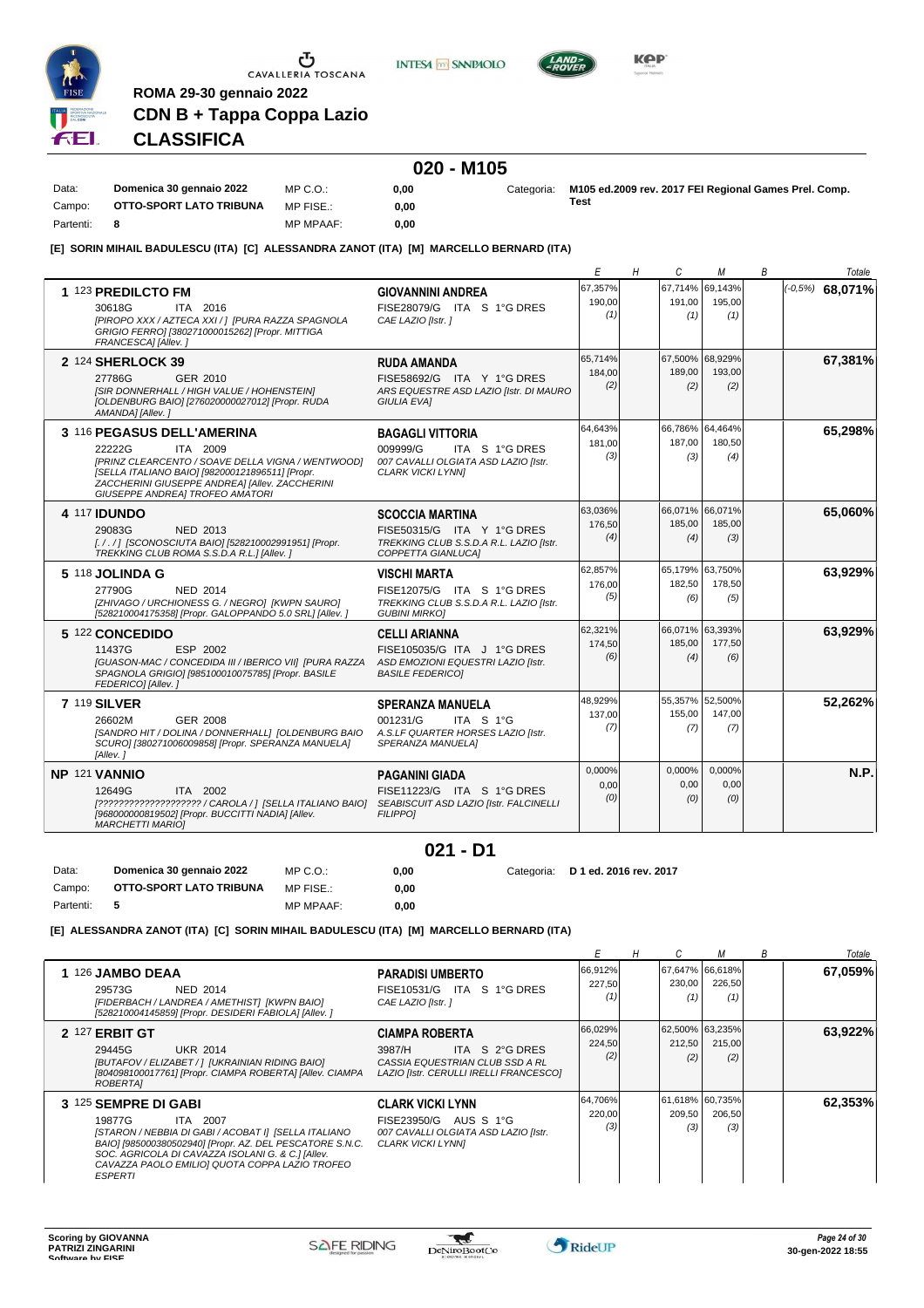**ROMA 29-30 gennaio 2022**

**CDN B + Tappa Coppa Lazio**

## CLASSIFICA

### 020 - M105

| | | | | | |
|---|---|---|---|---|---|
| Data: | Domenica 30 gennaio 2022 | MP C.O.: | 0,00 | Categoria: | M105 ed.2009 rev. 2017 FEI Regional Games Prel. Comp. Test |
| Campo: | OTTO-SPORT LATO TRIBUNA | MP FISE.: | 0,00 | | |
| Partenti: | 8 | MP MPAAF: | 0,00 | | |

**[E] SORIN MIHAIL BADULESCU (ITA) [C] ALESSANDRA ZANOT (ITA) [M] MARCELLO BERNARD (ITA)**

| Cavallo | Cavaliere | E | H | C | M | B | Totale |
|---|---|---|---|---|---|---|---|
| **1** 123 **PREDILCTO FM** 30618G ITA 2016 *[PIROPO XXX / AZTECA XXI / ] [PURA RAZZA SPAGNOLA GRIGIO FERRO] [380271000015262] [Propr. MITTIGA FRANCESCA] [Allev. ]* | **GIOVANNINI ANDREA** FISE28079/G ITA S 1°G DRES *CAE LAZIO [Istr. ]* | 67,357% 190,00 (1) | | 67,714% 191,00 (1) | 69,143% 195,00 (1) | | (-0,5%) **68,071%** |
| **2** 124 **SHERLOCK 39** 27786G GER 2010 *[SIR DONNERHALL / HIGH VALUE / HOHENSTEIN] [OLDENBURG BAIO] [276020000027012] [Propr. RUDA AMANDA] [Allev. ]* | **RUDA AMANDA** FISE58692/G ITA Y 1°G DRES *ARS EQUESTRE ASD LAZIO [Istr. DI MAURO GIULIA EVA]* | 65,714% 184,00 (2) | | 67,500% 189,00 (2) | 68,929% 193,00 (2) | | **67,381%** |
| **3** 116 **PEGASUS DELL'AMERINA** 22222G ITA 2009 *[PRINZ CLEARCENTO / SOAVE DELLA VIGNA / WENTWOOD] [SELLA ITALIANO BAIO] [982000121896511] [Propr. ZACCHERINI GIUSEPPE ANDREA] [Allev. ZACCHERINI GIUSEPPE ANDREA] TROFEO AMATORI* | **BAGAGLI VITTORIA** 009999/G ITA S 1°G DRES *007 CAVALLI OLGIATA ASD LAZIO [Istr. CLARK VICKI LYNN]* | 64,643% 181,00 (3) | | 66,786% 187,00 (3) | 64,464% 180,50 (4) | | **65,298%** |
| **4** 117 **IDUNDO** 29083G NED 2013 *[. / . / ] [SCONOSCIUTA BAIO] [528210002991951] [Propr. TREKKING CLUB ROMA S.S.D.A R.L.] [Allev. ]* | **SCOCCIA MARTINA** FISE50315/G ITA Y 1°G DRES *TREKKING CLUB S.S.D.A R.L. LAZIO [Istr. COPPETTA GIANLUCA]* | 63,036% 176,50 (4) | | 66,071% 185,00 (4) | 66,071% 185,00 (3) | | **65,060%** |
| **5** 118 **JOLINDA G** 27790G NED 2014 *[ZHIVAGO / URCHIONESS G. / NEGRO] [KWPN SAURO] [528210004175358] [Propr. GALOPPANDO 5.0 SRL] [Allev. ]* | **VISCHI MARTA** FISE12075/G ITA S 1°G DRES *TREKKING CLUB S.S.D.A R.L. LAZIO [Istr. GUBINI MIRKO]* | 62,857% 176,00 (5) | | 65,179% 182,50 (6) | 63,750% 178,50 (5) | | **63,929%** |
| **5** 122 **CONCEDIDO** 11437G ESP 2002 *[GUASON-MAC / CONCEDIDA III / IBERICO VII] [PURA RAZZA SPAGNOLA GRIGIO] [985100010075785] [Propr. BASILE FEDERICO] [Allev. ]* | **CELLI ARIANNA** FISE105035/G ITA J 1°G DRES *ASD EMOZIONI EQUESTRI LAZIO [Istr. BASILE FEDERICO]* | 62,321% 174,50 (6) | | 66,071% 185,00 (4) | 63,393% 177,50 (6) | | **63,929%** |
| **7** 119 **SILVER** 26602M GER 2008 *[SANDRO HIT / DOLINA / DONNERHALL] [OLDENBURG BAIO SCURO] [380271006009858] [Propr. SPERANZA MANUELA] [Allev. ]* | **SPERANZA MANUELA** 001231/G ITA S 1°G *A.S.LF QUARTER HORSES LAZIO [Istr. SPERANZA MANUELA]* | 48,929% 137,00 (7) | | 55,357% 155,00 (7) | 52,500% 147,00 (7) | | **52,262%** |
| **NP** 121 **VANNIO** 12649G ITA 2002 *[???????????????????? / CAROLA / ] [SELLA ITALIANO BAIO] [968000000819502] [Propr. BUCCITTI NADIA] [Allev. MARCHETTI MARIO]* | **PAGANINI GIADA** FISE11223/G ITA S 1°G DRES *SEABISCUIT ASD LAZIO [Istr. FALCINELLI FILIPPO]* | 0,000% 0,00 (0) | | 0,000% 0,00 (0) | 0,000% 0,00 (0) | | **N.P.** |

### 021 - D1

| | | | | | |
|---|---|---|---|---|---|
| Data: | Domenica 30 gennaio 2022 | MP C.O.: | 0,00 | Categoria: | D 1 ed. 2016 rev. 2017 |
| Campo: | OTTO-SPORT LATO TRIBUNA | MP FISE.: | 0,00 | | |
| Partenti: | 5 | MP MPAAF: | 0,00 | | |

**[E] ALESSANDRA ZANOT (ITA) [C] SORIN MIHAIL BADULESCU (ITA) [M] MARCELLO BERNARD (ITA)**

| Cavallo | Cavaliere | E | H | C | M | B | Totale |
|---|---|---|---|---|---|---|---|
| **1** 126 **JAMBO DEAA** 29573G NED 2014 *[FIDERBACH / LANDREA / AMETHIST] [KWPN BAIO] [528210004145859] [Propr. DESIDERI FABIOLA] [Allev. ]* | **PARADISI UMBERTO** FISE10531/G ITA S 1°G DRES *CAE LAZIO [Istr. ]* | 66,912% 227,50 (1) | | 67,647% 230,00 (1) | 66,618% 226,50 (1) | | **67,059%** |
| **2** 127 **ERBIT GT** 29445G UKR 2014 *[BUTAFOV / ELIZABET / ] [UKRAINIAN RIDING BAIO] [804098100017761] [Propr. CIAMPA ROBERTA] [Allev. CIAMPA ROBERTA]* | **CIAMPA ROBERTA** 3987/H ITA S 2°G DRES *CASSIA EQUESTRIAN CLUB SSD A RL LAZIO [Istr. CERULLI IRELLI FRANCESCO]* | 66,029% 224,50 (2) | | 62,500% 212,50 (2) | 63,235% 215,00 (2) | | **63,922%** |
| **3** 125 **SEMPRE DI GABI** 19877G ITA 2007 *[STARON / NEBBIA DI GABI / ACOBAT I] [SELLA ITALIANO BAIO] [985000380502940] [Propr. AZ. DEL PESCATORE S.N.C. SOC. AGRICOLA DI CAVAZZA ISOLANI G. & C.] [Allev. CAVAZZA PAOLO EMILIO] QUOTA COPPA LAZIO TROFEO ESPERTI* | **CLARK VICKI LYNN** FISE23950/G AUS S 1°G *007 CAVALLI OLGIATA ASD LAZIO [Istr. CLARK VICKI LYNN]* | 64,706% 220,00 (3) | | 61,618% 209,50 (3) | 60,735% 206,50 (3) | | **62,353%** |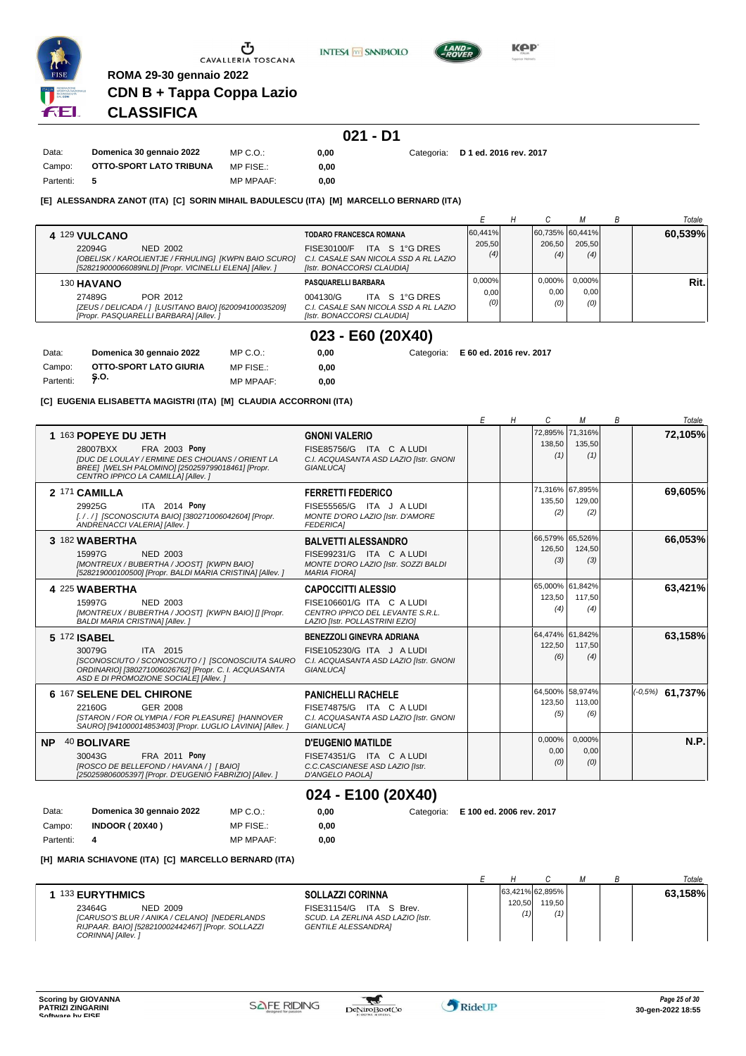ROMA 29-30 gennaio 2022

# CDN B + Tappa Coppa Lazio

## CLASSIFICA

### 021 - D1

| | | | | |
|---|---|---|---|---|
| Data: | Domenica 30 gennaio 2022 | MP C.O.: | 0,00 | Categoria: D 1 ed. 2016 rev. 2017 |
| Campo: | OTTO-SPORT LATO TRIBUNA | MP FISE.: | 0,00 | |
| Partenti: | 5 | MP MPAAF: | 0,00 | |

**[E] ALESSANDRA ZANOT (ITA) [C] SORIN MIHAIL BADULESCU (ITA) [M] MARCELLO BERNARD (ITA)**

| | Cavallo | Cavaliere | E | H | C | M | B | Totale |
|---|---|---|---|---|---|---|---|---|
| 4 | 129 **VULCANO** 22094G NED 2002 [OBELISK / KAROLIENTJE / FRHULING] [KWPN BAIO SCURO] [528219000066089NLD] [Propr. VICINELLI ELENA] [Allev. ] | **TODARO FRANCESCA ROMANA** FISE30100/F ITA S 1°G DRES C.I. CASALE SAN NICOLA SSD A RL LAZIO [Istr. BONACCORSI CLAUDIA] | 60,441% 205,50 (4) | | 60,735% 206,50 (4) | 60,441% 205,50 (4) | | 60,539% |
| | 130 **HAVANO** 27489G POR 2012 [ZEUS / DELICADA / ] [LUSITANO BAIO] [620094100035209] [Propr. PASQUARELLI BARBARA] [Allev. ] | **PASQUARELLI BARBARA** 004130/G ITA S 1°G DRES C.I. CASALE SAN NICOLA SSD A RL LAZIO [Istr. BONACCORSI CLAUDIA] | 0,000% 0,00 (0) | | 0,000% 0,00 (0) | 0,000% 0,00 (0) | | Rit. |

### 023 - E60 (20X40)

| | | | | |
|---|---|---|---|---|
| Data: | Domenica 30 gennaio 2022 | MP C.O.: | 0,00 | Categoria: E 60 ed. 2016 rev. 2017 |
| Campo: | OTTO-SPORT LATO GIURIA | MP FISE.: | 0,00 | |
| Partenti: | 7 S.O. | MP MPAAF: | 0,00 | |

**[C] EUGENIA ELISABETTA MAGISTRI (ITA) [M] CLAUDIA ACCORRONI (ITA)**

| | Cavallo | Cavaliere | E | H | C | M | B | Totale |
|---|---|---|---|---|---|---|---|---|
| 1 | 163 **POPEYE DU JETH** 28007BXX FRA 2003 Pony [DUC DE LOULAY / ERMINE DES CHOUANS / ORIENT LA BREE] [WELSH PALOMINO] [250259799018461] [Propr. CENTRO IPPICO LA CAMILLA] [Allev. ] | **GNONI VALERIO** FISE85756/G ITA C A LUDI C.I. ACQUASANTA ASD LAZIO [Istr. GNONI GIANLUCA] | | | 72,895% 138,50 (1) | 71,316% 135,50 (1) | | 72,105% |
| 2 | 171 **CAMILLA** 29925G ITA 2014 Pony [. / . / ] [SCONOSCIUTA BAIO] [380271006042604] [Propr. ANDRENACCI VALERIA] [Allev. ] | **FERRETTI FEDERICO** FISE55565/G ITA J A LUDI MONTE D'ORO LAZIO [Istr. D'AMORE FEDERICA] | | | 71,316% 135,50 (2) | 67,895% 129,00 (2) | | 69,605% |
| 3 | 182 **WABERTHA** 15997G NED 2003 [MONTREUX / BUBERTHA / JOOST] [KWPN BAIO] [528219000100500] [Propr. BALDI MARIA CRISTINA] [Allev. ] | **BALVETTI ALESSANDRO** FISE99231/G ITA C A LUDI MONTE D'ORO LAZIO [Istr. SOZZI BALDI MARIA FIORA] | | | 66,579% 126,50 (3) | 65,526% 124,50 (3) | | 66,053% |
| 4 | 225 **WABERTHA** 15997G NED 2003 [MONTREUX / BUBERTHA / JOOST] [KWPN BAIO] [] [Propr. BALDI MARIA CRISTINA] [Allev. ] | **CAPOCCITTI ALESSIO** FISE106601/G ITA C A LUDI CENTRO IPPICO DEL LEVANTE S.R.L. LAZIO [Istr. POLLASTRINI EZIO] | | | 65,000% 123,50 (4) | 61,842% 117,50 (4) | | 63,421% |
| 5 | 172 **ISABEL** 30079G ITA 2015 [SCONOSCIUTO / SCONOSCIUTO / ] [SCONOSCIUTA SAURO ORDINARIO] [380271006026762] [Propr. C. I. ACQUASANTA ASD E DI PROMOZIONE SOCIALE] [Allev. ] | **BENEZZOLI GINEVRA ADRIANA** FISE105230/G ITA J A LUDI C.I. ACQUASANTA ASD LAZIO [Istr. GNONI GIANLUCA] | | | 64,474% 122,50 (6) | 61,842% 117,50 (4) | | 63,158% |
| 6 | 167 **SELENE DEL CHIRONE** 22160G GER 2008 [STARON / FOR OLYMPIA / FOR PLEASURE] [HANNOVER SAURO] [941000014853403] [Propr. LUGLIO LAVINIA] [Allev. ] | **PANICHELLI RACHELE** FISE74875/G ITA C A LUDI C.I. ACQUASANTA ASD LAZIO [Istr. GNONI GIANLUCA] | | | 64,500% 123,50 (5) | 58,974% 113,00 (6) | | (-0,5%) 61,737% |
| NP | 40 **BOLIVARE** 30043G FRA 2011 Pony [ROSCO DE BELLEFOND / HAVANA / ] [ BAIO] [250259806005397] [Propr. D'EUGENIO FABRIZIO] [Allev. ] | **D'EUGENIO MATILDE** FISE74351/G ITA C A LUDI C.C.CASCIANESE ASD LAZIO [Istr. D'ANGELO PAOLA] | | | 0,000% 0,00 (0) | 0,000% 0,00 (0) | | N.P. |

### 024 - E100 (20X40)

| | | | | |
|---|---|---|---|---|
| Data: | Domenica 30 gennaio 2022 | MP C.O.: | 0,00 | Categoria: E 100 ed. 2006 rev. 2017 |
| Campo: | INDOOR ( 20X40 ) | MP FISE.: | 0,00 | |
| Partenti: | 4 | MP MPAAF: | 0,00 | |

**[H] MARIA SCHIAVONE (ITA) [C] MARCELLO BERNARD (ITA)**

| | Cavallo | Cavaliere | E | H | C | M | B | Totale |
|---|---|---|---|---|---|---|---|---|
| 1 | 133 **EURYTHMICS** 23464G NED 2009 [CARUSO'S BLUR / ANIKA / CELANO] [NEDERLANDS RIJPAAR. BAIO] [528210002442467] [Propr. SOLLAZZI CORINNA] [Allev. ] | **SOLLAZZI CORINNA** FISE31154/G ITA S Brev. SCUD. LA ZERLINA ASD LAZIO [Istr. GENTILE ALESSANDRA] | | 63,421% 120,50 (1) | 62,895% 119,50 (1) | | | 63,158% |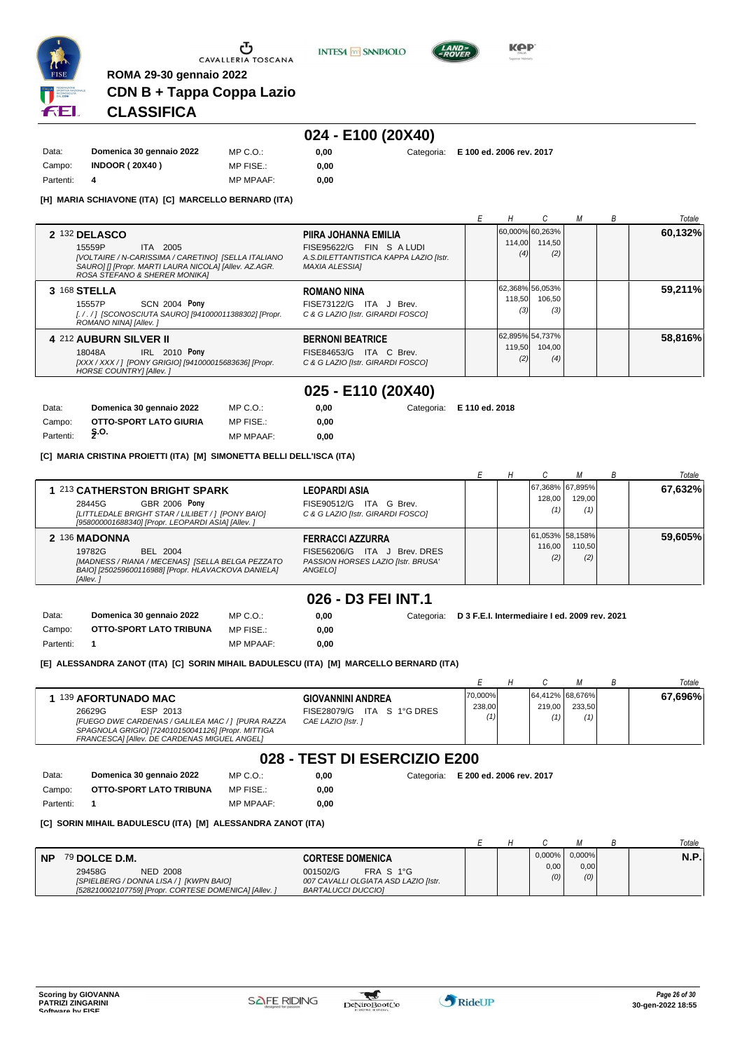**ROMA 29-30 gennaio 2022**

**CDN B + Tappa Coppa Lazio**

# CLASSIFICA

## 024 - E100 (20X40)

| | | | | | |
|---|---|---|---|---|---|
| Data: | Domenica 30 gennaio 2022 | MP C.O.: | 0,00 | Categoria: | E 100 ed. 2006 rev. 2017 |
| Campo: | INDOOR ( 20X40 ) | MP FISE.: | 0,00 | | |
| Partenti: | 4 | MP MPAAF: | 0,00 | | |

**[H] MARIA SCHIAVONE (ITA) [C] MARCELLO BERNARD (ITA)**

| Cavallo | Cavaliere | E | H | C | M | B | Totale |
|---|---|---|---|---|---|---|---|
| 2 132 **DELASCO** 15559P ITA 2005 *[VOLTAIRE / N-CARISSIMA / CARETINO] [SELLA ITALIANO SAURO] [] [Propr. MARTI LAURA NICOLA] [Allev. AZ.AGR. ROSA STEFANO & SHERER MONIKA]* | **PIIRA JOHANNA EMILIA** FISE95622/G FIN S A LUDI A.S.DILETTANTISTICA KAPPA LAZIO [Istr. MAXIA ALESSIA] | | 60,000% 114,00 (4) | 60,263% 114,50 (2) | | | **60,132%** |
| 3 168 **STELLA** 15557P SCN 2004 **Pony** *[ / / ] [SCONOSCIUTA SAURO] [941000011388302] [Propr. ROMANO NINA] [Allev. ]* | **ROMANO NINA** FISE73122/G ITA J Brev. C & G LAZIO [Istr. GIRARDI FOSCO] | | 62,368% 118,50 (3) | 56,053% 106,50 (3) | | | **59,211%** |
| 4 212 **AUBURN SILVER II** 18048A IRL 2010 **Pony** *[XXX / XXX / ] [PONY GRIGIO] [941000015683636] [Propr. HORSE COUNTRY] [Allev. ]* | **BERNONI BEATRICE** FISE84653/G ITA C Brev. C & G LAZIO [Istr. GIRARDI FOSCO] | | 62,895% 119,50 (2) | 54,737% 104,00 (4) | | | **58,816%** |

## 025 - E110 (20X40)

| | | | | | |
|---|---|---|---|---|---|
| Data: | Domenica 30 gennaio 2022 | MP C.O.: | 0,00 | Categoria: | E 110 ed. 2018 |
| Campo: | OTTO-SPORT LATO GIURIA S.O. | MP FISE.: | 0,00 | | |
| Partenti: | 2 | MP MPAAF: | 0,00 | | |

**[C] MARIA CRISTINA PROIETTI (ITA) [M] SIMONETTA BELLI DELL'ISCA (ITA)**

| Cavallo | Cavaliere | E | H | C | M | B | Totale |
|---|---|---|---|---|---|---|---|
| 1 213 **CATHERSTON BRIGHT SPARK** 28445G GBR 2006 **Pony** *[LITTLEDALE BRIGHT STAR / LILIBET / ] [PONY BAIO] [958000001688340] [Propr. LEOPARDI ASIA] [Allev. ]* | **LEOPARDI ASIA** FISE90512/G ITA G Brev. C & G LAZIO [Istr. GIRARDI FOSCO] | | | 67,368% 128,00 (1) | 67,895% 129,00 (1) | | **67,632%** |
| 2 136 **MADONNA** 19782G BEL 2004 *[MADNESS / RIANA / MECENAS] [SELLA BELGA PEZZATO BAIO] [250259600116988] [Propr. HLAVACKOVA DANIELA] [Allev. ]* | **FERRACCI AZZURRA** FISE56206/G ITA J Brev. DRES PASSION HORSES LAZIO [Istr. BRUSA' ANGELO] | | | 61,053% 116,00 (2) | 58,158% 110,50 (2) | | **59,605%** |

## 026 - D3 FEI INT.1

| | | | | | |
|---|---|---|---|---|---|
| Data: | Domenica 30 gennaio 2022 | MP C.O.: | 0,00 | Categoria: | D 3 F.E.I. Intermediaire I ed. 2009 rev. 2021 |
| Campo: | OTTO-SPORT LATO TRIBUNA | MP FISE.: | 0,00 | | |
| Partenti: | 1 | MP MPAAF: | 0,00 | | |

**[E] ALESSANDRA ZANOT (ITA) [C] SORIN MIHAIL BADULESCU (ITA) [M] MARCELLO BERNARD (ITA)**

| Cavallo | Cavaliere | E | H | C | M | B | Totale |
|---|---|---|---|---|---|---|---|
| 1 139 **AFORTUNADO MAC** 26629G ESP 2013 *[FUEGO DWE CARDENAS / GALILEA MAC / ] [PURA RAZZA SPAGNOLA GRIGIO] [724010150041126] [Propr. MITTIGA FRANCESCA] [Allev. DE CARDENAS MIGUEL ANGEL]* | **GIOVANNINI ANDREA** FISE28079/G ITA S 1°G DRES CAE LAZIO [Istr. ] | 70,000% 238,00 (1) | | 64,412% 219,00 (1) | 68,676% 233,50 (1) | | **67,696%** |

## 028 - TEST DI ESERCIZIO E200

| | | | | | |
|---|---|---|---|---|---|
| Data: | Domenica 30 gennaio 2022 | MP C.O.: | 0,00 | Categoria: | E 200 ed. 2006 rev. 2017 |
| Campo: | OTTO-SPORT LATO TRIBUNA | MP FISE.: | 0,00 | | |
| Partenti: | 1 | MP MPAAF: | 0,00 | | |

**[C] SORIN MIHAIL BADULESCU (ITA) [M] ALESSANDRA ZANOT (ITA)**

| Cavallo | Cavaliere | E | H | C | M | B | Totale |
|---|---|---|---|---|---|---|---|
| NP 79 **DOLCE D.M.** 29458G NED 2008 *[SPIELBERG / DONNA LISA / ] [KWPN BAIO] [528210002107759] [Propr. CORTESE DOMENICA] [Allev. ]* | **CORTESE DOMENICA** 001502/G FRA S 1°G 007 CAVALLI OLGIATA ASD LAZIO [Istr. BARTALUCCI DUCCIO] | | | 0,000% 0,00 (0) | 0,000% 0,00 (0) | | **N.P.** |

Scoring by GIOVANNA PATRIZI ZINGARINI
Software by FISE

30-gen-2022 18:55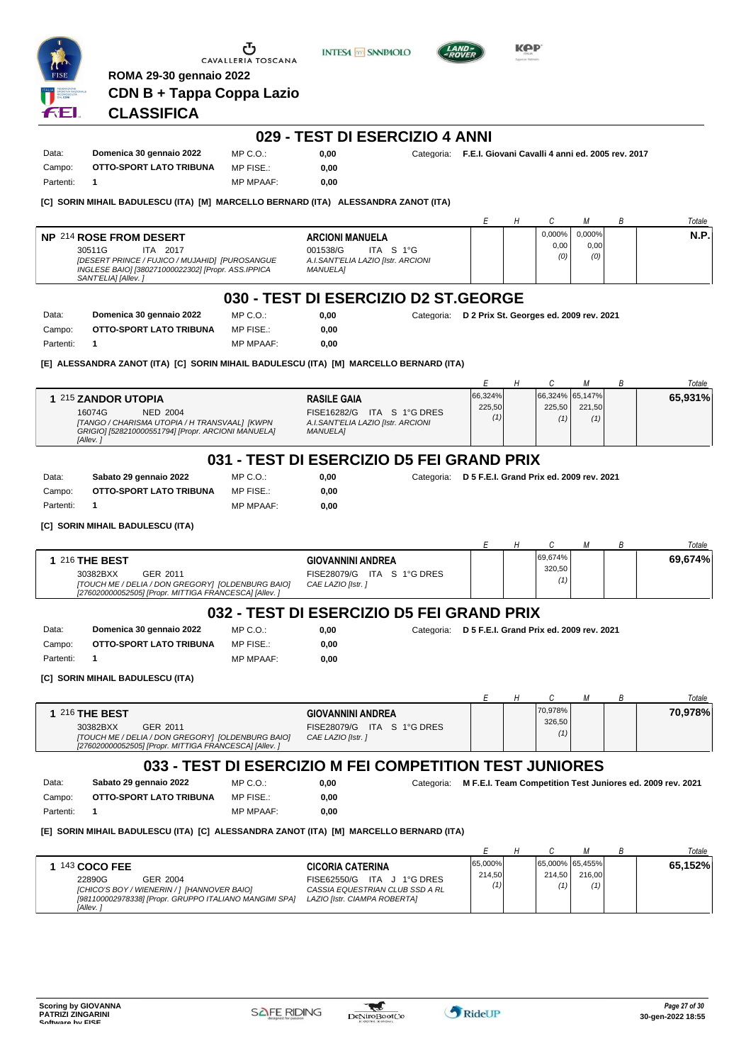ROMA 29-30 gennaio 2022

**CDN B + Tappa Coppa Lazio**

## CLASSIFICA

## 029 - TEST DI ESERCIZIO 4 ANNI

Data: **Domenica 30 gennaio 2022** MP C.O.: **0,00** Categoria: **F.E.I. Giovani Cavalli 4 anni ed. 2005 rev. 2017**
Campo: **OTTO-SPORT LATO TRIBUNA** MP FISE.: **0,00**
Partenti: **1** MP MPAAF: **0,00**

**[C] SORIN MIHAIL BADULESCU (ITA) [M] MARCELLO BERNARD (ITA) ALESSANDRA ZANOT (ITA)**

| | Cavallo | Cavaliere | E | H | C | M | B | Totale |
|---|---|---|---|---|---|---|---|---|
| NP | 214 **ROSE FROM DESERT** 30511G ITA 2017 *[DESERT PRINCE / FUJICO / MUJAHID] [PUROSANGUE INGLESE BAIO] [380271000022302] [Propr. ASS.IPPICA SANT'ELIA] [Allev. ]* | **ARCIONI MANUELA** 001538/G ITA S 1°G *A.I.SANT'ELIA LAZIO [Istr. ARCIONI MANUELA]* | | | 0,000% 0,00 (0) | 0,000% 0,00 (0) | | **N.P.** |

## 030 - TEST DI ESERCIZIO D2 ST.GEORGE

Data: **Domenica 30 gennaio 2022** MP C.O.: **0,00** Categoria: **D 2 Prix St. Georges ed. 2009 rev. 2021**
Campo: **OTTO-SPORT LATO TRIBUNA** MP FISE.: **0,00**
Partenti: **1** MP MPAAF: **0,00**

**[E] ALESSANDRA ZANOT (ITA) [C] SORIN MIHAIL BADULESCU (ITA) [M] MARCELLO BERNARD (ITA)**

| | Cavallo | Cavaliere | E | H | C | M | B | Totale |
|---|---|---|---|---|---|---|---|---|
| 1 | 215 **ZANDOR UTOPIA** 16074G NED 2004 *[TANGO / CHARISMA UTOPIA / H TRANSVAAL] [KWPN GRIGIO] [528210000551794] [Propr. ARCIONI MANUELA] [Allev. ]* | **RASILE GAIA** FISE16282/G ITA S 1°G DRES *A.I.SANT'ELIA LAZIO [Istr. ARCIONI MANUELA]* | 66,324% 225,50 (1) | | 66,324% 225,50 (1) | 65,147% 221,50 (1) | | **65,931%** |

## 031 - TEST DI ESERCIZIO D5 FEI GRAND PRIX

Data: **Sabato 29 gennaio 2022** MP C.O.: **0,00** Categoria: **D 5 F.E.I. Grand Prix ed. 2009 rev. 2021**
Campo: **OTTO-SPORT LATO TRIBUNA** MP FISE.: **0,00**
Partenti: **1** MP MPAAF: **0,00**

**[C] SORIN MIHAIL BADULESCU (ITA)**

| | Cavallo | Cavaliere | E | H | C | M | B | Totale |
|---|---|---|---|---|---|---|---|---|
| 1 | 216 **THE BEST** 30382BXX GER 2011 *[TOUCH ME / DELIA / DON GREGORY] [OLDENBURG BAIO] [276020000052505] [Propr. MITTIGA FRANCESCA] [Allev. ]* | **GIOVANNINI ANDREA** FISE28079/G ITA S 1°G DRES *CAE LAZIO [Istr. ]* | | | 69,674% 320,50 (1) | | | **69,674%** |

## 032 - TEST DI ESERCIZIO D5 FEI GRAND PRIX

Data: **Domenica 30 gennaio 2022** MP C.O.: **0,00** Categoria: **D 5 F.E.I. Grand Prix ed. 2009 rev. 2021**
Campo: **OTTO-SPORT LATO TRIBUNA** MP FISE.: **0,00**
Partenti: **1** MP MPAAF: **0,00**

**[C] SORIN MIHAIL BADULESCU (ITA)**

| | Cavallo | Cavaliere | E | H | C | M | B | Totale |
|---|---|---|---|---|---|---|---|---|
| 1 | 216 **THE BEST** 30382BXX GER 2011 *[TOUCH ME / DELIA / DON GREGORY] [OLDENBURG BAIO] [276020000052505] [Propr. MITTIGA FRANCESCA] [Allev. ]* | **GIOVANNINI ANDREA** FISE28079/G ITA S 1°G DRES *CAE LAZIO [Istr. ]* | | | 70,978% 326,50 (1) | | | **70,978%** |

## 033 - TEST DI ESERCIZIO M FEI COMPETITION TEST JUNIORES

Data: **Sabato 29 gennaio 2022** MP C.O.: **0,00** Categoria: **M F.E.I. Team Competition Test Juniores ed. 2009 rev. 2021**
Campo: **OTTO-SPORT LATO TRIBUNA** MP FISE.: **0,00**
Partenti: **1** MP MPAAF: **0,00**

**[E] SORIN MIHAIL BADULESCU (ITA) [C] ALESSANDRA ZANOT (ITA) [M] MARCELLO BERNARD (ITA)**

| | Cavallo | Cavaliere | E | H | C | M | B | Totale |
|---|---|---|---|---|---|---|---|---|
| 1 | 143 **COCO FEE** 22890G GER 2004 *[CHICO'S BOY / WIENERIN / ] [HANNOVER BAIO] [981100002978338] [Propr. GRUPPO ITALIANO MANGIMI SPA] [Allev. ]* | **CICORIA CATERINA** FISE62550/G ITA J 1°G DRES *CASSIA EQUESTRIAN CLUB SSD A RL LAZIO [Istr. CIAMPA ROBERTA]* | 65,000% 214,50 (1) | | 65,000% 214,50 (1) | 65,455% 216,00 (1) | | **65,152%** |

Scoring by GIOVANNA PATRIZI ZINGARINI
Software by FISE

30-gen-2022 18:55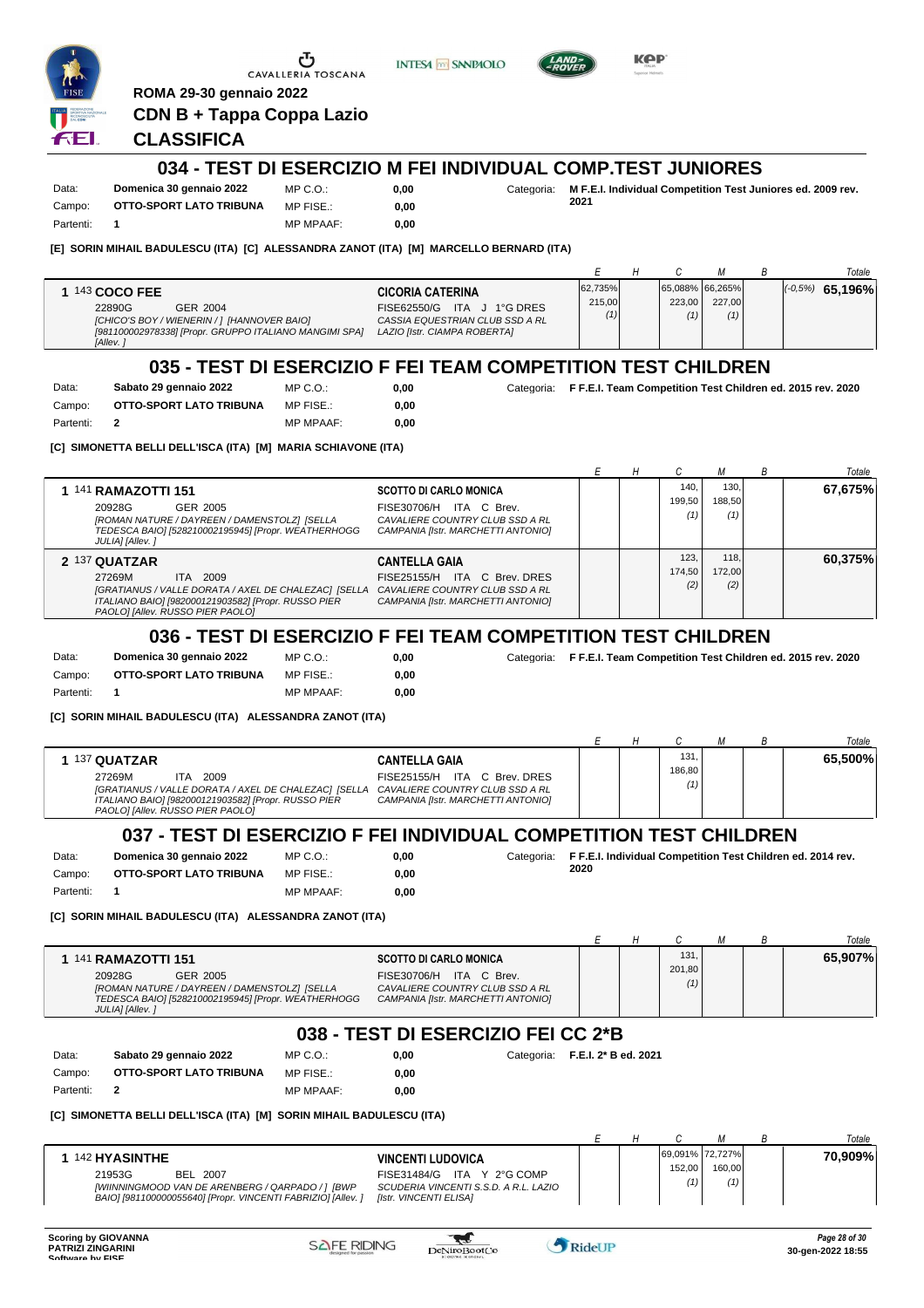ROMA 29-30 gennaio 2022

CDN B + Tappa Coppa Lazio

## CLASSIFICA

### 034 - TEST DI ESERCIZIO M FEI INDIVIDUAL COMP.TEST JUNIORES

| | | | | | |
|---|---|---|---|---|---|
| Data: | Domenica 30 gennaio 2022 | MP C.O.: | 0,00 | Categoria: | M F.E.I. Individual Competition Test Juniores ed. 2009 rev. 2021 |
| Campo: | OTTO-SPORT LATO TRIBUNA | MP FISE.: | 0,00 | | |
| Partenti: | 1 | MP MPAAF: | 0,00 | | |

**[E] SORIN MIHAIL BADULESCU (ITA) [C] ALESSANDRA ZANOT (ITA) [M] MARCELLO BERNARD (ITA)**

| | Cavallo | Cavaliere | E | H | C | M | B | Totale |
|---|---|---|---|---|---|---|---|---|
| 1 | 143 **COCO FEE** 22890G GER 2004 *[CHICO'S BOY / WIENERIN / ] [HANNOVER BAIO] [981100002978338] [Propr. GRUPPO ITALIANO MANGIMI SPA] [Allev. ]* | **CICORIA CATERINA** FISE62550/G ITA J 1°G DRES *CASSIA EQUESTRIAN CLUB SSD A RL LAZIO [Istr. CIAMPA ROBERTA]* | 62,735% 215,00 (1) | | 65,088% 223,00 (1) | 66,265% 227,00 (1) | | (-0,5%) **65,196%** |

### 035 - TEST DI ESERCIZIO F FEI TEAM COMPETITION TEST CHILDREN

| | | | | | |
|---|---|---|---|---|---|
| Data: | Sabato 29 gennaio 2022 | MP C.O.: | 0,00 | Categoria: | F F.E.I. Team Competition Test Children ed. 2015 rev. 2020 |
| Campo: | OTTO-SPORT LATO TRIBUNA | MP FISE.: | 0,00 | | |
| Partenti: | 2 | MP MPAAF: | 0,00 | | |

**[C] SIMONETTA BELLI DELL'ISCA (ITA) [M] MARIA SCHIAVONE (ITA)**

| | Cavallo | Cavaliere | E | H | C | M | B | Totale |
|---|---|---|---|---|---|---|---|---|
| 1 | 141 **RAMAZOTTI 151** 20928G GER 2005 *[ROMAN NATURE / DAYREEN / DAMENSTOLZ] [SELLA TEDESCA BAIO] [528210002195945] [Propr. WEATHERHOGG JULIA] [Allev. ]* | **SCOTTO DI CARLO MONICA** FISE30706/H ITA C Brev. *CAVALIERE COUNTRY CLUB SSD A RL CAMPANIA [Istr. MARCHETTI ANTONIO]* | | | 140, 199,50 (1) | 130, 188,50 (1) | | **67,675%** |
| 2 | 137 **QUATZAR** 27269M ITA 2009 *[GRATIANUS / VALLE DORATA / AXEL DE CHALEZAC] [SELLA ITALIANO BAIO] [982000121903582] [Propr. RUSSO PIER PAOLO] [Allev. RUSSO PIER PAOLO]* | **CANTELLA GAIA** FISE25155/H ITA C Brev. DRES *CAVALIERE COUNTRY CLUB SSD A RL CAMPANIA [Istr. MARCHETTI ANTONIO]* | | | 123, 174,50 (2) | 118, 172,00 (2) | | **60,375%** |

### 036 - TEST DI ESERCIZIO F FEI TEAM COMPETITION TEST CHILDREN

| | | | | | |
|---|---|---|---|---|---|
| Data: | Domenica 30 gennaio 2022 | MP C.O.: | 0,00 | Categoria: | F F.E.I. Team Competition Test Children ed. 2015 rev. 2020 |
| Campo: | OTTO-SPORT LATO TRIBUNA | MP FISE.: | 0,00 | | |
| Partenti: | 1 | MP MPAAF: | 0,00 | | |

**[C] SORIN MIHAIL BADULESCU (ITA) ALESSANDRA ZANOT (ITA)**

| | Cavallo | Cavaliere | E | H | C | M | B | Totale |
|---|---|---|---|---|---|---|---|---|
| 1 | 137 **QUATZAR** 27269M ITA 2009 *[GRATIANUS / VALLE DORATA / AXEL DE CHALEZAC] [SELLA ITALIANO BAIO] [982000121903582] [Propr. RUSSO PIER PAOLO] [Allev. RUSSO PIER PAOLO]* | **CANTELLA GAIA** FISE25155/H ITA C Brev. DRES *CAVALIERE COUNTRY CLUB SSD A RL CAMPANIA [Istr. MARCHETTI ANTONIO]* | | | 131, 186,80 (1) | | | **65,500%** |

### 037 - TEST DI ESERCIZIO F FEI INDIVIDUAL COMPETITION TEST CHILDREN

| | | | | | |
|---|---|---|---|---|---|
| Data: | Domenica 30 gennaio 2022 | MP C.O.: | 0,00 | Categoria: | F F.E.I. Individual Competition Test Children ed. 2014 rev. 2020 |
| Campo: | OTTO-SPORT LATO TRIBUNA | MP FISE.: | 0,00 | | |
| Partenti: | 1 | MP MPAAF: | 0,00 | | |

**[C] SORIN MIHAIL BADULESCU (ITA) ALESSANDRA ZANOT (ITA)**

| | Cavallo | Cavaliere | E | H | C | M | B | Totale |
|---|---|---|---|---|---|---|---|---|
| 1 | 141 **RAMAZOTTI 151** 20928G GER 2005 *[ROMAN NATURE / DAYREEN / DAMENSTOLZ] [SELLA TEDESCA BAIO] [528210002195945] [Propr. WEATHERHOGG JULIA] [Allev. ]* | **SCOTTO DI CARLO MONICA** FISE30706/H ITA C Brev. *CAVALIERE COUNTRY CLUB SSD A RL CAMPANIA [Istr. MARCHETTI ANTONIO]* | | | 131, 201,80 (1) | | | **65,907%** |

### 038 - TEST DI ESERCIZIO FEI CC 2*B

| | | | | | |
|---|---|---|---|---|---|
| Data: | Sabato 29 gennaio 2022 | MP C.O.: | 0,00 | Categoria: | F.E.I. 2* B ed. 2021 |
| Campo: | OTTO-SPORT LATO TRIBUNA | MP FISE.: | 0,00 | | |
| Partenti: | 2 | MP MPAAF: | 0,00 | | |

**[C] SIMONETTA BELLI DELL'ISCA (ITA) [M] SORIN MIHAIL BADULESCU (ITA)**

| | Cavallo | Cavaliere | E | H | C | M | B | Totale |
|---|---|---|---|---|---|---|---|---|
| 1 | 142 **HYASINTHE** 21953G BEL 2007 *[WIINNINGMOOD VAN DE ARENBERG / QARPADO / ] [BWP BAIO] [981100000055640] [Propr. VINCENTI FABRIZIO] [Allev. ]* | **VINCENTI LUDOVICA** FISE31484/G ITA Y 2°G COMP *SCUDERIA VINCENTI S.S.D. A R.L. LAZIO [Istr. VINCENTI ELISA]* | | | 69,091% 152,00 (1) | 72,727% 160,00 (1) | | **70,909%** |

Scoring by GIOVANNA PATRIZI ZINGARINI
Software by FISE

30-gen-2022 18:55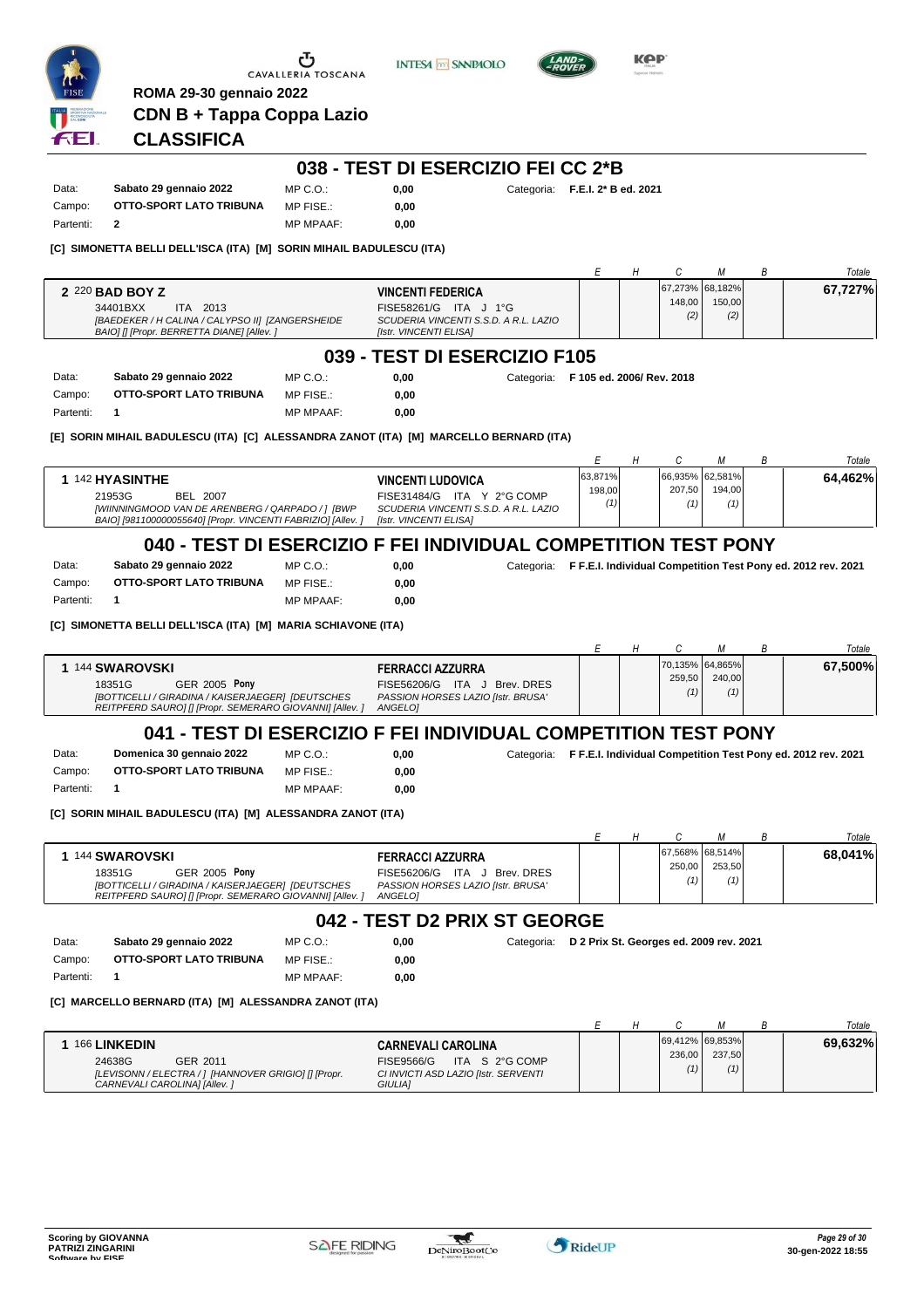ROMA 29-30 gennaio 2022

**CDN B + Tappa Coppa Lazio**

**CLASSIFICA**

## 038 - TEST DI ESERCIZIO FEI CC 2*B

| | | | | |
|---|---|---|---|---|
| Data: | Sabato 29 gennaio 2022 | MP C.O.: | 0,00 | Categoria: F.E.I. 2* B ed. 2021 |
| Campo: | OTTO-SPORT LATO TRIBUNA | MP FISE.: | 0,00 | |
| Partenti: | 2 | MP MPAAF: | 0,00 | |

**[C] SIMONETTA BELLI DELL'ISCA (ITA) [M] SORIN MIHAIL BADULESCU (ITA)**

| | Cavallo | Cavaliere | E | H | C | M | B | Totale |
|---|---|---|---|---|---|---|---|---|
| 2 | 220 **BAD BOY Z** 34401BXX ITA 2013 *[BAEDEKER / H CALINA / CALYPSO II] [ZANGERSHEIDE BAIO] [] [Propr. BERRETTA DIANE] [Allev. ]* | **VINCENTI FEDERICA** FISE58261/G ITA J 1°G *SCUDERIA VINCENTI S.S.D. A R.L. LAZIO [Istr. VINCENTI ELISA]* | | | 67,273% 148,00 (2) | 68,182% 150,00 (2) | | **67,727%** |

## 039 - TEST DI ESERCIZIO F105

| | | | | |
|---|---|---|---|---|
| Data: | Sabato 29 gennaio 2022 | MP C.O.: | 0,00 | Categoria: F 105 ed. 2006/ Rev. 2018 |
| Campo: | OTTO-SPORT LATO TRIBUNA | MP FISE.: | 0,00 | |
| Partenti: | 1 | MP MPAAF: | 0,00 | |

**[E] SORIN MIHAIL BADULESCU (ITA) [C] ALESSANDRA ZANOT (ITA) [M] MARCELLO BERNARD (ITA)**

| | Cavallo | Cavaliere | E | H | C | M | B | Totale |
|---|---|---|---|---|---|---|---|---|
| 1 | 142 **HYASINTHE** 21953G BEL 2007 *[WIINNINGMOOD VAN DE ARENBERG / QARPADO / ] [BWP BAIO] [981100000055640] [Propr. VINCENTI FABRIZIO] [Allev. ]* | **VINCENTI LUDOVICA** FISE31484/G ITA Y 2°G COMP *SCUDERIA VINCENTI S.S.D. A R.L. LAZIO [Istr. VINCENTI ELISA]* | 63,871% 198,00 (1) | | 66,935% 207,50 (1) | 62,581% 194,00 (1) | | **64,462%** |

## 040 - TEST DI ESERCIZIO F FEI INDIVIDUAL COMPETITION TEST PONY

| | | | | |
|---|---|---|---|---|
| Data: | Sabato 29 gennaio 2022 | MP C.O.: | 0,00 | Categoria: F F.E.I. Individual Competition Test Pony ed. 2012 rev. 2021 |
| Campo: | OTTO-SPORT LATO TRIBUNA | MP FISE.: | 0,00 | |
| Partenti: | 1 | MP MPAAF: | 0,00 | |

**[C] SIMONETTA BELLI DELL'ISCA (ITA) [M] MARIA SCHIAVONE (ITA)**

| | Cavallo | Cavaliere | E | H | C | M | B | Totale |
|---|---|---|---|---|---|---|---|---|
| 1 | 144 **SWAROVSKI** 18351G GER 2005 **Pony** *[BOTTICELLI / GIRADINA / KAISERJAEGER] [DEUTSCHES REITPFERD SAURO] [] [Propr. SEMERARO GIOVANNI] [Allev. ]* | **FERRACCI AZZURRA** FISE56206/G ITA J Brev. DRES *PASSION HORSES LAZIO [Istr. BRUSA' ANGELO]* | | | 70,135% 259,50 (1) | 64,865% 240,00 (1) | | **67,500%** |

## 041 - TEST DI ESERCIZIO F FEI INDIVIDUAL COMPETITION TEST PONY

| | | | | |
|---|---|---|---|---|
| Data: | Domenica 30 gennaio 2022 | MP C.O.: | 0,00 | Categoria: F F.E.I. Individual Competition Test Pony ed. 2012 rev. 2021 |
| Campo: | OTTO-SPORT LATO TRIBUNA | MP FISE.: | 0,00 | |
| Partenti: | 1 | MP MPAAF: | 0,00 | |

**[C] SORIN MIHAIL BADULESCU (ITA) [M] ALESSANDRA ZANOT (ITA)**

| | Cavallo | Cavaliere | E | H | C | M | B | Totale |
|---|---|---|---|---|---|---|---|---|
| 1 | 144 **SWAROVSKI** 18351G GER 2005 **Pony** *[BOTTICELLI / GIRADINA / KAISERJAEGER] [DEUTSCHES REITPFERD SAURO] [] [Propr. SEMERARO GIOVANNI] [Allev. ]* | **FERRACCI AZZURRA** FISE56206/G ITA J Brev. DRES *PASSION HORSES LAZIO [Istr. BRUSA' ANGELO]* | | | 67,568% 250,00 (1) | 68,514% 253,50 (1) | | **68,041%** |

## 042 - TEST D2 PRIX ST GEORGE

| | | | | |
|---|---|---|---|---|
| Data: | Sabato 29 gennaio 2022 | MP C.O.: | 0,00 | Categoria: D 2 Prix St. Georges ed. 2009 rev. 2021 |
| Campo: | OTTO-SPORT LATO TRIBUNA | MP FISE.: | 0,00 | |
| Partenti: | 1 | MP MPAAF: | 0,00 | |

**[C] MARCELLO BERNARD (ITA) [M] ALESSANDRA ZANOT (ITA)**

| | Cavallo | Cavaliere | E | H | C | M | B | Totale |
|---|---|---|---|---|---|---|---|---|
| 1 | 166 **LINKEDIN** 24638G GER 2011 *[LEVISONN / ELECTRA / ] [HANNOVER GRIGIO] [] [Propr. CARNEVALI CAROLINA] [Allev. ]* | **CARNEVALI CAROLINA** FISE9566/G ITA S 2°G COMP *CI INVICTI ASD LAZIO [Istr. SERVENTI GIULIA]* | | | 69,412% 236,00 (1) | 69,853% 237,50 (1) | | **69,632%** |

Scoring by GIOVANNA PATRIZI ZINGARINI
Software by FISE

30-gen-2022 18:55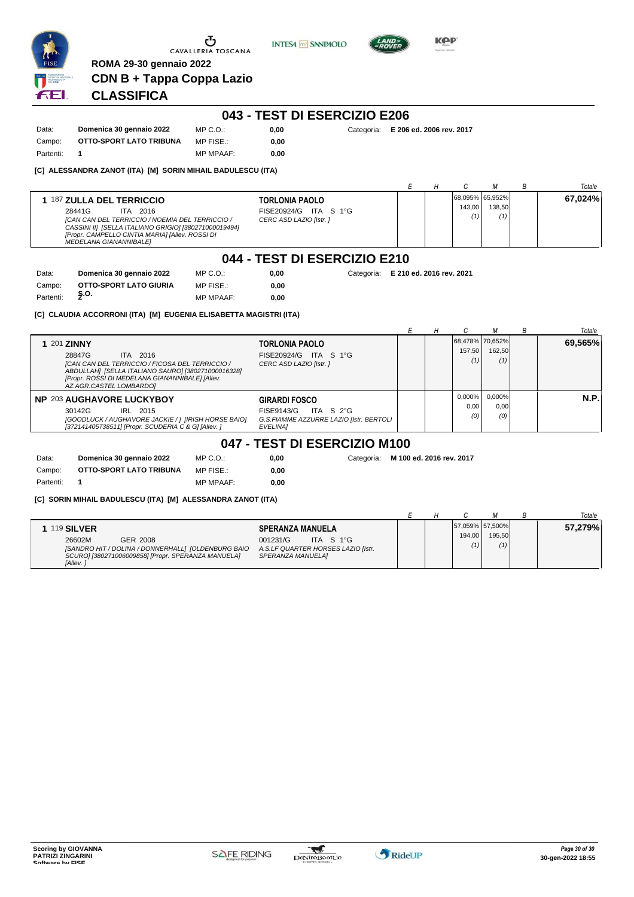ROMA 29-30 gennaio 2022

**CDN B + Tappa Coppa Lazio**

## CLASSIFICA

## 043 - TEST DI ESERCIZIO E206

| | | | | |
|---|---|---|---|---|
| Data: | **Domenica 30 gennaio 2022** | MP C.O.: | **0,00** | Categoria: **E 206 ed. 2006 rev. 2017** |
| Campo: | **OTTO-SPORT LATO TRIBUNA** | MP FISE.: | **0,00** | |
| Partenti: | **1** | MP MPAAF: | **0,00** | |

**[C] ALESSANDRA ZANOT (ITA) [M] SORIN MIHAIL BADULESCU (ITA)**

| | Cavallo | Cavaliere | E | H | C | M | B | Totale |
|---|---|---|---|---|---|---|---|---|
| 1 | 187 **ZULLA DEL TERRICCIO** 28441G ITA 2016 *[CAN CAN DEL TERRICCIO / NOEMIA DEL TERRICCIO / CASSINI II] [SELLA ITALIANO GRIGIO] [380271000019494] [Propr. CAMPELLO CINTIA MARIA] [Allev. ROSSI DI MEDELANA GIANANNIBALE]* | **TORLONIA PAOLO** FISE20924/G ITA S 1°G *CERC ASD LAZIO [Istr. ]* | | | 68,095% 143,00 (1) | 65,952% 138,50 (1) | | **67,024%** |

## 044 - TEST DI ESERCIZIO E210

| | | | | |
|---|---|---|---|---|
| Data: | **Domenica 30 gennaio 2022** | MP C.O.: | **0,00** | Categoria: **E 210 ed. 2016 rev. 2021** |
| Campo: | **OTTO-SPORT LATO GIURIA** | MP FISE.: | **0,00** | |
| Partenti: | **2** | MP MPAAF: | **0,00** | |

**[C] CLAUDIA ACCORRONI (ITA) [M] EUGENIA ELISABETTA MAGISTRI (ITA)**

| | Cavallo | Cavaliere | E | H | C | M | B | Totale |
|---|---|---|---|---|---|---|---|---|
| 1 | 201 **ZINNY** 28847G ITA 2016 *[CAN CAN DEL TERRICCIO / FICOSA DEL TERRICCIO / ABDULLAH] [SELLA ITALIANO SAURO] [380271000016328] [Propr. ROSSI DI MEDELANA GIANANNIBALE] [Allev. AZ.AGR.CASTEL LOMBARDO]* | **TORLONIA PAOLO** FISE20924/G ITA S 1°G *CERC ASD LAZIO [Istr. ]* | | | 68,478% 157,50 (1) | 70,652% 162,50 (1) | | **69,565%** |
| NP | 203 **AUGHAVORE LUCKYBOY** 30142G IRL 2015 *[GOODLUCK / AUGHAVORE JACKIE / ] [IRISH HORSE BAIO] [372141405738511] [Propr. SCUDERIA C & G] [Allev. ]* | **GIRARDI FOSCO** FISE9143/G ITA S 2°G *G.S.FIAMME AZZURRE LAZIO [Istr. BERTOLI EVELINA]* | | | 0,000% 0,00 (0) | 0,000% 0,00 (0) | | **N.P.** |

## 047 - TEST DI ESERCIZIO M100

| | | | | |
|---|---|---|---|---|
| Data: | **Domenica 30 gennaio 2022** | MP C.O.: | **0,00** | Categoria: **M 100 ed. 2016 rev. 2017** |
| Campo: | **OTTO-SPORT LATO TRIBUNA** | MP FISE.: | **0,00** | |
| Partenti: | **1** | MP MPAAF: | **0,00** | |

**[C] SORIN MIHAIL BADULESCU (ITA) [M] ALESSANDRA ZANOT (ITA)**

| | Cavallo | Cavaliere | E | H | C | M | B | Totale |
|---|---|---|---|---|---|---|---|---|
| 1 | 119 **SILVER** 26602M GER 2008 *[SANDRO HIT / DOLINA / DONNERHALL] [OLDENBURG BAIO SCURO] [380271006009858] [Propr. SPERANZA MANUELA] [Allev. ]* | **SPERANZA MANUELA** 001231/G ITA S 1°G *A.S.LF QUARTER HORSES LAZIO [Istr. SPERANZA MANUELA]* | | | 57,059% 194,00 (1) | 57,500% 195,50 (1) | | **57,279%** |

Scoring by GIOVANNA PATRIZI ZINGARINI
Software by FISE

30-gen-2022 18:55